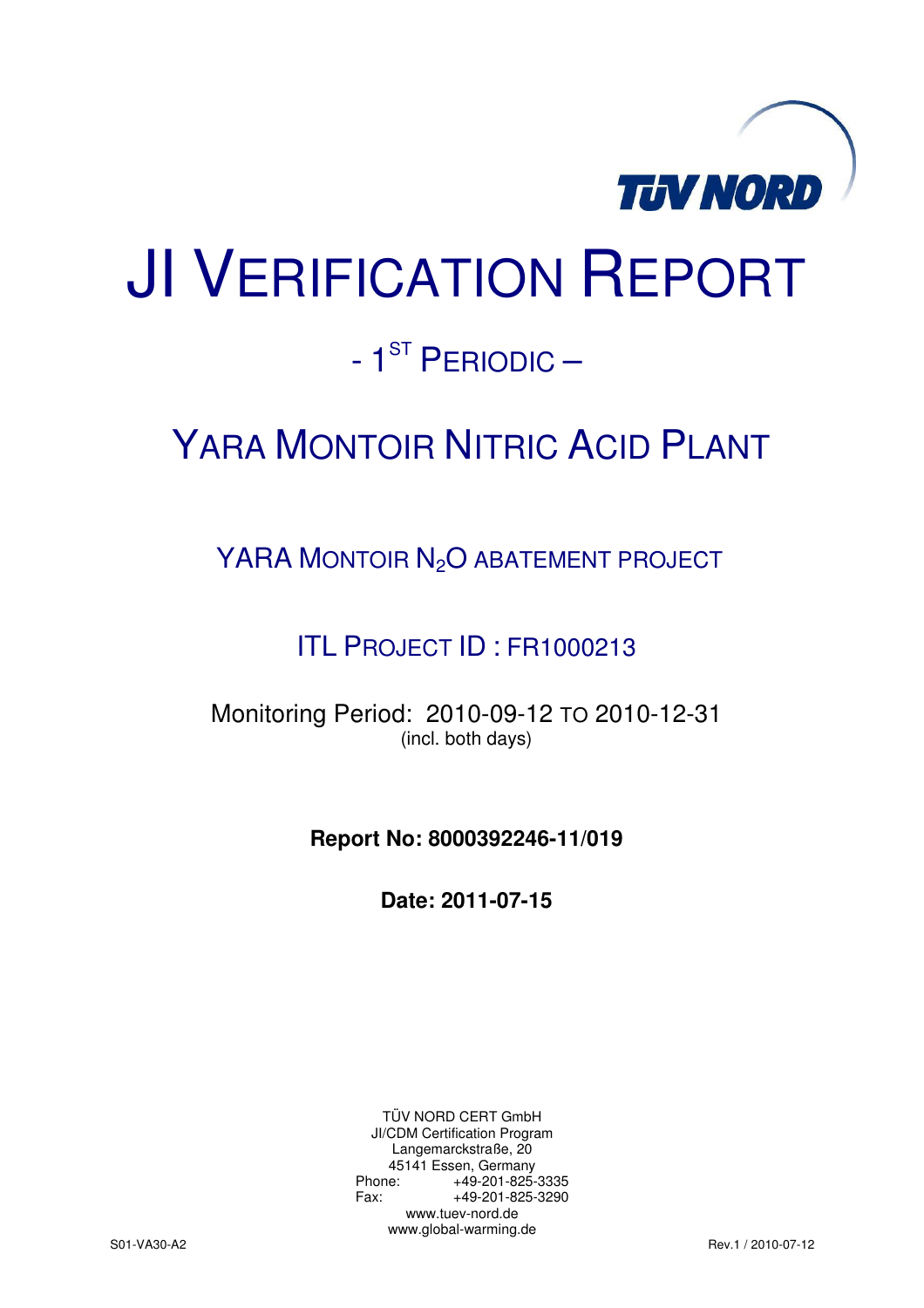# JI VERIFICATION REPORT

## - 1ST PERIODIC –

## YARA MONTOIR NITRIC ACID PLANT

### YARA MONTOIR $N_2O$ ABATEMENT PROJECT

### ITL PROJECT ID : FR1000213

Monitoring Period: 2010-09-12 TO 2010-12-31
(incl. both days)

**Report No: 8000392246-11/019**

**Date: 2011-07-15**

TÜV NORD CERT GmbH
JI/CDM Certification Program
Langemarckstraße, 20
45141 Essen, Germany
Phone: +49-201-825-3335
Fax: +49-201-825-3290
www.tuev-nord.de
www.global-warming.de

S01-VA30-A2 Rev.1 / 2010-07-12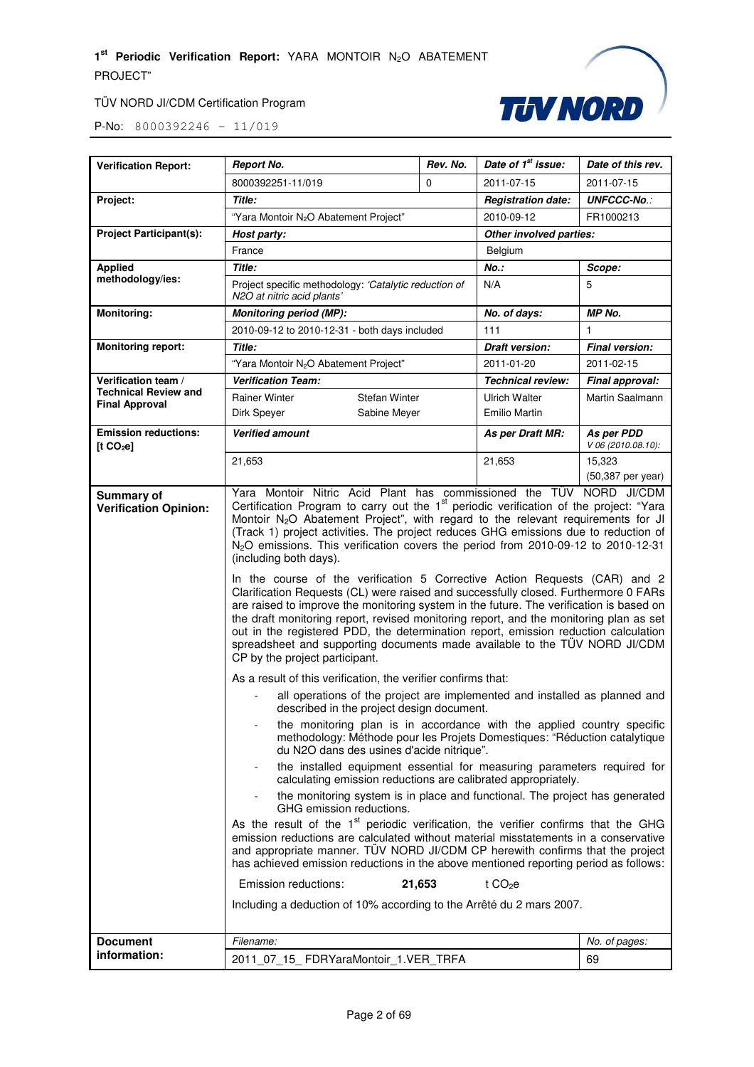| Verification Report: | *Report No.* | *Rev. No.* | *Date of 1st issue:* | *Date of this rev.* |
|---|---|---|---|---|
| | 8000392251-11/019 | 0 | 2011-07-15 | 2011-07-15 |
| **Project:** | *Title:* | | *Registration date:* | *UNFCCC-No.:* |
| | "Yara Montoir $N_2O$ Abatement Project" | | 2010-09-12 | FR1000213 |
| **Project Participant(s):** | *Host party:* | | *Other involved parties:* | |
| | France | | Belgium | |
| **Applied methodology/ies:** | *Title:* | | *No.:* | *Scope:* |
| | Project specific methodology: *'Catalytic reduction of N2O at nitric acid plants'* | | N/A | 5 |
| **Monitoring:** | *Monitoring period (MP):* | | *No. of days:* | *MP No.* |
| | 2010-09-12 to 2010-12-31 - both days included | | 111 | 1 |
| **Monitoring report:** | *Title:* | | *Draft version:* | *Final version:* |
| | "Yara Montoir $N_2O$ Abatement Project" | | 2011-01-20 | 2011-02-15 |
| **Verification team / Technical Review and Final Approval** | *Verification Team:* | | *Technical review:* | *Final approval:* |
| | Rainer Winter, Stefan Winter, Dirk Speyer, Sabine Meyer | | Ulrich Walter, Emilio Martin | Martin Saalmann |
| **Emission reductions: [t $CO_2$e]** | *Verified amount* | | *As per Draft MR:* | *As per PDD V 06 (2010.08.10):* |
| | 21,653 | | 21,653 | 15,323 (50,387 per year) |

**Summary of Verification Opinion:**

Yara Montoir Nitric Acid Plant has commissioned the TÜV NORD JI/CDM Certification Program to carry out the 1st periodic verification of the project: "Yara Montoir $N_2O$ Abatement Project", with regard to the relevant requirements for JI (Track 1) project activities. The project reduces GHG emissions due to reduction of $N_2O$ emissions. This verification covers the period from 2010-09-12 to 2010-12-31 (including both days).

In the course of the verification 5 Corrective Action Requests (CAR) and 2 Clarification Requests (CL) were raised and successfully closed. Furthermore 0 FARs are raised to improve the monitoring system in the future. The verification is based on the draft monitoring report, revised monitoring report, and the monitoring plan as set out in the registered PDD, the determination report, emission reduction calculation spreadsheet and supporting documents made available to the TÜV NORD JI/CDM CP by the project participant.

As a result of this verification, the verifier confirms that:

- all operations of the project are implemented and installed as planned and described in the project design document.
- the monitoring plan is in accordance with the applied country specific methodology: Méthode pour les Projets Domestiques: "Réduction catalytique du N2O dans des usines d'acide nitrique".
- the installed equipment essential for measuring parameters required for calculating emission reductions are calibrated appropriately.
- the monitoring system is in place and functional. The project has generated GHG emission reductions.

As the result of the 1st periodic verification, the verifier confirms that the GHG emission reductions are calculated without material misstatements in a conservative and appropriate manner. TÜV NORD JI/CDM CP herewith confirms that the project has achieved emission reductions in the above mentioned reporting period as follows:

Emission reductions: **21,653** t $CO_2$e

Including a deduction of 10% according to the Arrêté du 2 mars 2007.

| Document information: | *Filename:* | *No. of pages:* |
|---|---|---|
| | 2011_07_15_ FDRYaraMontoir_1.VER_TRFA | 69 |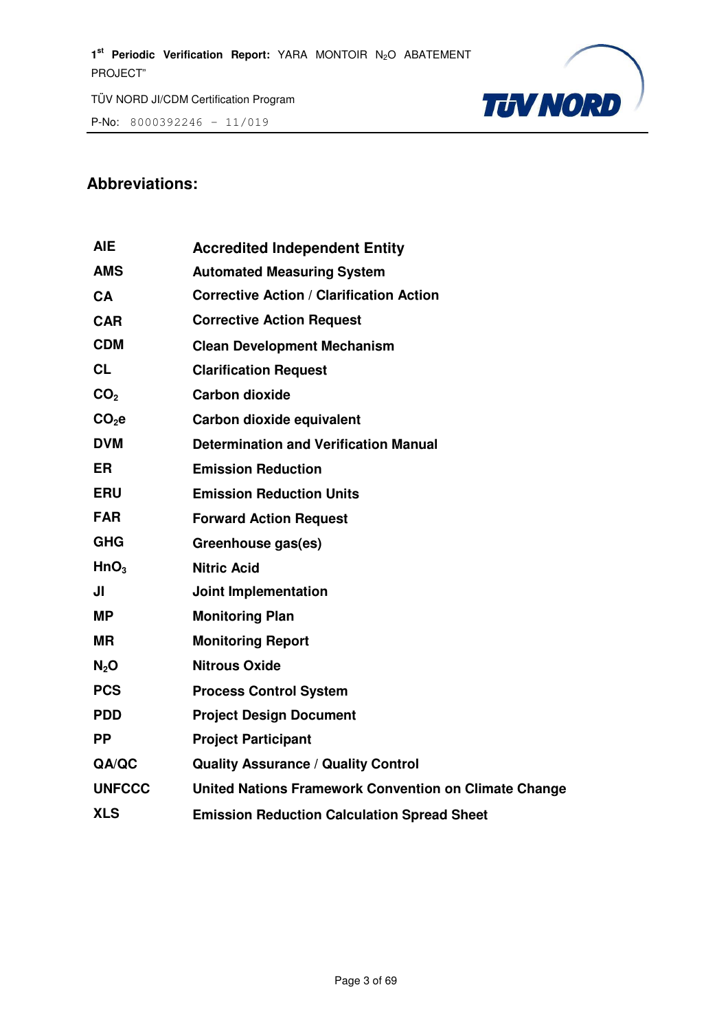## Abbreviations:

| | |
|---|---|
| **AIE** | **Accredited Independent Entity** |
| **AMS** | **Automated Measuring System** |
| **CA** | **Corrective Action / Clarification Action** |
| **CAR** | **Corrective Action Request** |
| **CDM** | **Clean Development Mechanism** |
| **CL** | **Clarification Request** |
| **$CO_2$** | **Carbon dioxide** |
| **$CO_2e$** | **Carbon dioxide equivalent** |
| **DVM** | **Determination and Verification Manual** |
| **ER** | **Emission Reduction** |
| **ERU** | **Emission Reduction Units** |
| **FAR** | **Forward Action Request** |
| **GHG** | **Greenhouse gas(es)** |
| **$HnO_3$** | **Nitric Acid** |
| **JI** | **Joint Implementation** |
| **MP** | **Monitoring Plan** |
| **MR** | **Monitoring Report** |
| **$N_2O$** | **Nitrous Oxide** |
| **PCS** | **Process Control System** |
| **PDD** | **Project Design Document** |
| **PP** | **Project Participant** |
| **QA/QC** | **Quality Assurance / Quality Control** |
| **UNFCCC** | **United Nations Framework Convention on Climate Change** |
| **XLS** | **Emission Reduction Calculation Spread Sheet** |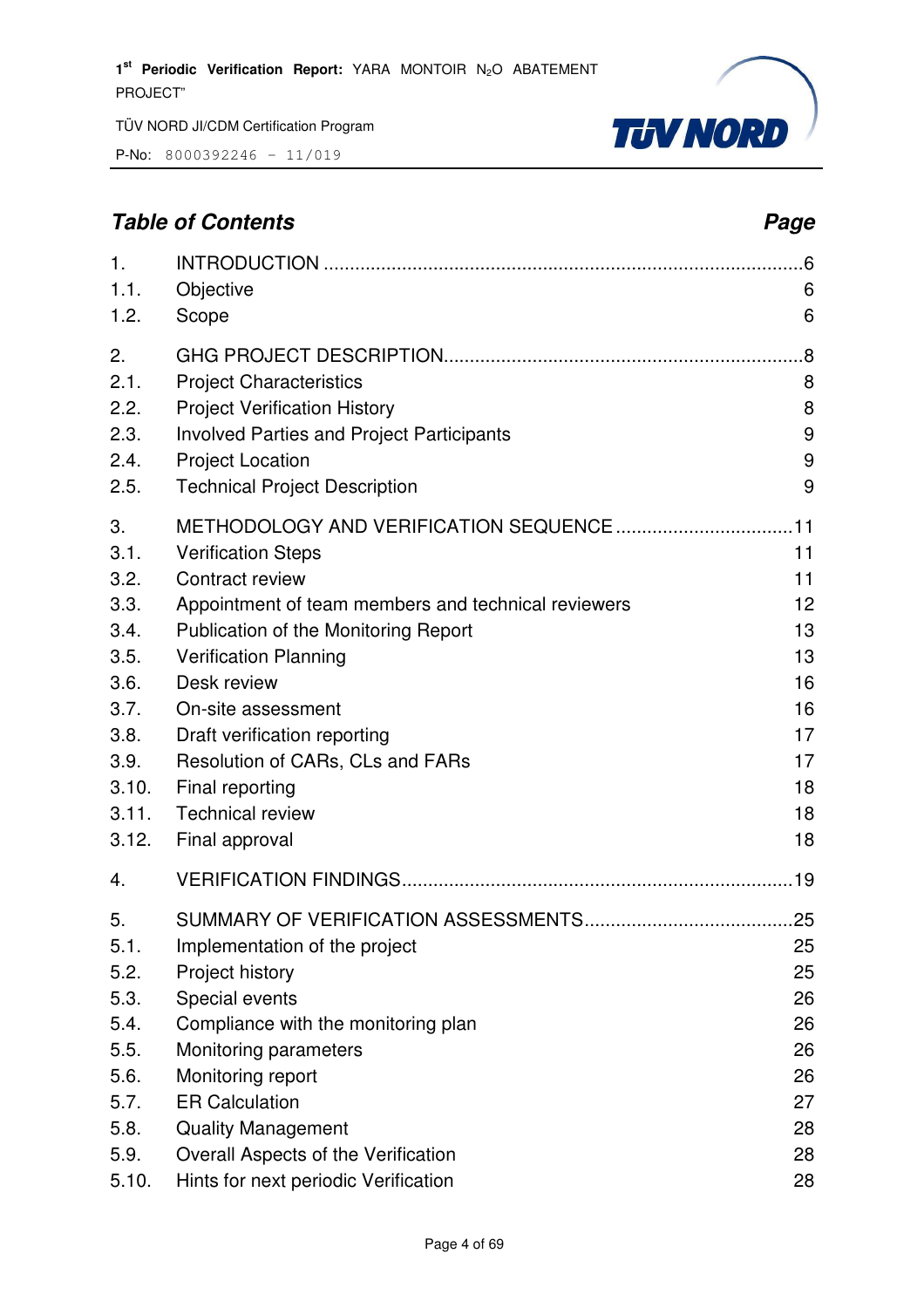## *Table of Contents* — *Page*

| | | |
|---|---|---|
| 1. | INTRODUCTION | 6 |
| 1.1. | Objective | 6 |
| 1.2. | Scope | 6 |
| 2. | GHG PROJECT DESCRIPTION | 8 |
| 2.1. | Project Characteristics | 8 |
| 2.2. | Project Verification History | 8 |
| 2.3. | Involved Parties and Project Participants | 9 |
| 2.4. | Project Location | 9 |
| 2.5. | Technical Project Description | 9 |
| 3. | METHODOLOGY AND VERIFICATION SEQUENCE | 11 |
| 3.1. | Verification Steps | 11 |
| 3.2. | Contract review | 11 |
| 3.3. | Appointment of team members and technical reviewers | 12 |
| 3.4. | Publication of the Monitoring Report | 13 |
| 3.5. | Verification Planning | 13 |
| 3.6. | Desk review | 16 |
| 3.7. | On-site assessment | 16 |
| 3.8. | Draft verification reporting | 17 |
| 3.9. | Resolution of CARs, CLs and FARs | 17 |
| 3.10. | Final reporting | 18 |
| 3.11. | Technical review | 18 |
| 3.12. | Final approval | 18 |
| 4. | VERIFICATION FINDINGS | 19 |
| 5. | SUMMARY OF VERIFICATION ASSESSMENTS | 25 |
| 5.1. | Implementation of the project | 25 |
| 5.2. | Project history | 25 |
| 5.3. | Special events | 26 |
| 5.4. | Compliance with the monitoring plan | 26 |
| 5.5. | Monitoring parameters | 26 |
| 5.6. | Monitoring report | 26 |
| 5.7. | ER Calculation | 27 |
| 5.8. | Quality Management | 28 |
| 5.9. | Overall Aspects of the Verification | 28 |
| 5.10. | Hints for next periodic Verification | 28 |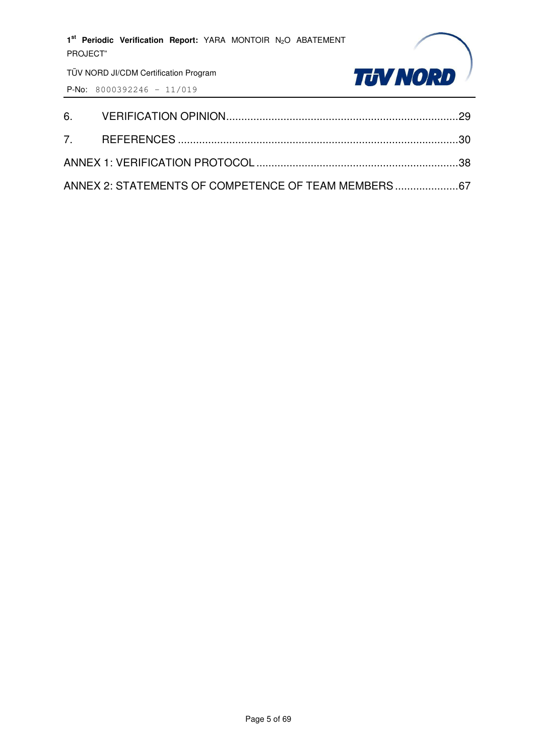6. VERIFICATION OPINION............................................................................29

7. REFERENCES ............................................................................................30

ANNEX 1: VERIFICATION PROTOCOL ..................................................................38

ANNEX 2: STATEMENTS OF COMPETENCE OF TEAM MEMBERS .....................67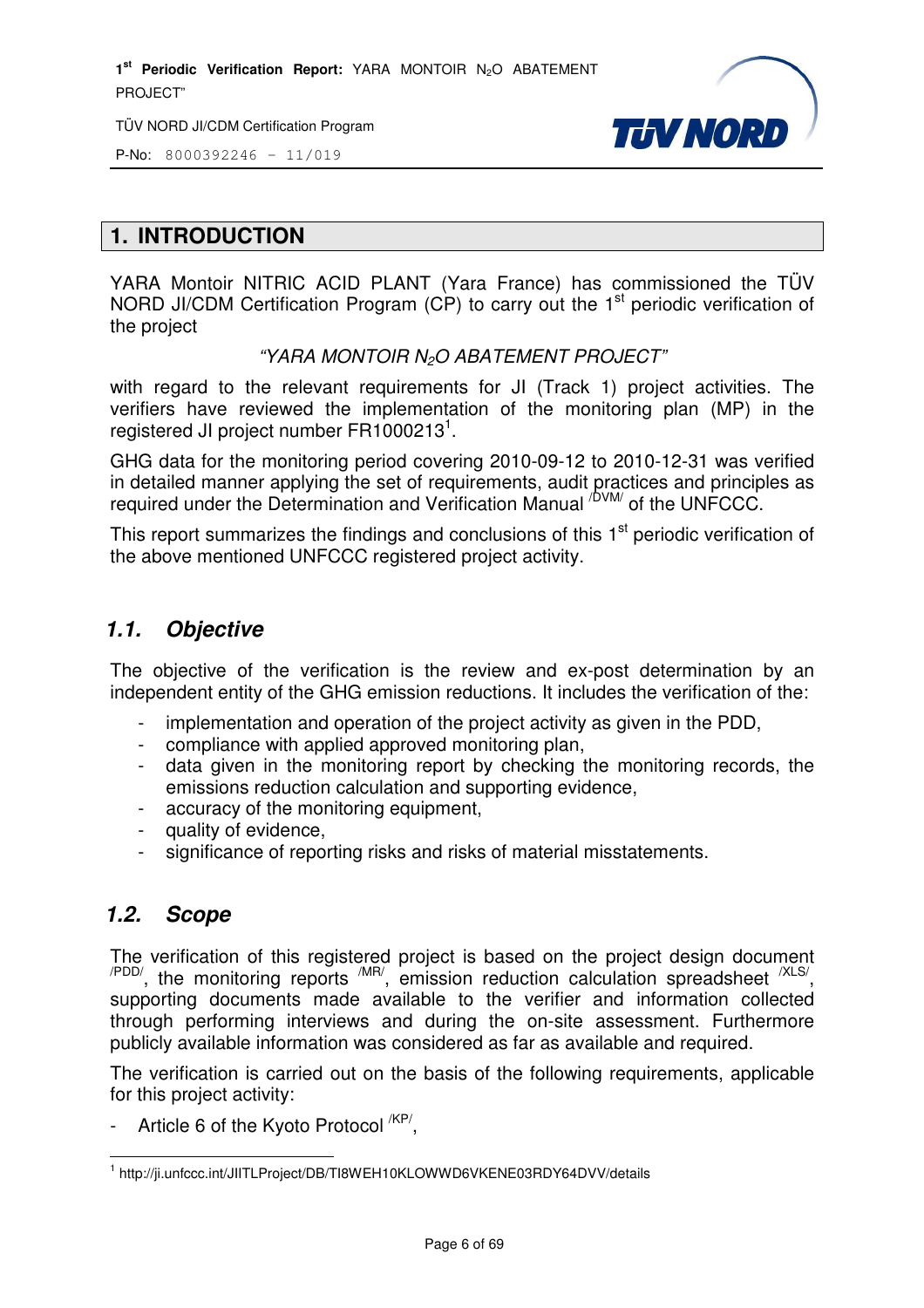# 1. INTRODUCTION

YARA Montoir NITRIC ACID PLANT (Yara France) has commissioned the TÜV NORD JI/CDM Certification Program (CP) to carry out the 1st periodic verification of the project

*"YARA MONTOIR $N_2O$ ABATEMENT PROJECT"*

with regard to the relevant requirements for JI (Track 1) project activities. The verifiers have reviewed the implementation of the monitoring plan (MP) in the registered JI project number FR1000213[1].

GHG data for the monitoring period covering 2010-09-12 to 2010-12-31 was verified in detailed manner applying the set of requirements, audit practices and principles as required under the Determination and Verification Manual /DVM/ of the UNFCCC.

This report summarizes the findings and conclusions of this 1st periodic verification of the above mentioned UNFCCC registered project activity.

## 1.1. Objective

The objective of the verification is the review and ex-post determination by an independent entity of the GHG emission reductions. It includes the verification of the:

- implementation and operation of the project activity as given in the PDD,
- compliance with applied approved monitoring plan,
- data given in the monitoring report by checking the monitoring records, the emissions reduction calculation and supporting evidence,
- accuracy of the monitoring equipment,
- quality of evidence,
- significance of reporting risks and risks of material misstatements.

## 1.2. Scope

The verification of this registered project is based on the project design document /PDD/, the monitoring reports /MR/, emission reduction calculation spreadsheet /XLS/, supporting documents made available to the verifier and information collected through performing interviews and during the on-site assessment. Furthermore publicly available information was considered as far as available and required.

The verification is carried out on the basis of the following requirements, applicable for this project activity:

- Article 6 of the Kyoto Protocol /KP/,

---

[1] http://ji.unfccc.int/JIITLProject/DB/TI8WEH10KLOWWD6VKENE03RDY64DVV/details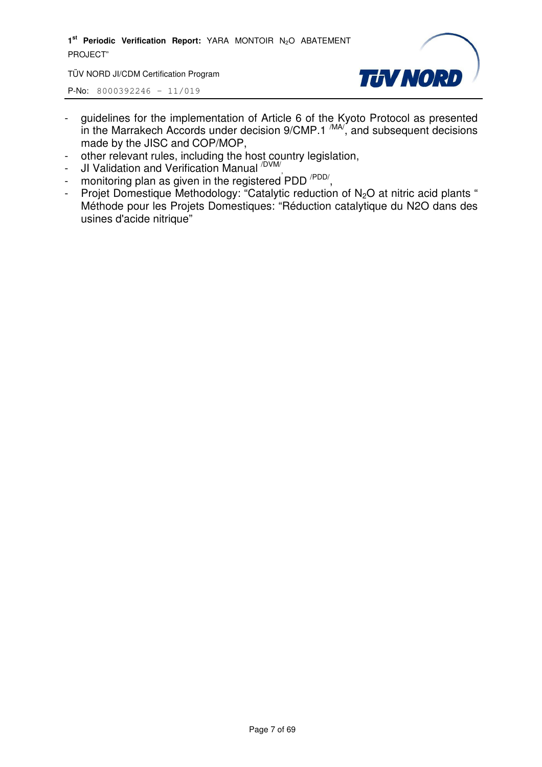- guidelines for the implementation of Article 6 of the Kyoto Protocol as presented in the Marrakech Accords under decision 9/CMP.1 [/MA/], and subsequent decisions made by the JISC and COP/MOP,
- other relevant rules, including the host country legislation,
- JI Validation and Verification Manual [/DVM/],
- monitoring plan as given in the registered PDD [/PDD/],
- Projet Domestique Methodology: “Catalytic reduction of $N_2O$ at nitric acid plants “ Méthode pour les Projets Domestiques: “Réduction catalytique du N2O dans des usines d'acide nitrique”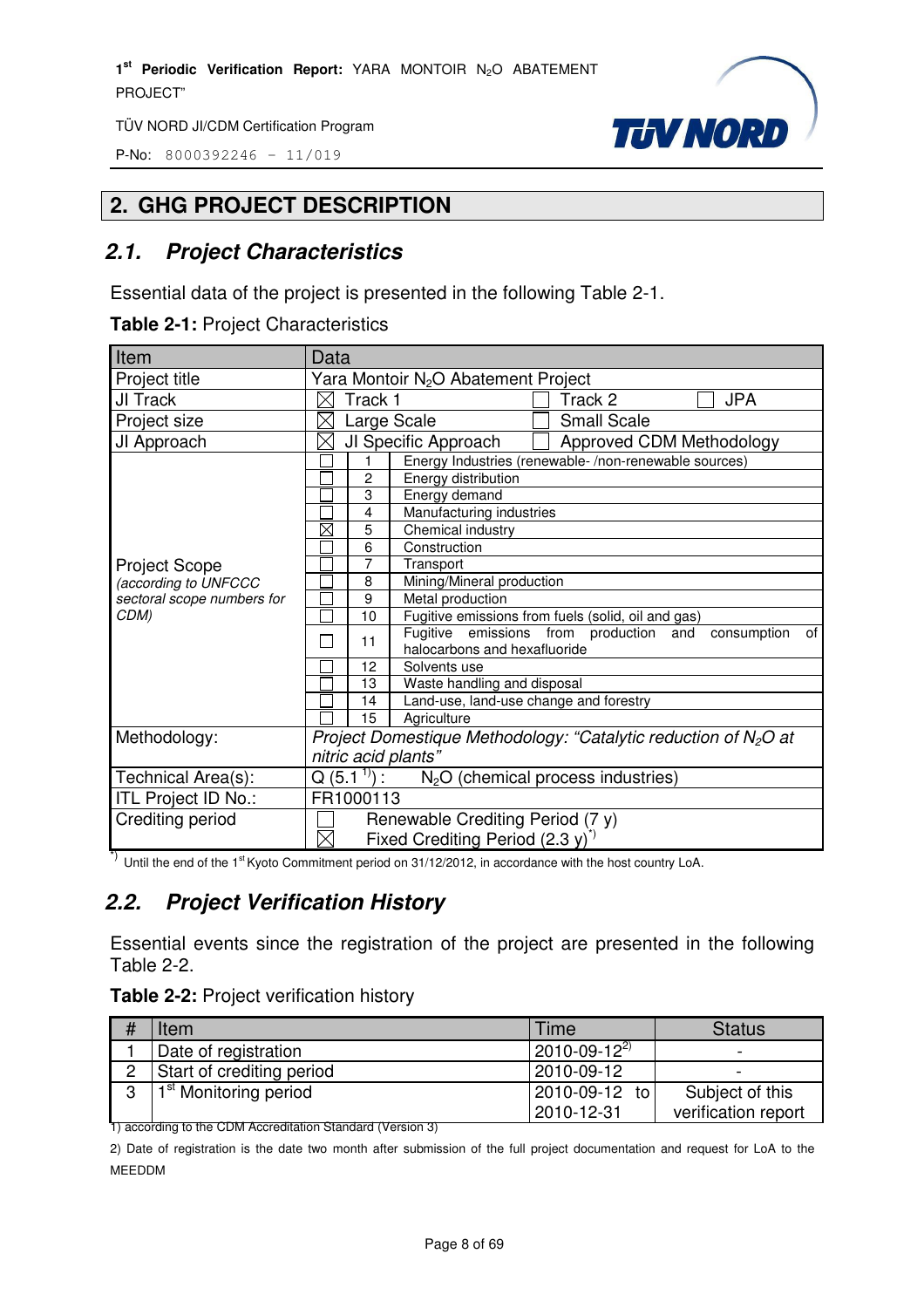## 2. GHG PROJECT DESCRIPTION

### 2.1. Project Characteristics

Essential data of the project is presented in the following Table 2-1.

**Table 2-1:** Project Characteristics

| Item | Data | | |
|---|---|---|---|
| Project title | Yara Montoir $N_2O$ Abatement Project | | |
| JI Track | ☒ Track 1 | ☐ Track 2 | ☐ JPA |
| Project size | ☒ Large Scale | ☐ Small Scale | |
| JI Approach | ☒ JI Specific Approach | ☐ Approved CDM Methodology | |
| Project Scope *(according to UNFCCC sectoral scope numbers for CDM)* | ☐ | 1 | Energy Industries (renewable- /non-renewable sources) |
| | ☐ | 2 | Energy distribution |
| | ☐ | 3 | Energy demand |
| | ☐ | 4 | Manufacturing industries |
| | ☒ | 5 | Chemical industry |
| | ☐ | 6 | Construction |
| | ☐ | 7 | Transport |
| | ☐ | 8 | Mining/Mineral production |
| | ☐ | 9 | Metal production |
| | ☐ | 10 | Fugitive emissions from fuels (solid, oil and gas) |
| | ☐ | 11 | Fugitive emissions from production and consumption of halocarbons and hexafluoride |
| | ☐ | 12 | Solvents use |
| | ☐ | 13 | Waste handling and disposal |
| | ☐ | 14 | Land-use, land-use change and forestry |
| | ☐ | 15 | Agriculture |
| Methodology: | *Project Domestique Methodology: "Catalytic reduction of $N_2O$ at nitric acid plants"* | | |
| Technical Area(s): | Q (5.1 [1)]) : $N_2O$ (chemical process industries) | | |
| ITL Project ID No.: | FR1000113 | | |
| Crediting period | ☐ Renewable Crediting Period (7 y)<br>☒ Fixed Crediting Period (2.3 y)[*)] | | |

[*)] Until the end of the 1st Kyoto Commitment period on 31/12/2012, in accordance with the host country LoA.

### 2.2. Project Verification History

Essential events since the registration of the project are presented in the following Table 2-2.

**Table 2-2:** Project verification history

| # | Item | Time | Status |
|---|---|---|---|
| 1 | Date of registration | 2010-09-12[2)] | - |
| 2 | Start of crediting period | 2010-09-12 | - |
| 3 | 1st Monitoring period | 2010-09-12 to 2010-12-31 | Subject of this verification report |

1) according to the CDM Accreditation Standard (Version 3)

2) Date of registration is the date two month after submission of the full project documentation and request for LoA to the MEEDDM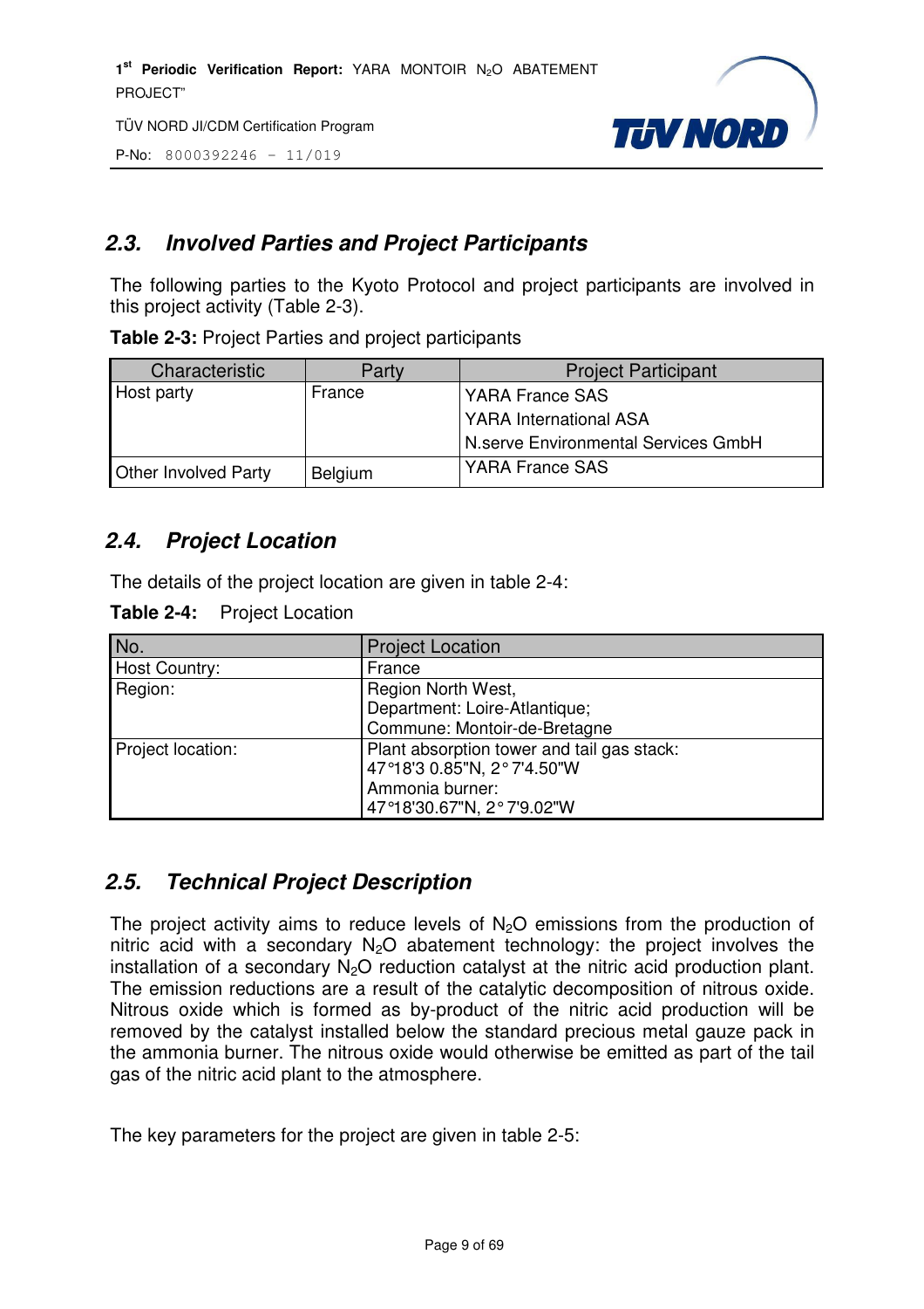## 2.3. Involved Parties and Project Participants

The following parties to the Kyoto Protocol and project participants are involved in this project activity (Table 2-3).

**Table 2-3:** Project Parties and project participants

| Characteristic | Party | Project Participant |
|---|---|---|
| Host party | France | YARA France SAS<br>YARA International ASA<br>N.serve Environmental Services GmbH |
| Other Involved Party | Belgium | YARA France SAS |

## 2.4. Project Location

The details of the project location are given in table 2-4:

**Table 2-4:** Project Location

| No. | Project Location |
|---|---|
| Host Country: | France |
| Region: | Region North West,<br>Department: Loire-Atlantique;<br>Commune: Montoir-de-Bretagne |
| Project location: | Plant absorption tower and tail gas stack:<br>47°18'3 0.85"N, 2° 7'4.50"W<br>Ammonia burner:<br>47°18'30.67"N, 2° 7'9.02"W |

## 2.5. Technical Project Description

The project activity aims to reduce levels of $N_2O$ emissions from the production of nitric acid with a secondary $N_2O$ abatement technology: the project involves the installation of a secondary $N_2O$ reduction catalyst at the nitric acid production plant. The emission reductions are a result of the catalytic decomposition of nitrous oxide. Nitrous oxide which is formed as by-product of the nitric acid production will be removed by the catalyst installed below the standard precious metal gauze pack in the ammonia burner. The nitrous oxide would otherwise be emitted as part of the tail gas of the nitric acid plant to the atmosphere.

The key parameters for the project are given in table 2-5: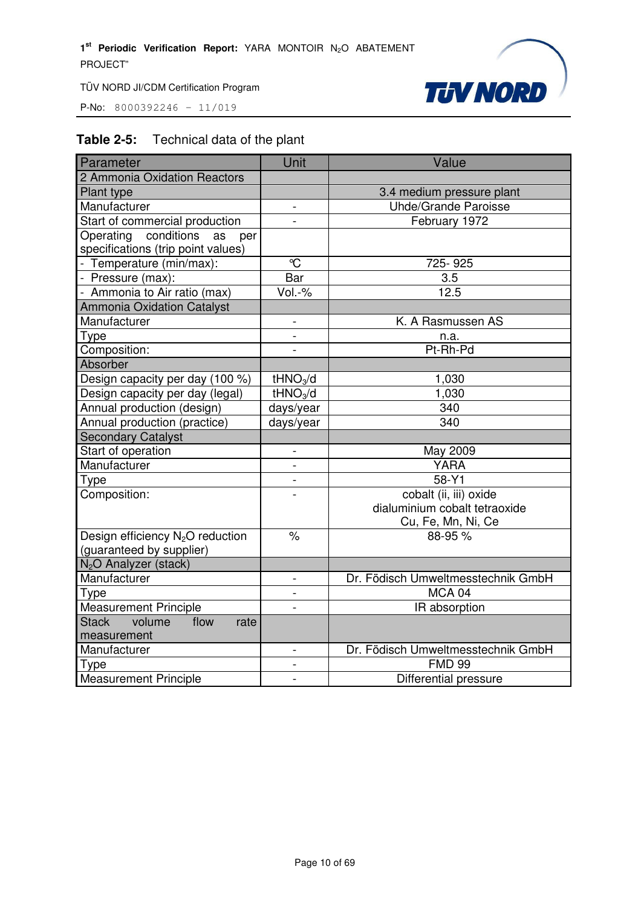**Table 2-5:** Technical data of the plant

| Parameter | Unit | Value |
|---|---|---|
| 2 Ammonia Oxidation Reactors | | |
| Plant type | | 3.4 medium pressure plant |
| Manufacturer | - | Uhde/Grande Paroisse |
| Start of commercial production | - | February 1972 |
| Operating conditions as per specifications (trip point values) | | |
| - Temperature (min/max): | °C | 725- 925 |
| - Pressure (max): | Bar | 3.5 |
| - Ammonia to Air ratio (max) | Vol.-% | 12.5 |
| Ammonia Oxidation Catalyst | | |
| Manufacturer | - | K. A Rasmussen AS |
| Type | - | n.a. |
| Composition: | - | Pt-Rh-Pd |
| Absorber | | |
| Design capacity per day (100 %) | $tHNO_3/d$ | 1,030 |
| Design capacity per day (legal) | $tHNO_3/d$ | 1,030 |
| Annual production (design) | days/year | 340 |
| Annual production (practice) | days/year | 340 |
| Secondary Catalyst | | |
| Start of operation | - | May 2009 |
| Manufacturer | - | YARA |
| Type | - | 58-Y1 |
| Composition: | - | cobalt (ii, iii) oxide<br>dialuminium cobalt tetraoxide<br>Cu, Fe, Mn, Ni, Ce |
| Design efficiency $N_2O$ reduction (guaranteed by supplier) | % | 88-95 % |
| $N_2O$ Analyzer (stack) | | |
| Manufacturer | - | Dr. Födisch Umweltmesstechnik GmbH |
| Type | - | MCA 04 |
| Measurement Principle | - | IR absorption |
| Stack volume flow rate measurement | | |
| Manufacturer | - | Dr. Födisch Umweltmesstechnik GmbH |
| Type | - | FMD 99 |
| Measurement Principle | - | Differential pressure |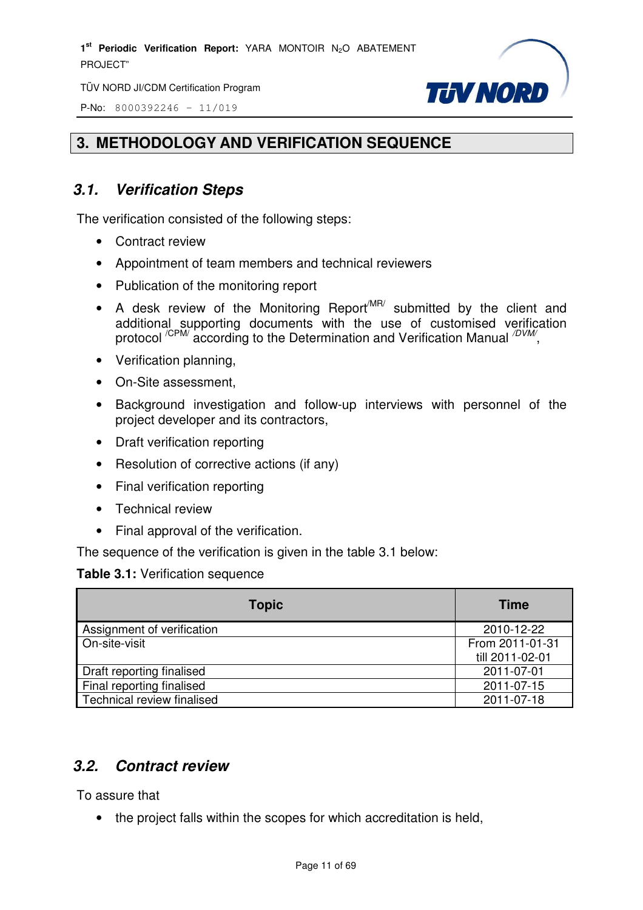# 3. METHODOLOGY AND VERIFICATION SEQUENCE

## 3.1. Verification Steps

The verification consisted of the following steps:

- Contract review
- Appointment of team members and technical reviewers
- Publication of the monitoring report
- A desk review of the Monitoring Report[/MR/] submitted by the client and additional supporting documents with the use of customised verification protocol [/CPM/] according to the Determination and Verification Manual [/DVM/],
- Verification planning,
- On-Site assessment,
- Background investigation and follow-up interviews with personnel of the project developer and its contractors,
- Draft verification reporting
- Resolution of corrective actions (if any)
- Final verification reporting
- Technical review
- Final approval of the verification.

The sequence of the verification is given in the table 3.1 below:

**Table 3.1:** Verification sequence

| Topic | Time |
|---|---|
| Assignment of verification | 2010-12-22 |
| On-site-visit | From 2011-01-31 till 2011-02-01 |
| Draft reporting finalised | 2011-07-01 |
| Final reporting finalised | 2011-07-15 |
| Technical review finalised | 2011-07-18 |

## 3.2. Contract review

To assure that

- the project falls within the scopes for which accreditation is held,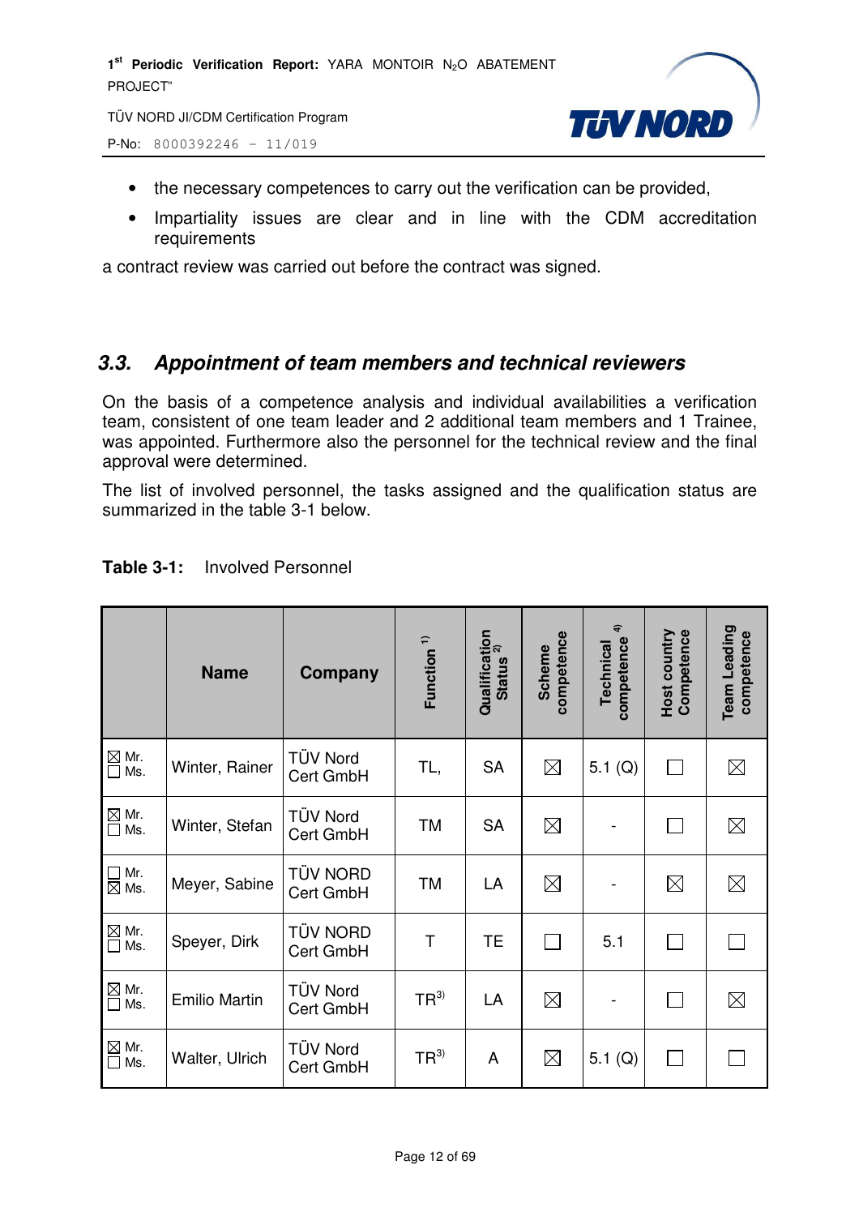- the necessary competences to carry out the verification can be provided,
- Impartiality issues are clear and in line with the CDM accreditation requirements

a contract review was carried out before the contract was signed.

## 3.3. Appointment of team members and technical reviewers

On the basis of a competence analysis and individual availabilities a verification team, consistent of one team leader and 2 additional team members and 1 Trainee, was appointed. Furthermore also the personnel for the technical review and the final approval were determined.

The list of involved personnel, the tasks assigned and the qualification status are summarized in the table 3-1 below.

**Table 3-1:** Involved Personnel

| | Name | Company | Function [1] | Qualification Status [2] | Scheme competence | Technical competence [4] | Host country Competence | Team Leading competence |
|---|---|---|---|---|---|---|---|---|
| ☒ Mr. ☐ Ms. | Winter, Rainer | TÜV Nord Cert GmbH | TL, | SA | ☒ | 5.1 (Q) | ☐ | ☒ |
| ☒ Mr. ☐ Ms. | Winter, Stefan | TÜV Nord Cert GmbH | TM | SA | ☒ | - | ☐ | ☒ |
| ☐ Mr. ☒ Ms. | Meyer, Sabine | TÜV NORD Cert GmbH | TM | LA | ☒ | - | ☒ | ☒ |
| ☒ Mr. ☐ Ms. | Speyer, Dirk | TÜV NORD Cert GmbH | T | TE | ☐ | 5.1 | ☐ | ☐ |
| ☒ Mr. ☐ Ms. | Emilio Martin | TÜV Nord Cert GmbH | TR [3] | LA | ☒ | - | ☐ | ☒ |
| ☒ Mr. ☐ Ms. | Walter, Ulrich | TÜV Nord Cert GmbH | TR [3] | A | ☒ | 5.1 (Q) | ☐ | ☐ |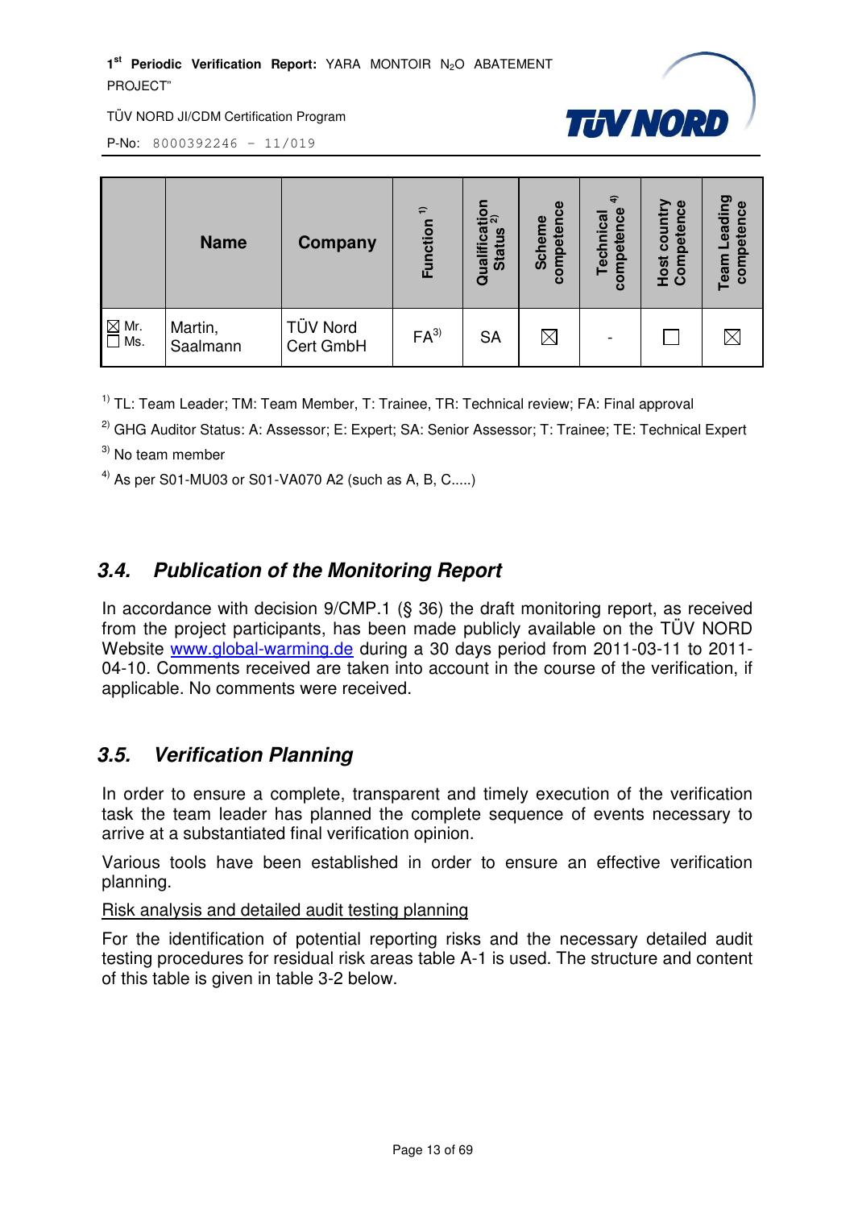| | Name | Company | Function [1] | Qualification Status [2] | Scheme competence | Technical competence [4] | Host country Competence | Team Leading competence |
|---|---|---|---|---|---|---|---|---|
| ☒ Mr. ☐ Ms. | Martin, Saalmann | TÜV Nord Cert GmbH | FA[3] | SA | ☒ | - | ☐ | ☒ |

[1] TL: Team Leader; TM: Team Member, T: Trainee, TR: Technical review; FA: Final approval

[2] GHG Auditor Status: A: Assessor; E: Expert; SA: Senior Assessor; T: Trainee; TE: Technical Expert

[3] No team member

[4] As per S01-MU03 or S01-VA070 A2 (such as A, B, C.....)

## *3.4. Publication of the Monitoring Report*

In accordance with decision 9/CMP.1 (§ 36) the draft monitoring report, as received from the project participants, has been made publicly available on the TÜV NORD Website [www.global-warming.de](http://www.global-warming.de) during a 30 days period from 2011-03-11 to 2011-04-10. Comments received are taken into account in the course of the verification, if applicable. No comments were received.

## *3.5. Verification Planning*

In order to ensure a complete, transparent and timely execution of the verification task the team leader has planned the complete sequence of events necessary to arrive at a substantiated final verification opinion.

Various tools have been established in order to ensure an effective verification planning.

<u>Risk analysis and detailed audit testing planning</u>

For the identification of potential reporting risks and the necessary detailed audit testing procedures for residual risk areas table A-1 is used. The structure and content of this table is given in table 3-2 below.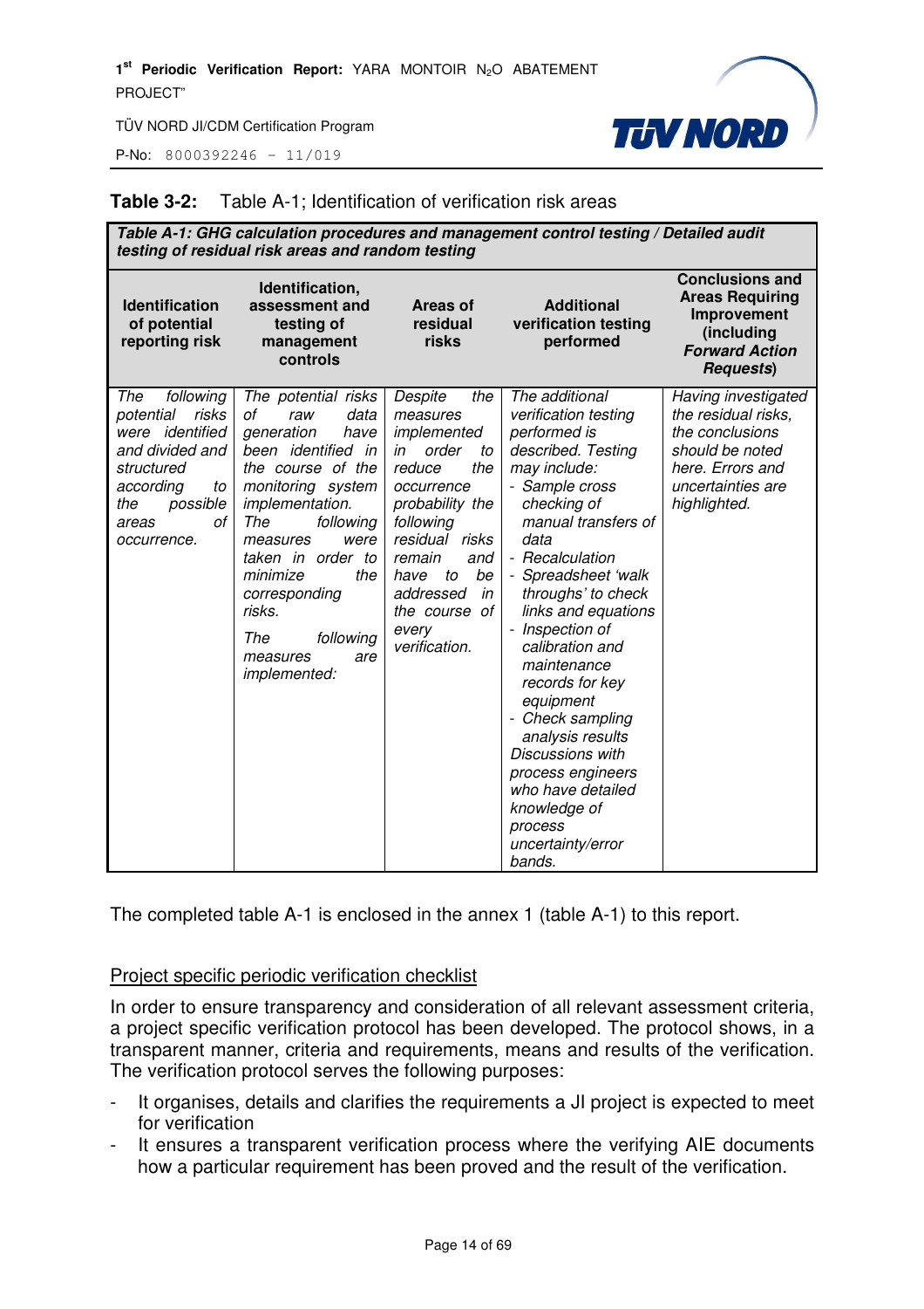**Table 3-2:** Table A-1; Identification of verification risk areas

| ***Table A-1: GHG calculation procedures and management control testing / Detailed audit testing of residual risk areas and random testing*** | | | | |
|---|---|---|---|---|
| **Identification of potential reporting risk** | **Identification, assessment and testing of management controls** | **Areas of residual risks** | **Additional verification testing performed** | **Conclusions and Areas Requiring Improvement (including *Forward Action Requests*)** |
| *The following potential risks were identified and divided and structured according to the possible areas of occurrence.* | *The potential risks of raw data generation have been identified in the course of the monitoring system implementation. The following measures were taken in order to minimize the corresponding risks.* *The following measures are implemented:* | *Despite the measures implemented in order to reduce the occurrence probability the following residual risks remain and have to be addressed in the course of every verification.* | *The additional verification testing performed is described. Testing may include:* *- Sample cross checking of manual transfers of data* *- Recalculation* *- Spreadsheet 'walk throughs' to check links and equations* *- Inspection of calibration and maintenance records for key equipment* *- Check sampling analysis results* *Discussions with process engineers who have detailed knowledge of process uncertainty/error bands.* | *Having investigated the residual risks, the conclusions should be noted here. Errors and uncertainties are highlighted.* |

The completed table A-1 is enclosed in the annex 1 (table A-1) to this report.

Project specific periodic verification checklist

In order to ensure transparency and consideration of all relevant assessment criteria, a project specific verification protocol has been developed. The protocol shows, in a transparent manner, criteria and requirements, means and results of the verification. The verification protocol serves the following purposes:

- It organises, details and clarifies the requirements a JI project is expected to meet for verification
- It ensures a transparent verification process where the verifying AIE documents how a particular requirement has been proved and the result of the verification.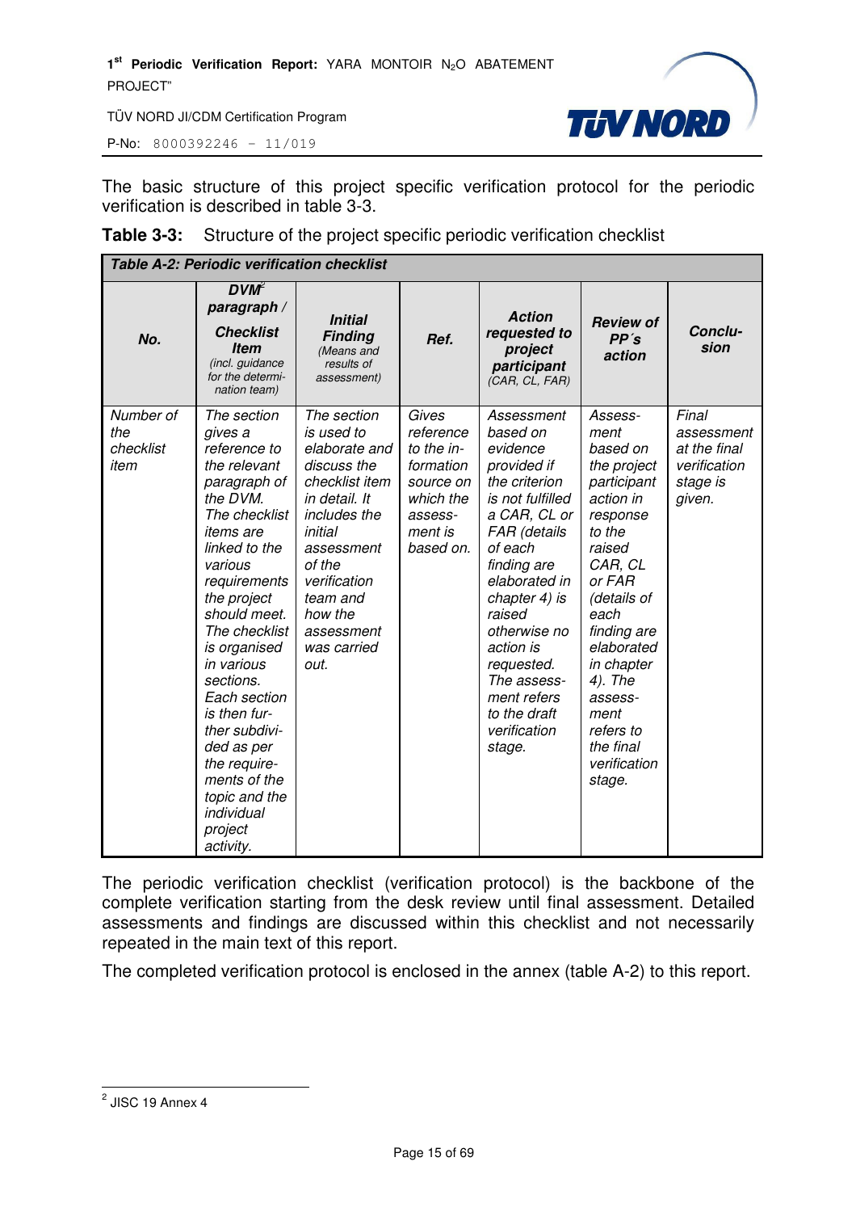The basic structure of this project specific verification protocol for the periodic verification is described in table 3-3.

**Table 3-3:** Structure of the project specific periodic verification checklist

| ***Table A-2: Periodic verification checklist*** | | | | | | |
|---|---|---|---|---|---|---|
| ***No.*** | ***DVM[2] paragraph / Checklist Item*** *(incl. guidance for the determination team)* | ***Initial Finding*** *(Means and results of assessment)* | ***Ref.*** | ***Action requested to project participant*** *(CAR, CL, FAR)* | ***Review of PP´s action*** | ***Conclusion*** |
| *Number of the checklist item* | *The section gives a reference to the relevant paragraph of the DVM. The checklist items are linked to the various requirements the project should meet. The checklist is organised in various sections. Each section is then further subdivided as per the requirements of the topic and the individual project activity.* | *The section is used to elaborate and discuss the checklist item in detail. It includes the initial assessment of the verification team and how the assessment was carried out.* | *Gives reference to the information source on which the assessment is based on.* | *Assessment based on evidence provided if the criterion is not fulfilled a CAR, CL or FAR (details of each finding are elaborated in chapter 4) is raised otherwise no action is requested. The assessment refers to the draft verification stage.* | *Assessment based on the project participant action in response to the raised CAR, CL or FAR (details of each finding are elaborated in chapter 4). The assessment refers to the final verification stage.* | *Final assessment at the final verification stage is given.* |

The periodic verification checklist (verification protocol) is the backbone of the complete verification starting from the desk review until final assessment. Detailed assessments and findings are discussed within this checklist and not necessarily repeated in the main text of this report.

The completed verification protocol is enclosed in the annex (table A-2) to this report.

---

[2] JISC 19 Annex 4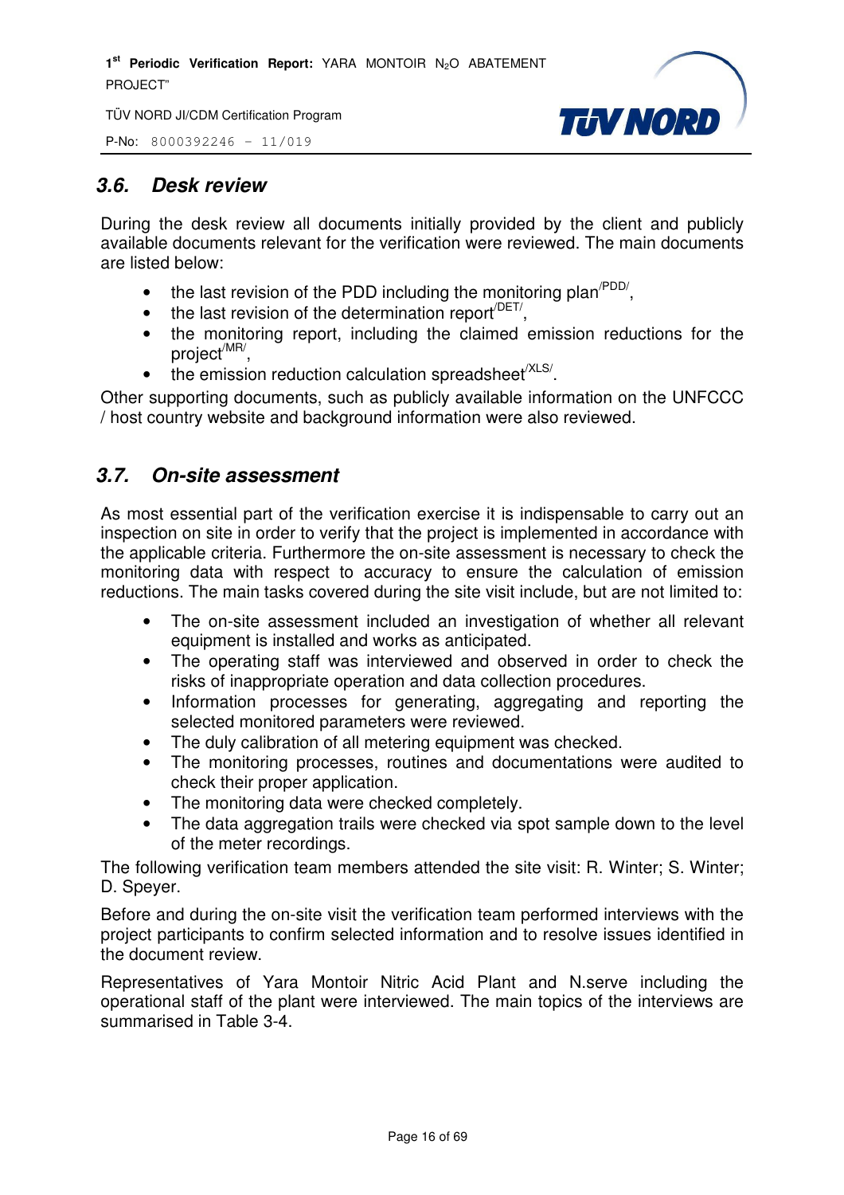## 3.6. Desk review

During the desk review all documents initially provided by the client and publicly available documents relevant for the verification were reviewed. The main documents are listed below:

- the last revision of the PDD including the monitoring plan[/PDD/],
- the last revision of the determination report[/DET/],
- the monitoring report, including the claimed emission reductions for the project[/MR/],
- the emission reduction calculation spreadsheet[/XLS/].

Other supporting documents, such as publicly available information on the UNFCCC / host country website and background information were also reviewed.

## 3.7. On-site assessment

As most essential part of the verification exercise it is indispensable to carry out an inspection on site in order to verify that the project is implemented in accordance with the applicable criteria. Furthermore the on-site assessment is necessary to check the monitoring data with respect to accuracy to ensure the calculation of emission reductions. The main tasks covered during the site visit include, but are not limited to:

- The on-site assessment included an investigation of whether all relevant equipment is installed and works as anticipated.
- The operating staff was interviewed and observed in order to check the risks of inappropriate operation and data collection procedures.
- Information processes for generating, aggregating and reporting the selected monitored parameters were reviewed.
- The duly calibration of all metering equipment was checked.
- The monitoring processes, routines and documentations were audited to check their proper application.
- The monitoring data were checked completely.
- The data aggregation trails were checked via spot sample down to the level of the meter recordings.

The following verification team members attended the site visit: R. Winter; S. Winter; D. Speyer.

Before and during the on-site visit the verification team performed interviews with the project participants to confirm selected information and to resolve issues identified in the document review.

Representatives of Yara Montoir Nitric Acid Plant and N.serve including the operational staff of the plant were interviewed. The main topics of the interviews are summarised in Table 3-4.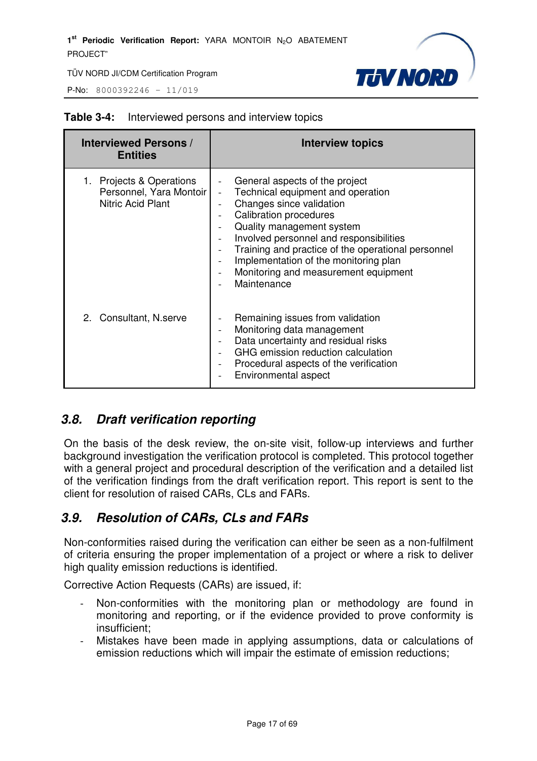**Table 3-4:** Interviewed persons and interview topics

| Interviewed Persons / Entities | Interview topics |
|---|---|
| 1. Projects & Operations Personnel, Yara Montoir Nitric Acid Plant | - General aspects of the project<br>- Technical equipment and operation<br>- Changes since validation<br>- Calibration procedures<br>- Quality management system<br>- Involved personnel and responsibilities<br>- Training and practice of the operational personnel<br>- Implementation of the monitoring plan<br>- Monitoring and measurement equipment<br>- Maintenance |
| 2. Consultant, N.serve | - Remaining issues from validation<br>- Monitoring data management<br>- Data uncertainty and residual risks<br>- GHG emission reduction calculation<br>- Procedural aspects of the verification<br>- Environmental aspect |

## 3.8. Draft verification reporting

On the basis of the desk review, the on-site visit, follow-up interviews and further background investigation the verification protocol is completed. This protocol together with a general project and procedural description of the verification and a detailed list of the verification findings from the draft verification report. This report is sent to the client for resolution of raised CARs, CLs and FARs.

## 3.9. Resolution of CARs, CLs and FARs

Non-conformities raised during the verification can either be seen as a non-fulfilment of criteria ensuring the proper implementation of a project or where a risk to deliver high quality emission reductions is identified.

Corrective Action Requests (CARs) are issued, if:

- Non-conformities with the monitoring plan or methodology are found in monitoring and reporting, or if the evidence provided to prove conformity is insufficient;
- Mistakes have been made in applying assumptions, data or calculations of emission reductions which will impair the estimate of emission reductions;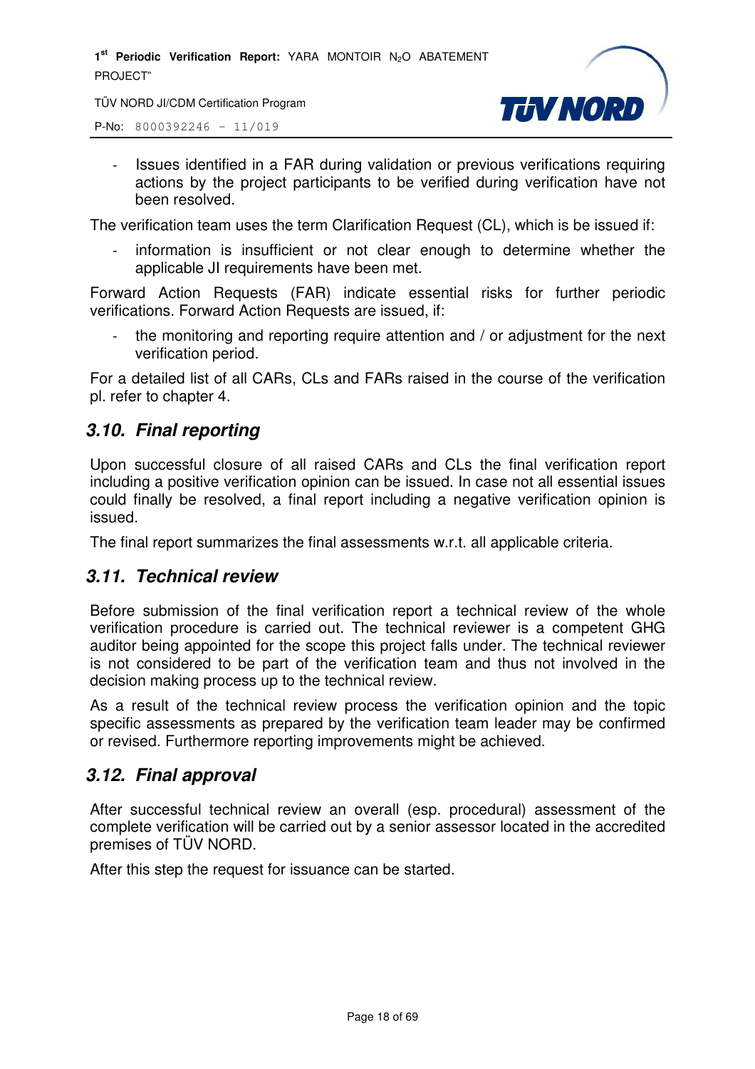- Issues identified in a FAR during validation or previous verifications requiring actions by the project participants to be verified during verification have not been resolved.

The verification team uses the term Clarification Request (CL), which is be issued if:

- information is insufficient or not clear enough to determine whether the applicable JI requirements have been met.

Forward Action Requests (FAR) indicate essential risks for further periodic verifications. Forward Action Requests are issued, if:

- the monitoring and reporting require attention and / or adjustment for the next verification period.

For a detailed list of all CARs, CLs and FARs raised in the course of the verification pl. refer to chapter 4.

## 3.10. Final reporting

Upon successful closure of all raised CARs and CLs the final verification report including a positive verification opinion can be issued. In case not all essential issues could finally be resolved, a final report including a negative verification opinion is issued.

The final report summarizes the final assessments w.r.t. all applicable criteria.

## 3.11. Technical review

Before submission of the final verification report a technical review of the whole verification procedure is carried out. The technical reviewer is a competent GHG auditor being appointed for the scope this project falls under. The technical reviewer is not considered to be part of the verification team and thus not involved in the decision making process up to the technical review.

As a result of the technical review process the verification opinion and the topic specific assessments as prepared by the verification team leader may be confirmed or revised. Furthermore reporting improvements might be achieved.

## 3.12. Final approval

After successful technical review an overall (esp. procedural) assessment of the complete verification will be carried out by a senior assessor located in the accredited premises of TÜV NORD.

After this step the request for issuance can be started.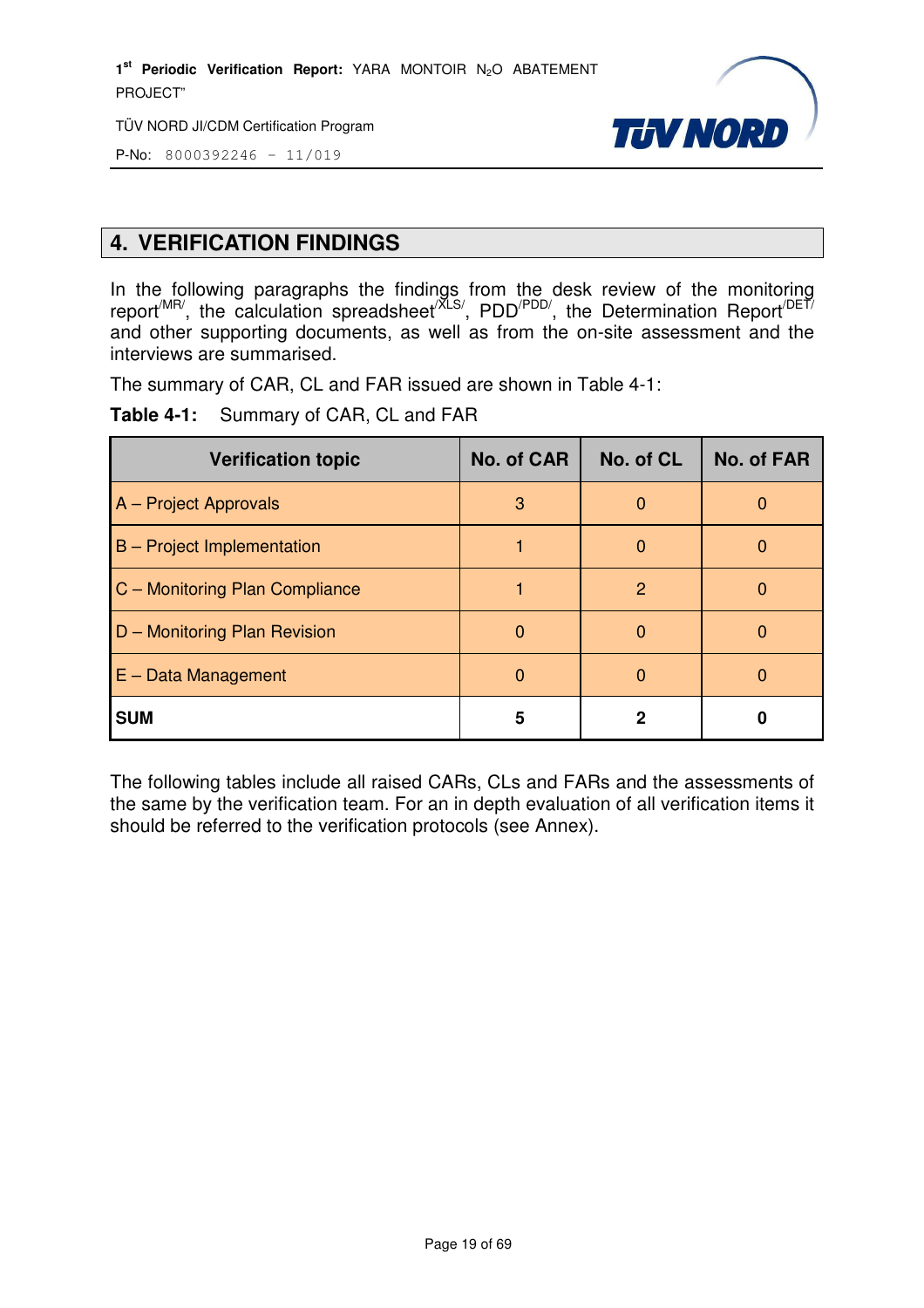## 4. VERIFICATION FINDINGS

In the following paragraphs the findings from the desk review of the monitoring report/MR/, the calculation spreadsheet/XLS/, PDD/PDD/, the Determination Report/DET/ and other supporting documents, as well as from the on-site assessment and the interviews are summarised.

The summary of CAR, CL and FAR issued are shown in Table 4-1:

**Table 4-1:** Summary of CAR, CL and FAR

| Verification topic | No. of CAR | No. of CL | No. of FAR |
|---|---|---|---|
| A – Project Approvals | 3 | 0 | 0 |
| B – Project Implementation | 1 | 0 | 0 |
| C – Monitoring Plan Compliance | 1 | 2 | 0 |
| D – Monitoring Plan Revision | 0 | 0 | 0 |
| E – Data Management | 0 | 0 | 0 |
| **SUM** | **5** | **2** | **0** |

The following tables include all raised CARs, CLs and FARs and the assessments of the same by the verification team. For an in depth evaluation of all verification items it should be referred to the verification protocols (see Annex).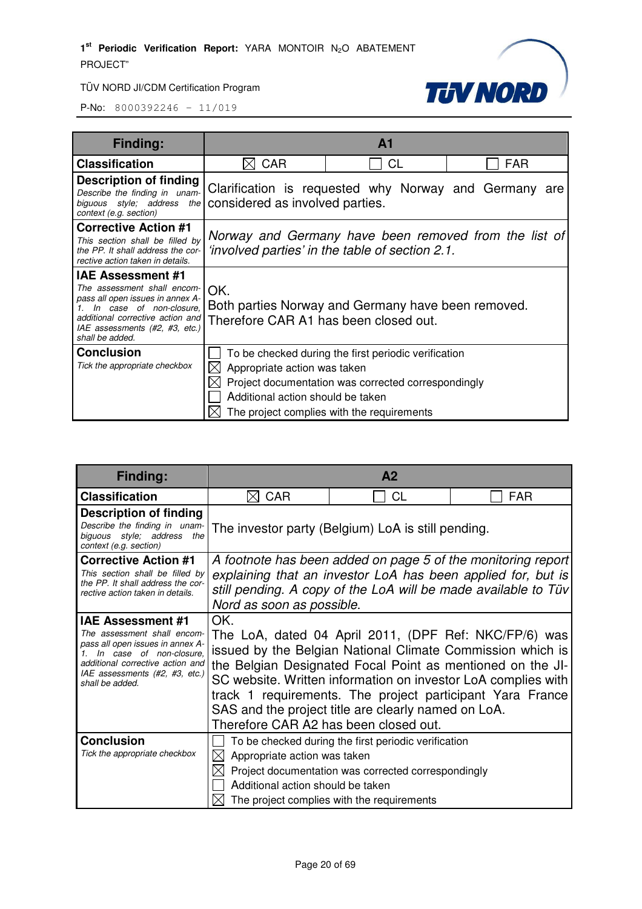| **Finding:** | **A1** | | |
|---|---|---|---|
| **Classification** | ☒ CAR | ☐ CL | ☐ FAR |
| **Description of finding** *Describe the finding in unambiguous style; address the context (e.g. section)* | Clarification is requested why Norway and Germany are considered as involved parties. | | |
| **Corrective Action #1** *This section shall be filled by the PP. It shall address the corrective action taken in details.* | *Norway and Germany have been removed from the list of 'involved parties' in the table of section 2.1.* | | |
| **IAE Assessment #1** *The assessment shall encompass all open issues in annex A-1. In case of non-closure, additional corrective action and IAE assessments (#2, #3, etc.) shall be added.* | OK.<br>Both parties Norway and Germany have been removed. Therefore CAR A1 has been closed out. | | |
| **Conclusion** *Tick the appropriate checkbox* | ☐ To be checked during the first periodic verification<br>☒ Appropriate action was taken<br>☒ Project documentation was corrected correspondingly<br>☐ Additional action should be taken<br>☒ The project complies with the requirements | | |

| **Finding:** | **A2** | | |
|---|---|---|---|
| **Classification** | ☒ CAR | ☐ CL | ☐ FAR |
| **Description of finding** *Describe the finding in unambiguous style; address the context (e.g. section)* | The investor party (Belgium) LoA is still pending. | | |
| **Corrective Action #1** *This section shall be filled by the PP. It shall address the corrective action taken in details.* | *A footnote has been added on page 5 of the monitoring report explaining that an investor LoA has been applied for, but is still pending. A copy of the LoA will be made available to Tüv Nord as soon as possible.* | | |
| **IAE Assessment #1** *The assessment shall encompass all open issues in annex A-1. In case of non-closure, additional corrective action and IAE assessments (#2, #3, etc.) shall be added.* | OK.<br>The LoA, dated 04 April 2011, (DPF Ref: NKC/FP/6) was issued by the Belgian National Climate Commission which is the Belgian Designated Focal Point as mentioned on the JI-SC website. Written information on investor LoA complies with track 1 requirements. The project participant Yara France SAS and the project title are clearly named on LoA.<br>Therefore CAR A2 has been closed out. | | |
| **Conclusion** *Tick the appropriate checkbox* | ☐ To be checked during the first periodic verification<br>☒ Appropriate action was taken<br>☒ Project documentation was corrected correspondingly<br>☐ Additional action should be taken<br>☒ The project complies with the requirements | | |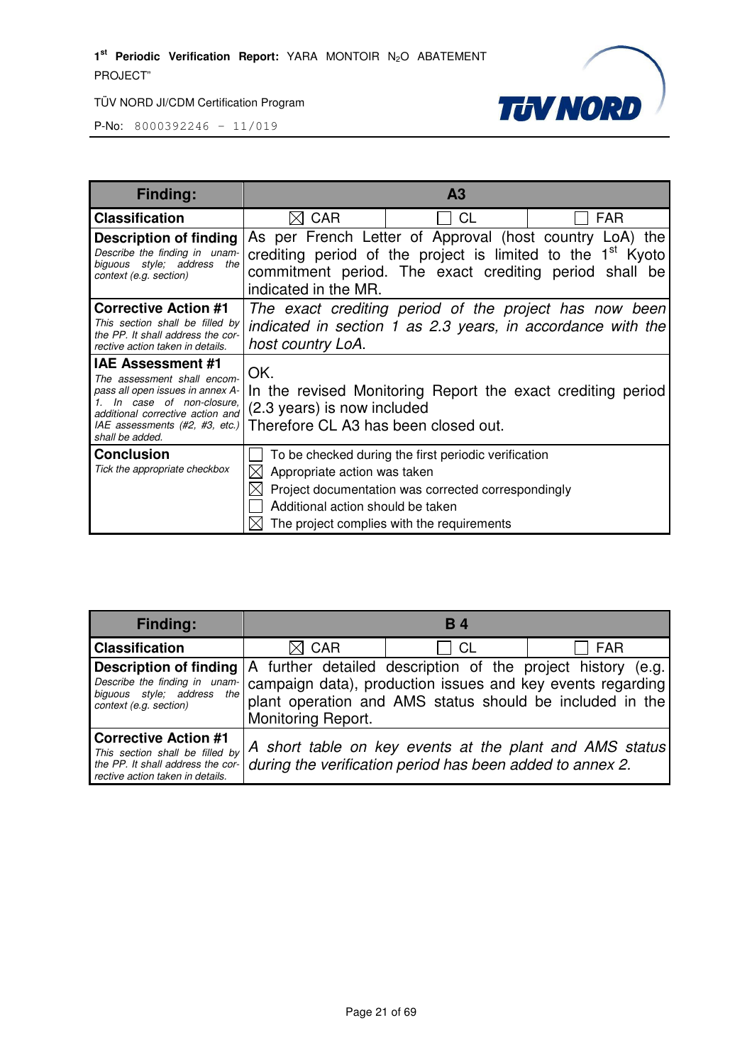| Finding: | A3 | | |
|---|---|---|---|
| **Classification** | ☒ CAR | ☐ CL | ☐ FAR |
| **Description of finding** *Describe the finding in unambiguous style; address the context (e.g. section)* | As per French Letter of Approval (host country LoA) the crediting period of the project is limited to the 1st Kyoto commitment period. The exact crediting period shall be indicated in the MR. | | |
| **Corrective Action #1** *This section shall be filled by the PP. It shall address the corrective action taken in details.* | *The exact crediting period of the project has now been indicated in section 1 as 2.3 years, in accordance with the host country LoA.* | | |
| **IAE Assessment #1** *The assessment shall encompass all open issues in annex A-1. In case of non-closure, additional corrective action and IAE assessments (#2, #3, etc.) shall be added.* | OK.<br>In the revised Monitoring Report the exact crediting period (2.3 years) is now included<br>Therefore CL A3 has been closed out. | | |
| **Conclusion** *Tick the appropriate checkbox* | ☐ To be checked during the first periodic verification<br>☒ Appropriate action was taken<br>☒ Project documentation was corrected correspondingly<br>☐ Additional action should be taken<br>☒ The project complies with the requirements | | |

| Finding: | B 4 | | |
|---|---|---|---|
| **Classification** | ☒ CAR | ☐ CL | ☐ FAR |
| **Description of finding** *Describe the finding in unambiguous style; address the context (e.g. section)* | A further detailed description of the project history (e.g. campaign data), production issues and key events regarding plant operation and AMS status should be included in the Monitoring Report. | | |
| **Corrective Action #1** *This section shall be filled by the PP. It shall address the corrective action taken in details.* | *A short table on key events at the plant and AMS status during the verification period has been added to annex 2.* | | |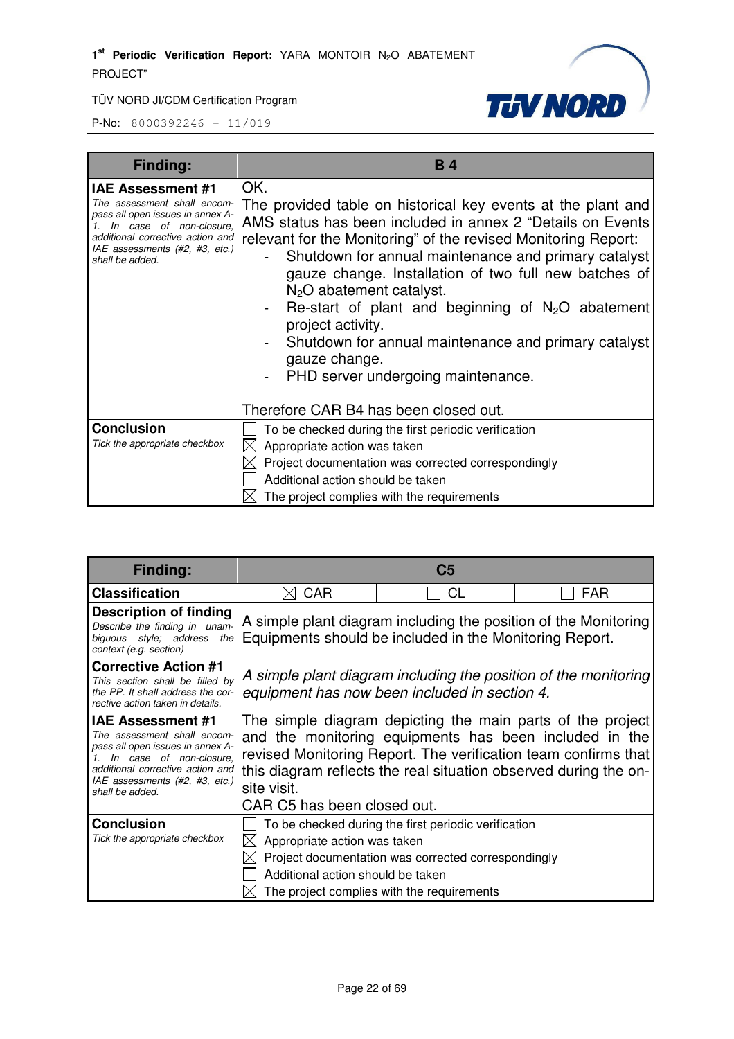| Finding: | B 4 |
|---|---|
| **IAE Assessment #1**<br>*The assessment shall encompass all open issues in annex A-1. In case of non-closure, additional corrective action and IAE assessments (#2, #3, etc.) shall be added.* | OK.<br>The provided table on historical key events at the plant and AMS status has been included in annex 2 "Details on Events relevant for the Monitoring" of the revised Monitoring Report:<br>- Shutdown for annual maintenance and primary catalyst gauze change. Installation of two full new batches of $N_2O$ abatement catalyst.<br>- Re-start of plant and beginning of $N_2O$ abatement project activity.<br>- Shutdown for annual maintenance and primary catalyst gauze change.<br>- PHD server undergoing maintenance.<br><br>Therefore CAR B4 has been closed out. |
| **Conclusion**<br>*Tick the appropriate checkbox* | ☐ To be checked during the first periodic verification<br>☒ Appropriate action was taken<br>☒ Project documentation was corrected correspondingly<br>☐ Additional action should be taken<br>☒ The project complies with the requirements |

| Finding: | C5 | | |
|---|---|---|---|
| **Classification** | ☒ CAR | ☐ CL | ☐ FAR |
| **Description of finding**<br>*Describe the finding in unambiguous style; address the context (e.g. section)* | A simple plant diagram including the position of the Monitoring Equipments should be included in the Monitoring Report. | | |
| **Corrective Action #1**<br>*This section shall be filled by the PP. It shall address the corrective action taken in details.* | *A simple plant diagram including the position of the monitoring equipment has now been included in section 4.* | | |
| **IAE Assessment #1**<br>*The assessment shall encompass all open issues in annex A-1. In case of non-closure, additional corrective action and IAE assessments (#2, #3, etc.) shall be added.* | The simple diagram depicting the main parts of the project and the monitoring equipments has been included in the revised Monitoring Report. The verification team confirms that this diagram reflects the real situation observed during the on-site visit.<br>CAR C5 has been closed out. | | |
| **Conclusion**<br>*Tick the appropriate checkbox* | ☐ To be checked during the first periodic verification<br>☒ Appropriate action was taken<br>☒ Project documentation was corrected correspondingly<br>☐ Additional action should be taken<br>☒ The project complies with the requirements | | |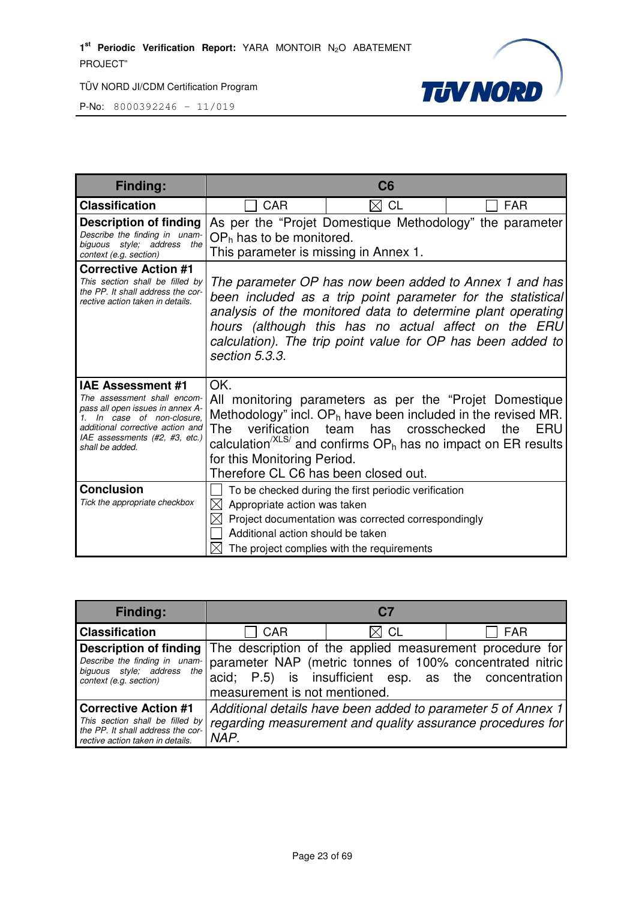| **Finding:** | **C6** | | |
|---|---|---|---|
| **Classification** | ☐ CAR | ☒ CL | ☐ FAR |
| **Description of finding** *Describe the finding in unambiguous style; address the context (e.g. section)* | As per the "Projet Domestique Methodology" the parameter $OP_h$ has to be monitored. This parameter is missing in Annex 1. | | |
| **Corrective Action #1** *This section shall be filled by the PP. It shall address the corrective action taken in details.* | *The parameter OP has now been added to Annex 1 and has been included as a trip point parameter for the statistical analysis of the monitored data to determine plant operating hours (although this has no actual affect on the ERU calculation). The trip point value for OP has been added to section 5.3.3.* | | |
| **IAE Assessment #1** *The assessment shall encompass all open issues in annex A-1. In case of non-closure, additional corrective action and IAE assessments (#2, #3, etc.) shall be added.* | OK. All monitoring parameters as per the "Projet Domestique Methodology" incl. $OP_h$ have been included in the revised MR. The verification team has crosschecked the ERU calculation[/XLS/] and confirms $OP_h$ has no impact on ER results for this Monitoring Period. Therefore CL C6 has been closed out. | | |
| **Conclusion** *Tick the appropriate checkbox* | ☐ To be checked during the first periodic verification<br>☒ Appropriate action was taken<br>☒ Project documentation was corrected correspondingly<br>☐ Additional action should be taken<br>☒ The project complies with the requirements | | |

| **Finding:** | **C7** | | |
|---|---|---|---|
| **Classification** | ☐ CAR | ☒ CL | ☐ FAR |
| **Description of finding** *Describe the finding in unambiguous style; address the context (e.g. section)* | The description of the applied measurement procedure for parameter NAP (metric tonnes of 100% concentrated nitric acid; P.5) is insufficient esp. as the concentration measurement is not mentioned. | | |
| **Corrective Action #1** *This section shall be filled by the PP. It shall address the corrective action taken in details.* | *Additional details have been added to parameter 5 of Annex 1 regarding measurement and quality assurance procedures for NAP.* | | |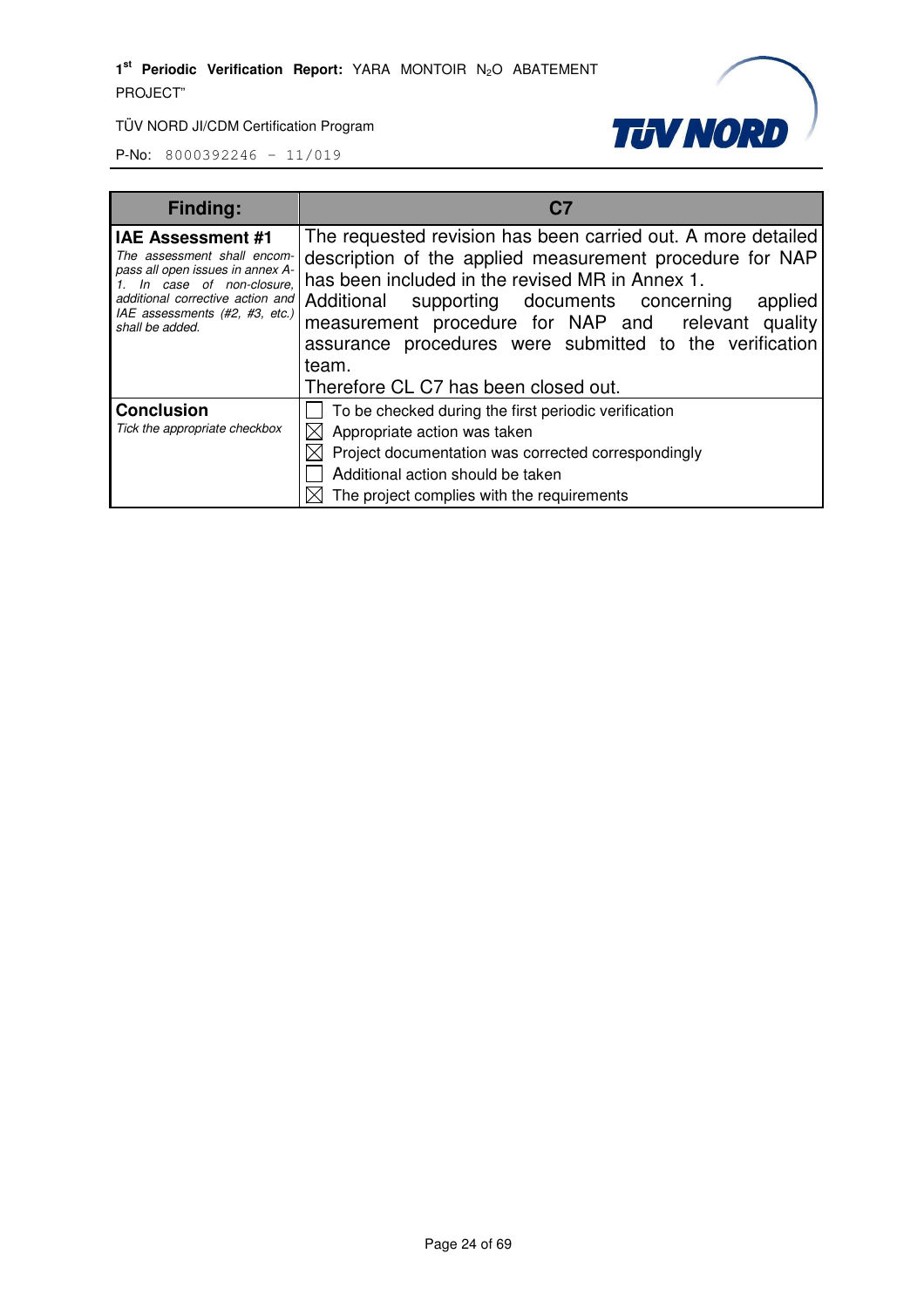| Finding: | C7 |
|---|---|
| **IAE Assessment #1**<br>*The assessment shall encompass all open issues in annex A-1. In case of non-closure, additional corrective action and IAE assessments (#2, #3, etc.) shall be added.* | The requested revision has been carried out. A more detailed description of the applied measurement procedure for NAP has been included in the revised MR in Annex 1.<br>Additional supporting documents concerning applied measurement procedure for NAP and relevant quality assurance procedures were submitted to the verification team.<br>Therefore CL C7 has been closed out. |
| **Conclusion**<br>*Tick the appropriate checkbox* | ☐ To be checked during the first periodic verification<br>☒ Appropriate action was taken<br>☒ Project documentation was corrected correspondingly<br>☐ Additional action should be taken<br>☒ The project complies with the requirements |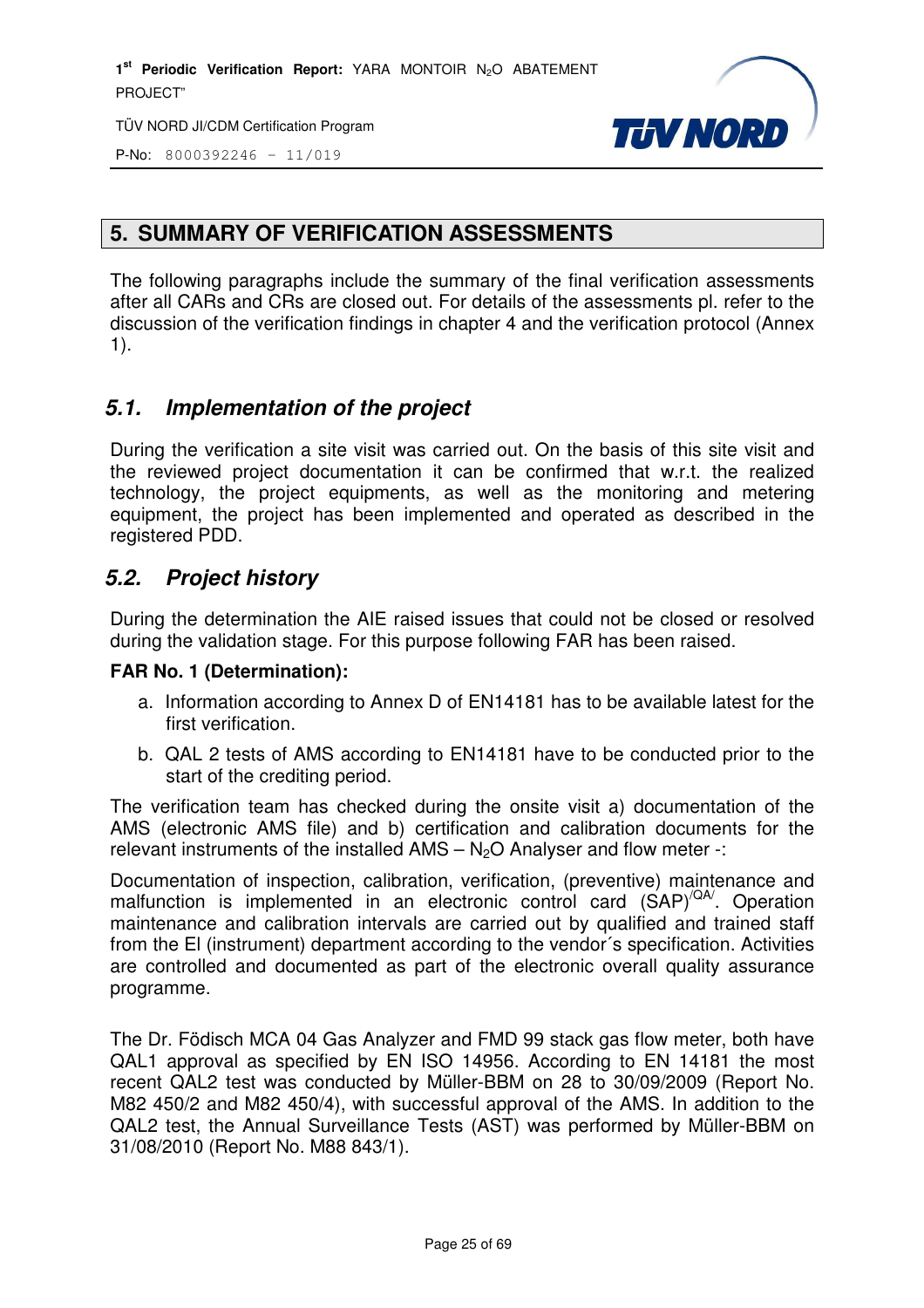## 5. SUMMARY OF VERIFICATION ASSESSMENTS

The following paragraphs include the summary of the final verification assessments after all CARs and CRs are closed out. For details of the assessments pl. refer to the discussion of the verification findings in chapter 4 and the verification protocol (Annex 1).

### *5.1. Implementation of the project*

During the verification a site visit was carried out. On the basis of this site visit and the reviewed project documentation it can be confirmed that w.r.t. the realized technology, the project equipments, as well as the monitoring and metering equipment, the project has been implemented and operated as described in the registered PDD.

### *5.2. Project history*

During the determination the AIE raised issues that could not be closed or resolved during the validation stage. For this purpose following FAR has been raised.

**FAR No. 1 (Determination):**

a. Information according to Annex D of EN14181 has to be available latest for the first verification.

b. QAL 2 tests of AMS according to EN14181 have to be conducted prior to the start of the crediting period.

The verification team has checked during the onsite visit a) documentation of the AMS (electronic AMS file) and b) certification and calibration documents for the relevant instruments of the installed AMS – $N_2O$ Analyser and flow meter -:

Documentation of inspection, calibration, verification, (preventive) maintenance and malfunction is implemented in an electronic control card (SAP)[/QA/]. Operation maintenance and calibration intervals are carried out by qualified and trained staff from the EI (instrument) department according to the vendor´s specification. Activities are controlled and documented as part of the electronic overall quality assurance programme.

The Dr. Födisch MCA 04 Gas Analyzer and FMD 99 stack gas flow meter, both have QAL1 approval as specified by EN ISO 14956. According to EN 14181 the most recent QAL2 test was conducted by Müller-BBM on 28 to 30/09/2009 (Report No. M82 450/2 and M82 450/4), with successful approval of the AMS. In addition to the QAL2 test, the Annual Surveillance Tests (AST) was performed by Müller-BBM on 31/08/2010 (Report No. M88 843/1).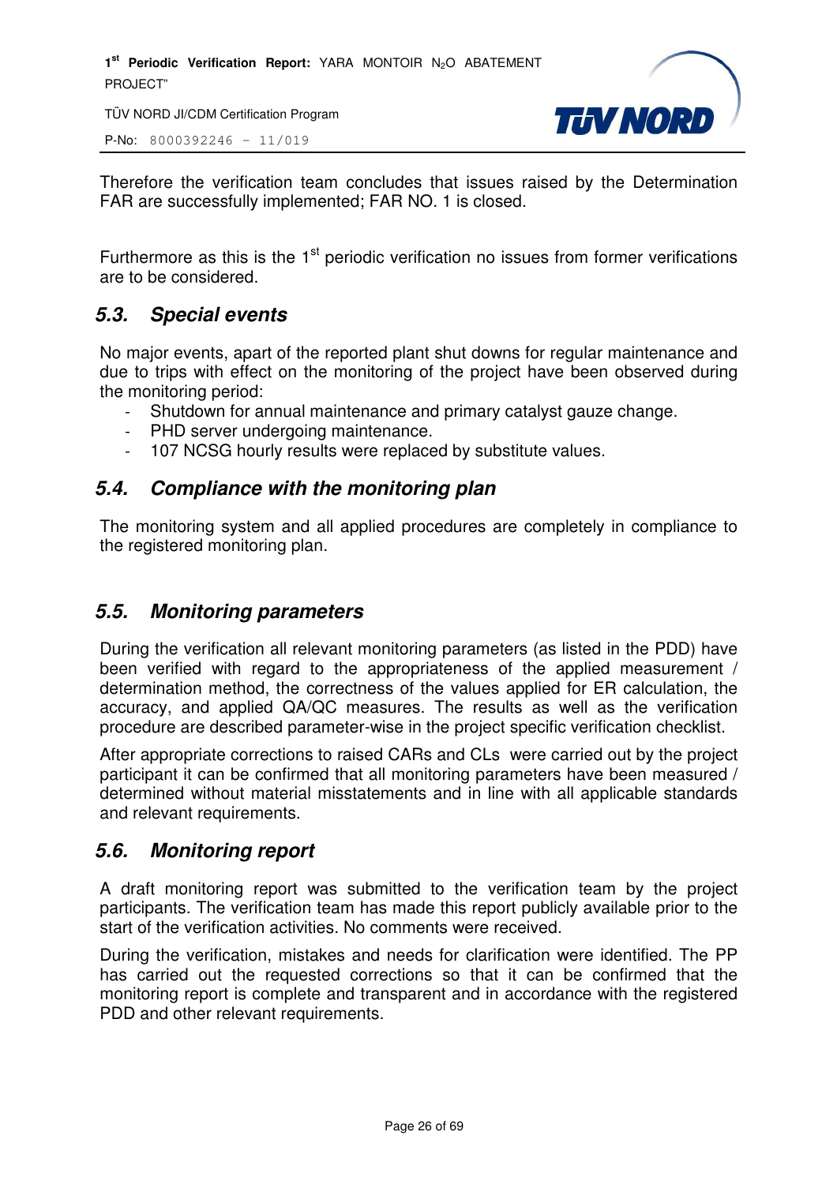Therefore the verification team concludes that issues raised by the Determination FAR are successfully implemented; FAR NO. 1 is closed.

Furthermore as this is the 1st periodic verification no issues from former verifications are to be considered.

## 5.3. Special events

No major events, apart of the reported plant shut downs for regular maintenance and due to trips with effect on the monitoring of the project have been observed during the monitoring period:

- Shutdown for annual maintenance and primary catalyst gauze change.
- PHD server undergoing maintenance.
- 107 NCSG hourly results were replaced by substitute values.

## 5.4. Compliance with the monitoring plan

The monitoring system and all applied procedures are completely in compliance to the registered monitoring plan.

## 5.5. Monitoring parameters

During the verification all relevant monitoring parameters (as listed in the PDD) have been verified with regard to the appropriateness of the applied measurement / determination method, the correctness of the values applied for ER calculation, the accuracy, and applied QA/QC measures. The results as well as the verification procedure are described parameter-wise in the project specific verification checklist.

After appropriate corrections to raised CARs and CLs were carried out by the project participant it can be confirmed that all monitoring parameters have been measured / determined without material misstatements and in line with all applicable standards and relevant requirements.

## 5.6. Monitoring report

A draft monitoring report was submitted to the verification team by the project participants. The verification team has made this report publicly available prior to the start of the verification activities. No comments were received.

During the verification, mistakes and needs for clarification were identified. The PP has carried out the requested corrections so that it can be confirmed that the monitoring report is complete and transparent and in accordance with the registered PDD and other relevant requirements.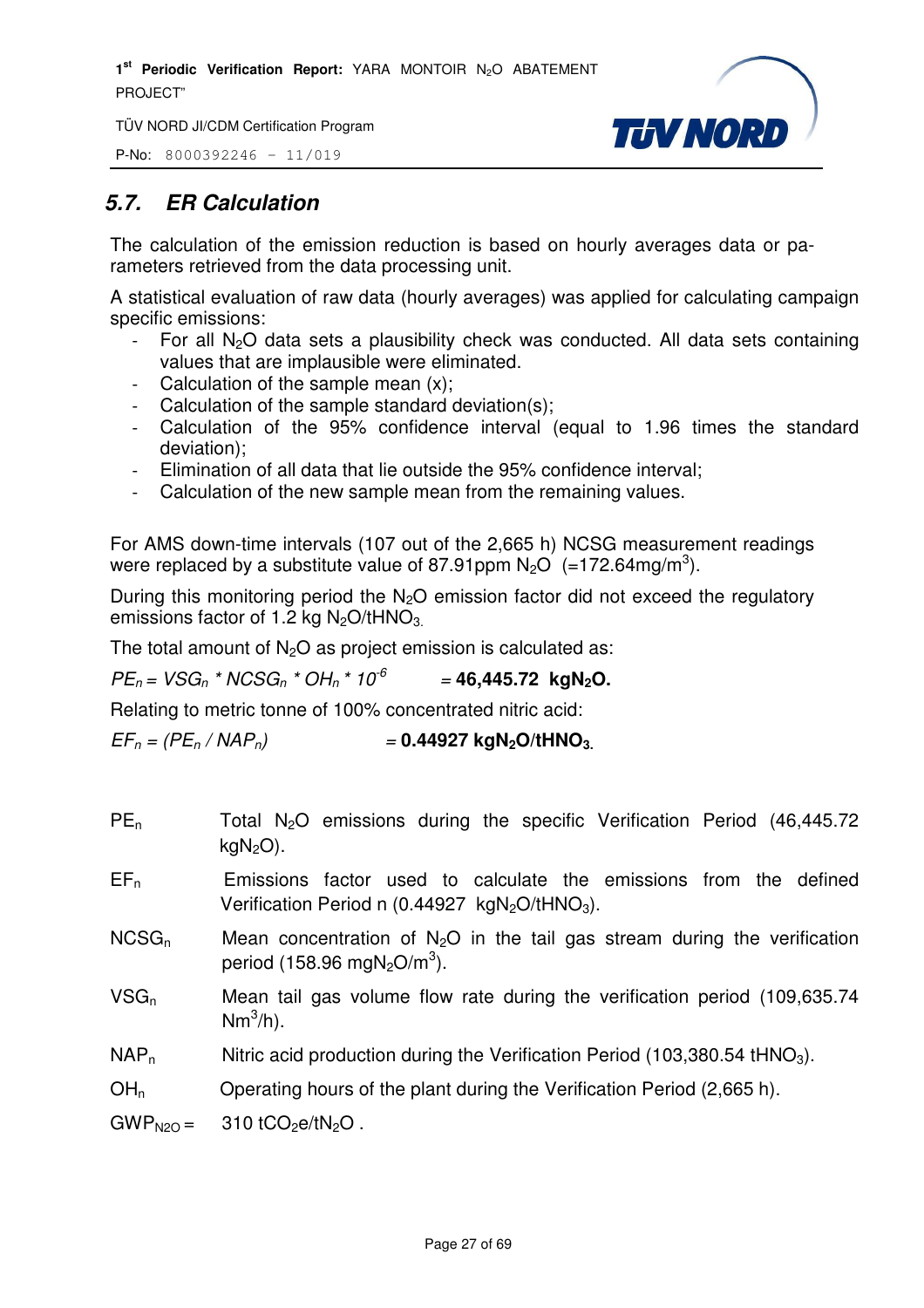## 5.7. ER Calculation

The calculation of the emission reduction is based on hourly averages data or parameters retrieved from the data processing unit.

A statistical evaluation of raw data (hourly averages) was applied for calculating campaign specific emissions:

- For all $N_2O$ data sets a plausibility check was conducted. All data sets containing values that are implausible were eliminated.
- Calculation of the sample mean (x);
- Calculation of the sample standard deviation(s);
- Calculation of the 95% confidence interval (equal to 1.96 times the standard deviation);
- Elimination of all data that lie outside the 95% confidence interval;
- Calculation of the new sample mean from the remaining values.

For AMS down-time intervals (107 out of the 2,665 h) NCSG measurement readings were replaced by a substitute value of 87.91ppm $N_2O$ (=172.64mg/m$^3$).

During this monitoring period the $N_2O$ emission factor did not exceed the regulatory emissions factor of 1.2 kg $N_2O/tHNO_3$.

The total amount of $N_2O$ as project emission is calculated as:

$PE_n = VSG_n * NCSG_n * OH_n * 10^{-6}$ = **46,445.72 kg$N_2O$.**

Relating to metric tonne of 100% concentrated nitric acid:

$EF_n = (PE_n / NAP_n)$ = **0.44927 kg$N_2O/tHNO_3$.**

| | |
|---|---|
| $PE_n$ | Total $N_2O$ emissions during the specific Verification Period (46,445.72 kg$N_2O$). |
| $EF_n$ | Emissions factor used to calculate the emissions from the defined Verification Period n (0.44927 kg$N_2O/tHNO_3$). |
| $NCSG_n$ | Mean concentration of $N_2O$ in the tail gas stream during the verification period (158.96 mg$N_2O$/m$^3$). |
| $VSG_n$ | Mean tail gas volume flow rate during the verification period (109,635.74 Nm$^3$/h). |
| $NAP_n$ | Nitric acid production during the Verification Period (103,380.54 $tHNO_3$). |
| $OH_n$ | Operating hours of the plant during the Verification Period (2,665 h). |
| $GWP_{N2O}$ = | 310 $tCO_2e/tN_2O$ . |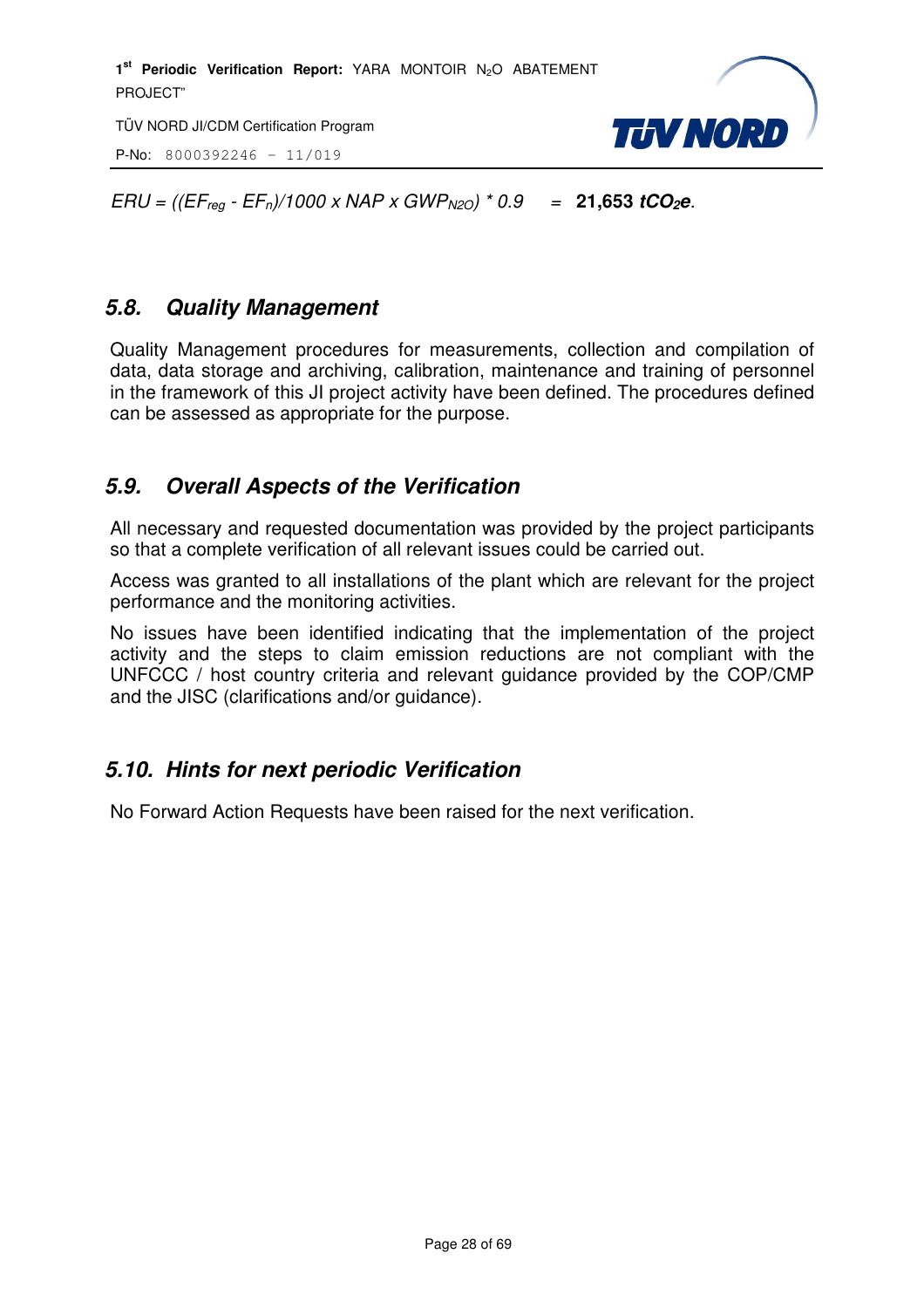$ERU = ((EF_{reg} - EF_n)/1000 \times NAP \times GWP_{N2O}) * 0.9$ = **21,653 $tCO_2e$**.

## 5.8. Quality Management

Quality Management procedures for measurements, collection and compilation of data, data storage and archiving, calibration, maintenance and training of personnel in the framework of this JI project activity have been defined. The procedures defined can be assessed as appropriate for the purpose.

## 5.9. Overall Aspects of the Verification

All necessary and requested documentation was provided by the project participants so that a complete verification of all relevant issues could be carried out.

Access was granted to all installations of the plant which are relevant for the project performance and the monitoring activities.

No issues have been identified indicating that the implementation of the project activity and the steps to claim emission reductions are not compliant with the UNFCCC / host country criteria and relevant guidance provided by the COP/CMP and the JISC (clarifications and/or guidance).

## 5.10. Hints for next periodic Verification

No Forward Action Requests have been raised for the next verification.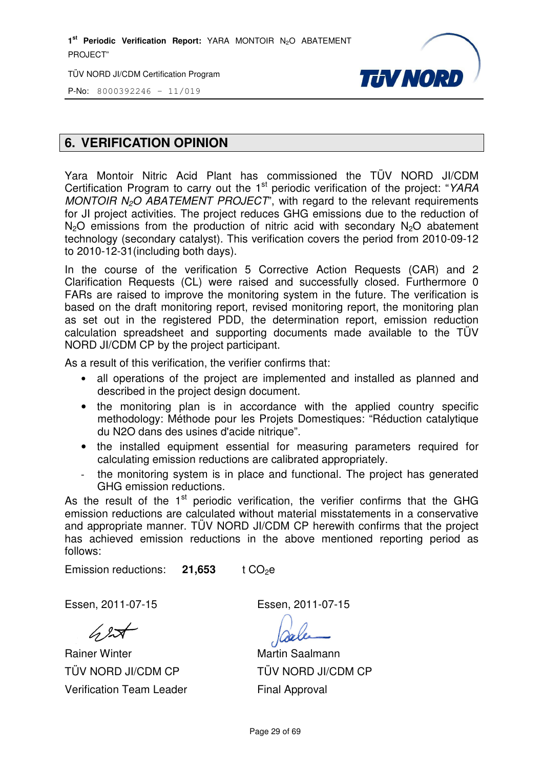## 6. VERIFICATION OPINION

Yara Montoir Nitric Acid Plant has commissioned the TÜV NORD JI/CDM Certification Program to carry out the 1st periodic verification of the project: "*YARA MONTOIR $N_2O$ ABATEMENT PROJECT*", with regard to the relevant requirements for JI project activities. The project reduces GHG emissions due to the reduction of $N_2O$ emissions from the production of nitric acid with secondary $N_2O$ abatement technology (secondary catalyst). This verification covers the period from 2010-09-12 to 2010-12-31(including both days).

In the course of the verification 5 Corrective Action Requests (CAR) and 2 Clarification Requests (CL) were raised and successfully closed. Furthermore 0 FARs are raised to improve the monitoring system in the future. The verification is based on the draft monitoring report, revised monitoring report, the monitoring plan as set out in the registered PDD, the determination report, emission reduction calculation spreadsheet and supporting documents made available to the TÜV NORD JI/CDM CP by the project participant.

As a result of this verification, the verifier confirms that:

- all operations of the project are implemented and installed as planned and described in the project design document.
- the monitoring plan is in accordance with the applied country specific methodology: Méthode pour les Projets Domestiques: "Réduction catalytique du N2O dans des usines d'acide nitrique".
- the installed equipment essential for measuring parameters required for calculating emission reductions are calibrated appropriately.
- the monitoring system is in place and functional. The project has generated GHG emission reductions.

As the result of the 1st periodic verification, the verifier confirms that the GHG emission reductions are calculated without material misstatements in a conservative and appropriate manner. TÜV NORD JI/CDM CP herewith confirms that the project has achieved emission reductions in the above mentioned reporting period as follows:

Emission reductions: **21,653** t $CO_2e$

Essen, 2011-07-15

Rainer Winter
TÜV NORD JI/CDM CP
Verification Team Leader

Essen, 2011-07-15

Martin Saalmann
TÜV NORD JI/CDM CP
Final Approval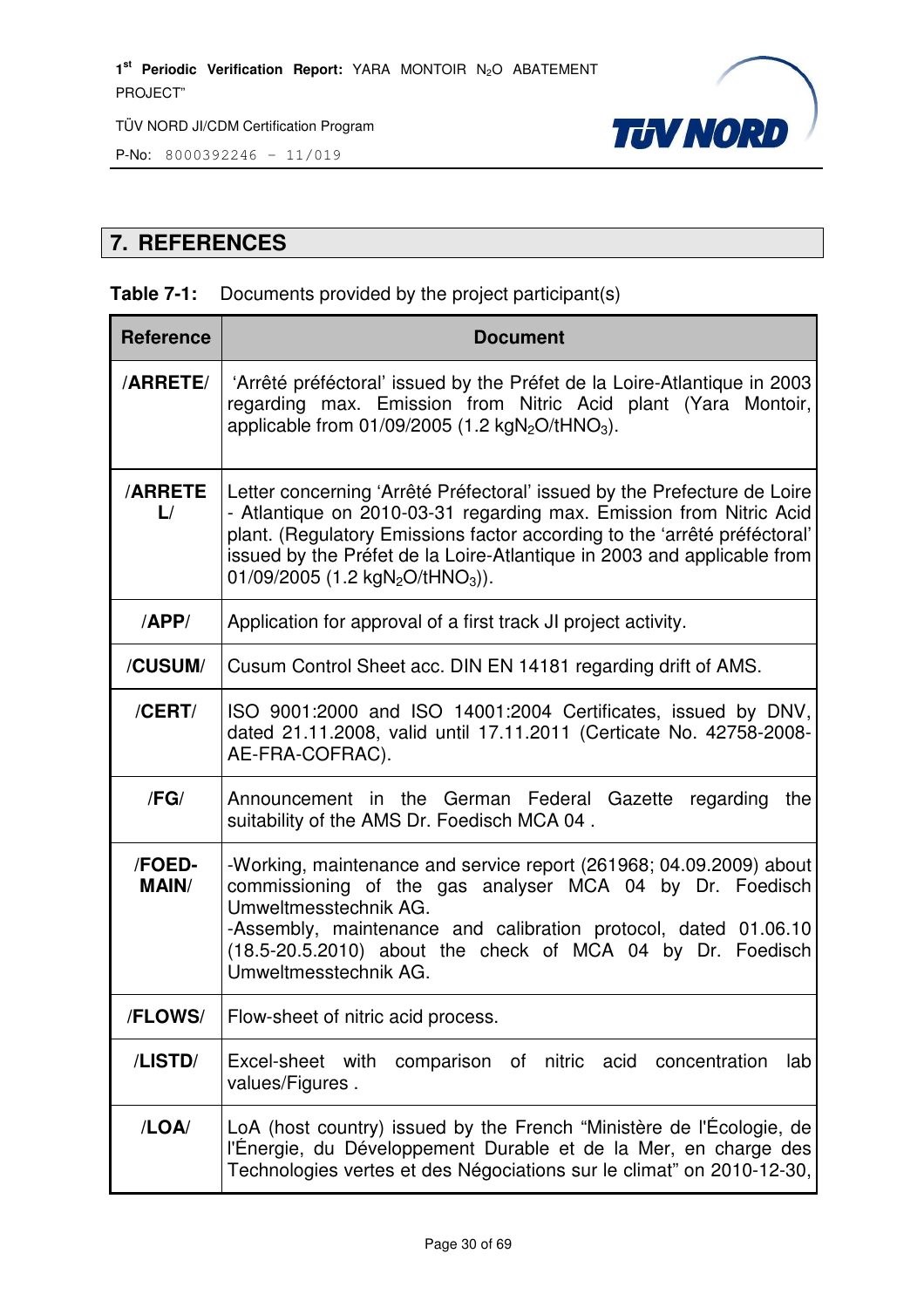## 7. REFERENCES

**Table 7-1:** Documents provided by the project participant(s)

| Reference | Document |
|---|---|
| **/ARRETE/** | 'Arrêté préféctoral' issued by the Préfet de la Loire-Atlantique in 2003 regarding max. Emission from Nitric Acid plant (Yara Montoir, applicable from 01/09/2005 (1.2 $kgN_2O/tHNO_3$). |
| **/ARRETE L/** | Letter concerning 'Arrêté Préfectoral' issued by the Prefecture de Loire - Atlantique on 2010-03-31 regarding max. Emission from Nitric Acid plant. (Regulatory Emissions factor according to the 'arrêté préféctoral' issued by the Préfet de la Loire-Atlantique in 2003 and applicable from 01/09/2005 (1.2 $kgN_2O/tHNO_3$)). |
| **/APP/** | Application for approval of a first track JI project activity. |
| **/CUSUM/** | Cusum Control Sheet acc. DIN EN 14181 regarding drift of AMS. |
| **/CERT/** | ISO 9001:2000 and ISO 14001:2004 Certificates, issued by DNV, dated 21.11.2008, valid until 17.11.2011 (Certicate No. 42758-2008-AE-FRA-COFRAC). |
| **/FG/** | Announcement in the German Federal Gazette regarding the suitability of the AMS Dr. Foedisch MCA 04 . |
| **/FOED-MAIN/** | -Working, maintenance and service report (261968; 04.09.2009) about commissioning of the gas analyser MCA 04 by Dr. Foedisch Umweltmesstechnik AG.<br>-Assembly, maintenance and calibration protocol, dated 01.06.10 (18.5-20.5.2010) about the check of MCA 04 by Dr. Foedisch Umweltmesstechnik AG. |
| **/FLOWS/** | Flow-sheet of nitric acid process. |
| **/LISTD/** | Excel-sheet with comparison of nitric acid concentration lab values/Figures . |
| **/LOA/** | LoA (host country) issued by the French "Ministère de l'Écologie, de l'Énergie, du Développement Durable et de la Mer, en charge des Technologies vertes et des Négociations sur le climat" on 2010-12-30, |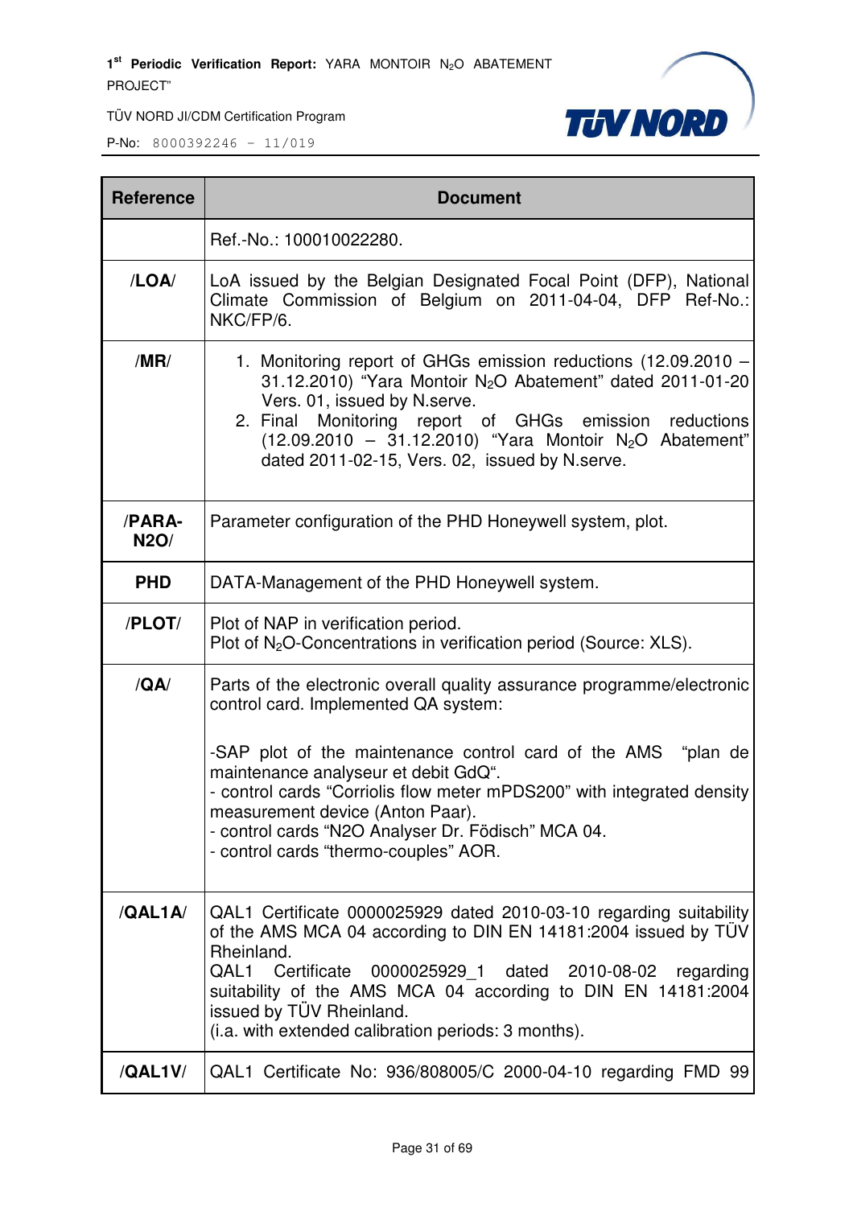| Reference | Document |
|---|---|
| | Ref.-No.: 100010022280. |
| **/LOA/** | LoA issued by the Belgian Designated Focal Point (DFP), National Climate Commission of Belgium on 2011-04-04, DFP Ref-No.: NKC/FP/6. |
| **/MR/** | 1. Monitoring report of GHGs emission reductions (12.09.2010 – 31.12.2010) "Yara Montoir $N_2O$ Abatement" dated 2011-01-20 Vers. 01, issued by N.serve.<br>2. Final Monitoring report of GHGs emission reductions (12.09.2010 – 31.12.2010) "Yara Montoir $N_2O$ Abatement" dated 2011-02-15, Vers. 02, issued by N.serve. |
| **/PARA-N2O/** | Parameter configuration of the PHD Honeywell system, plot. |
| **PHD** | DATA-Management of the PHD Honeywell system. |
| **/PLOT/** | Plot of NAP in verification period.<br>Plot of $N_2O$-Concentrations in verification period (Source: XLS). |
| **/QA/** | Parts of the electronic overall quality assurance programme/electronic control card. Implemented QA system:<br><br>-SAP plot of the maintenance control card of the AMS "plan de maintenance analyseur et debit GdQ".<br>- control cards "Corriolis flow meter mPDS200" with integrated density measurement device (Anton Paar).<br>- control cards "N2O Analyser Dr. Födisch" MCA 04.<br>- control cards "thermo-couples" AOR. |
| **/QAL1A/** | QAL1 Certificate 0000025929 dated 2010-03-10 regarding suitability of the AMS MCA 04 according to DIN EN 14181:2004 issued by TÜV Rheinland.<br>QAL1 Certificate 0000025929_1 dated 2010-08-02 regarding suitability of the AMS MCA 04 according to DIN EN 14181:2004 issued by TÜV Rheinland.<br>(i.a. with extended calibration periods: 3 months). |
| **/QAL1V/** | QAL1 Certificate No: 936/808005/C 2000-04-10 regarding FMD 99 |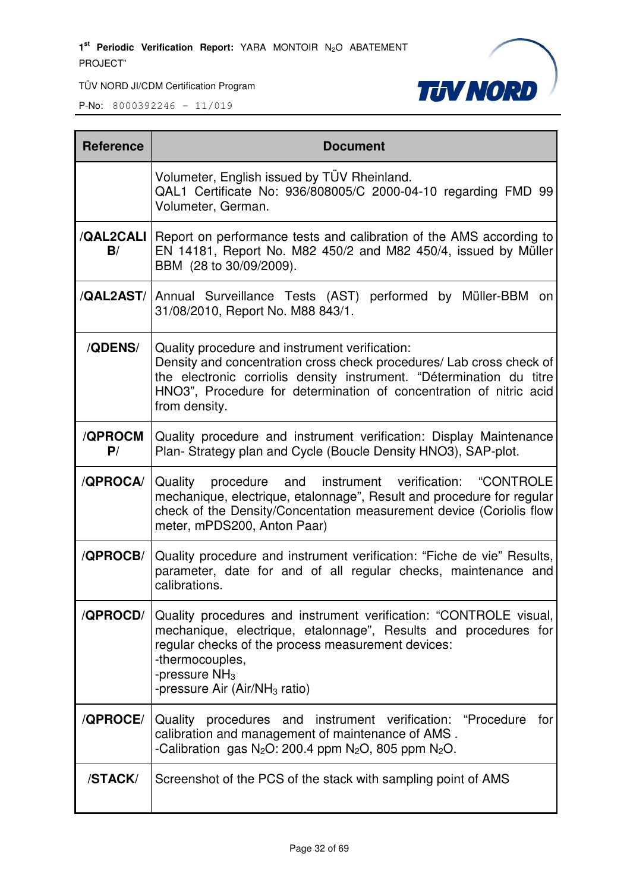| Reference | Document |
|---|---|
| | Volumeter, English issued by TÜV Rheinland.<br>QAL1 Certificate No: 936/808005/C 2000-04-10 regarding FMD 99 Volumeter, German. |
| /QAL2CALIB/ | Report on performance tests and calibration of the AMS according to EN 14181, Report No. M82 450/2 and M82 450/4, issued by Müller BBM (28 to 30/09/2009). |
| /QAL2AST/ | Annual Surveillance Tests (AST) performed by Müller-BBM on 31/08/2010, Report No. M88 843/1. |
| /QDENS/ | Quality procedure and instrument verification:<br>Density and concentration cross check procedures/ Lab cross check of the electronic corriolis density instrument. “Détermination du titre HNO3”, Procedure for determination of concentration of nitric acid from density. |
| /QPROCMP/ | Quality procedure and instrument verification: Display Maintenance Plan- Strategy plan and Cycle (Boucle Density HNO3), SAP-plot. |
| /QPROCA/ | Quality procedure and instrument verification: “CONTROLE mechanique, electrique, etalonnage”, Result and procedure for regular check of the Density/Concentation measurement device (Coriolis flow meter, mPDS200, Anton Paar) |
| /QPROCB/ | Quality procedure and instrument verification: “Fiche de vie” Results, parameter, date for and of all regular checks, maintenance and calibrations. |
| /QPROCD/ | Quality procedures and instrument verification: “CONTROLE visual, mechanique, electrique, etalonnage”, Results and procedures for regular checks of the process measurement devices:<br>-thermocouples,<br>-pressure $NH_3$<br>-pressure Air (Air/$NH_3$ ratio) |
| /QPROCE/ | Quality procedures and instrument verification: “Procedure for calibration and management of maintenance of AMS .<br>-Calibration gas $N_2O$: 200.4 ppm $N_2O$, 805 ppm $N_2O$. |
| /STACK/ | Screenshot of the PCS of the stack with sampling point of AMS |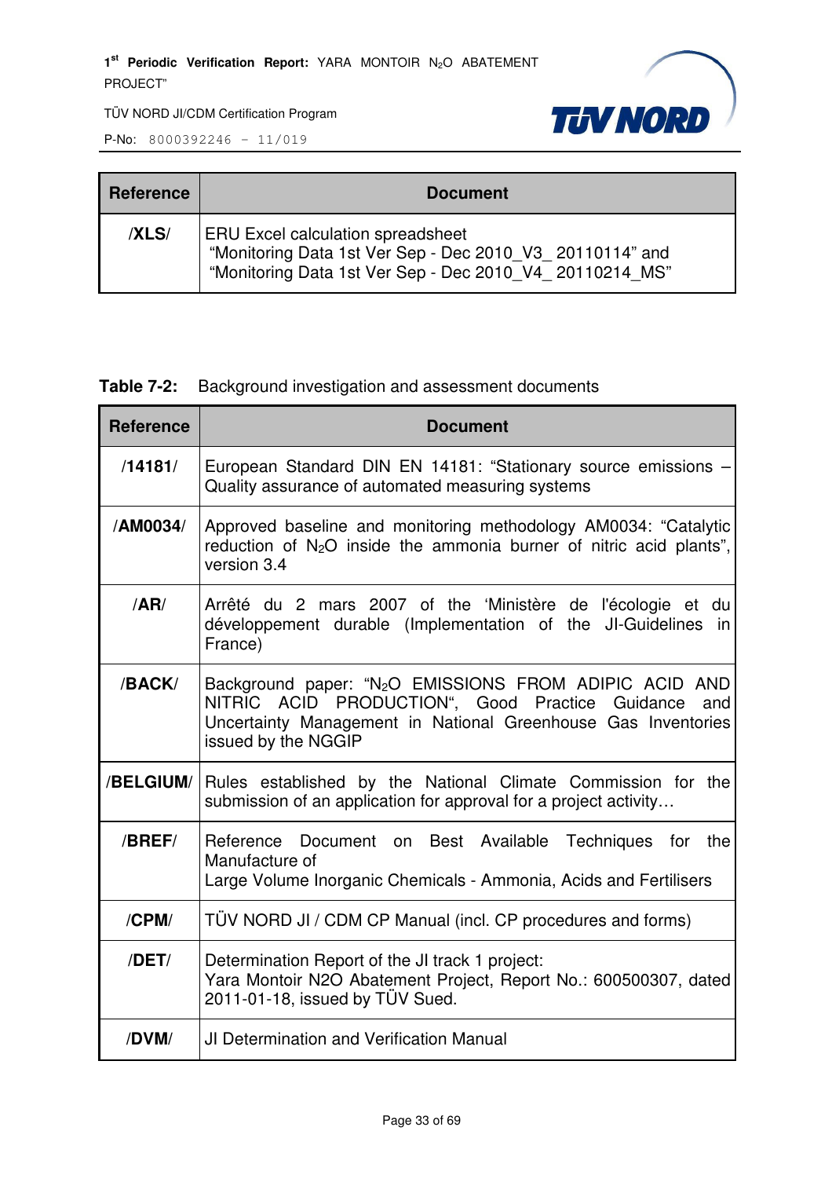| Reference | Document |
|---|---|
| **/XLS/** | ERU Excel calculation spreadsheet<br>"Monitoring Data 1st Ver Sep - Dec 2010_V3_ 20110114" and<br>"Monitoring Data 1st Ver Sep - Dec 2010_V4_ 20110214_MS" |

**Table 7-2:** Background investigation and assessment documents

| Reference | Document |
|---|---|
| **/14181/** | European Standard DIN EN 14181: "Stationary source emissions – Quality assurance of automated measuring systems |
| **/AM0034/** | Approved baseline and monitoring methodology AM0034: "Catalytic reduction of $N_2O$ inside the ammonia burner of nitric acid plants", version 3.4 |
| **/AR/** | Arrêté du 2 mars 2007 of the 'Ministère de l'écologie et du développement durable (Implementation of the JI-Guidelines in France) |
| **/BACK/** | Background paper: "$N_2O$ EMISSIONS FROM ADIPIC ACID AND NITRIC ACID PRODUCTION", Good Practice Guidance and Uncertainty Management in National Greenhouse Gas Inventories issued by the NGGIP |
| **/BELGIUM/** | Rules established by the National Climate Commission for the submission of an application for approval for a project activity… |
| **/BREF/** | Reference Document on Best Available Techniques for the Manufacture of<br>Large Volume Inorganic Chemicals - Ammonia, Acids and Fertilisers |
| **/CPM/** | TÜV NORD JI / CDM CP Manual (incl. CP procedures and forms) |
| **/DET/** | Determination Report of the JI track 1 project:<br>Yara Montoir N2O Abatement Project, Report No.: 600500307, dated 2011-01-18, issued by TÜV Sued. |
| **/DVM/** | JI Determination and Verification Manual |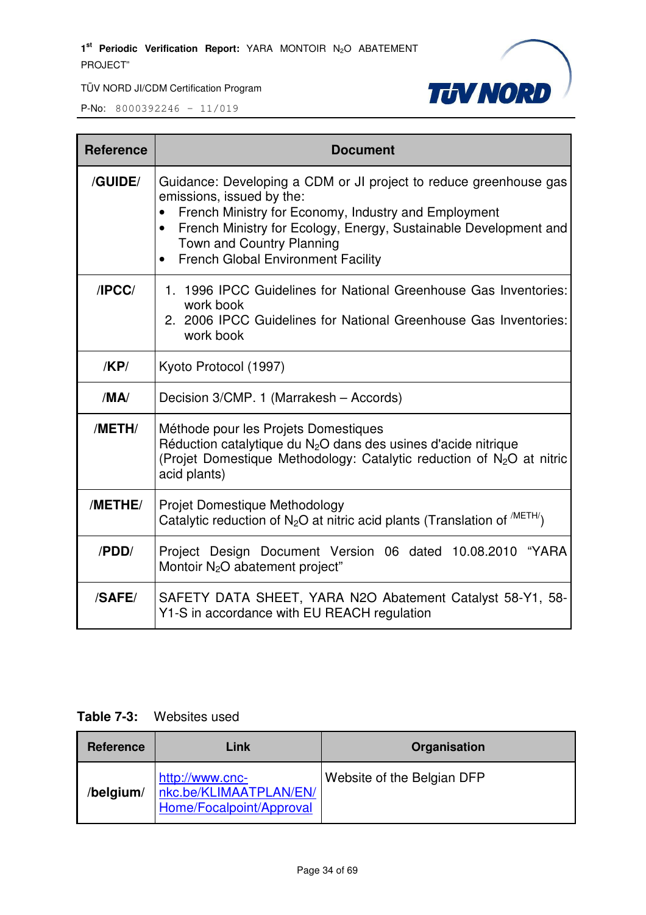| Reference | Document |
|---|---|
| /GUIDE/ | Guidance: Developing a CDM or JI project to reduce greenhouse gas emissions, issued by the:<br>• French Ministry for Economy, Industry and Employment<br>• French Ministry for Ecology, Energy, Sustainable Development and Town and Country Planning<br>• French Global Environment Facility |
| /IPCC/ | 1. 1996 IPCC Guidelines for National Greenhouse Gas Inventories: work book<br>2. 2006 IPCC Guidelines for National Greenhouse Gas Inventories: work book |
| /KP/ | Kyoto Protocol (1997) |
| /MA/ | Decision 3/CMP. 1 (Marrakesh – Accords) |
| /METH/ | Méthode pour les Projets Domestiques<br>Réduction catalytique du $N_2O$ dans des usines d'acide nitrique<br>(Projet Domestique Methodology: Catalytic reduction of $N_2O$ at nitric acid plants) |
| /METHE/ | Projet Domestique Methodology<br>Catalytic reduction of $N_2O$ at nitric acid plants (Translation of /METH/) |
| /PDD/ | Project Design Document Version 06 dated 10.08.2010 "YARA Montoir $N_2O$ abatement project" |
| /SAFE/ | SAFETY DATA SHEET, YARA N2O Abatement Catalyst 58-Y1, 58-Y1-S in accordance with EU REACH regulation |

**Table 7-3:** Websites used

| Reference | Link | Organisation |
|---|---|---|
| /belgium/ | http://www.cnc-nkc.be/KLIMAATPLAN/EN/Home/Focalpoint/Approval | Website of the Belgian DFP |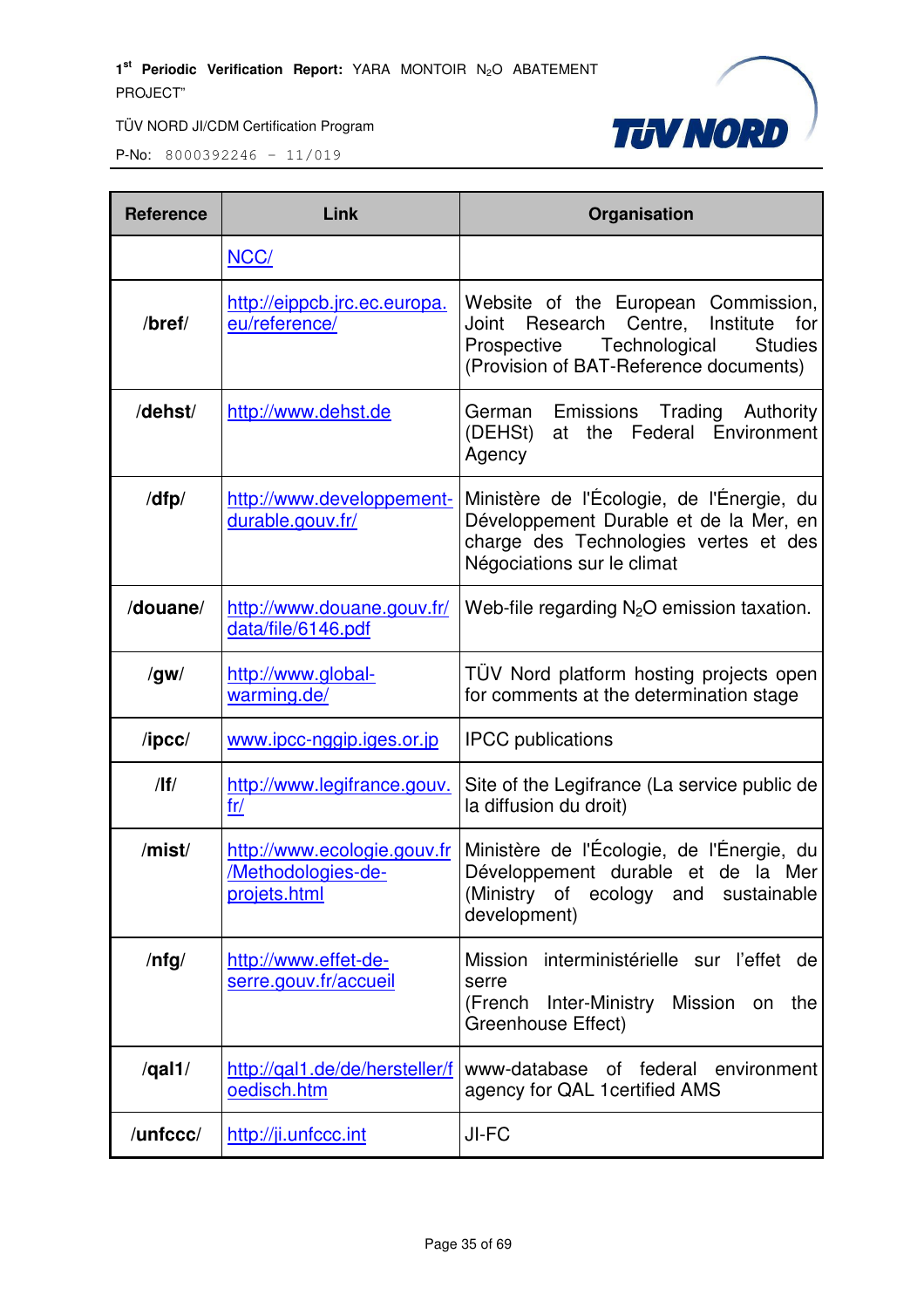| Reference | Link | Organisation |
|---|---|---|
| | NCC/ | |
| /bref/ | http://eippcb.jrc.ec.europa.eu/reference/ | Website of the European Commission, Joint Research Centre, Institute for Prospective Technological Studies (Provision of BAT-Reference documents) |
| /dehst/ | http://www.dehst.de | German Emissions Trading Authority (DEHSt) at the Federal Environment Agency |
| /dfp/ | http://www.developpement-durable.gouv.fr/ | Ministère de l'Écologie, de l'Énergie, du Développement Durable et de la Mer, en charge des Technologies vertes et des Négociations sur le climat |
| /douane/ | http://www.douane.gouv.fr/data/file/6146.pdf | Web-file regarding $N_2O$ emission taxation. |
| /gw/ | http://www.global-warming.de/ | TÜV Nord platform hosting projects open for comments at the determination stage |
| /ipcc/ | www.ipcc-nggip.iges.or.jp | IPCC publications |
| /lf/ | http://www.legifrance.gouv.fr/ | Site of the Legifrance (La service public de la diffusion du droit) |
| /mist/ | http://www.ecologie.gouv.fr/Methodologies-de-projets.html | Ministère de l'Écologie, de l'Énergie, du Développement durable et de la Mer (Ministry of ecology and sustainable development) |
| /nfg/ | http://www.effet-de-serre.gouv.fr/accueil | Mission interministérielle sur l'effet de serre (French Inter-Ministry Mission on the Greenhouse Effect) |
| /qal1/ | http://qal1.de/de/hersteller/foedisch.htm | www-database of federal environment agency for QAL 1certified AMS |
| /unfccc/ | http://ji.unfccc.int | JI-FC |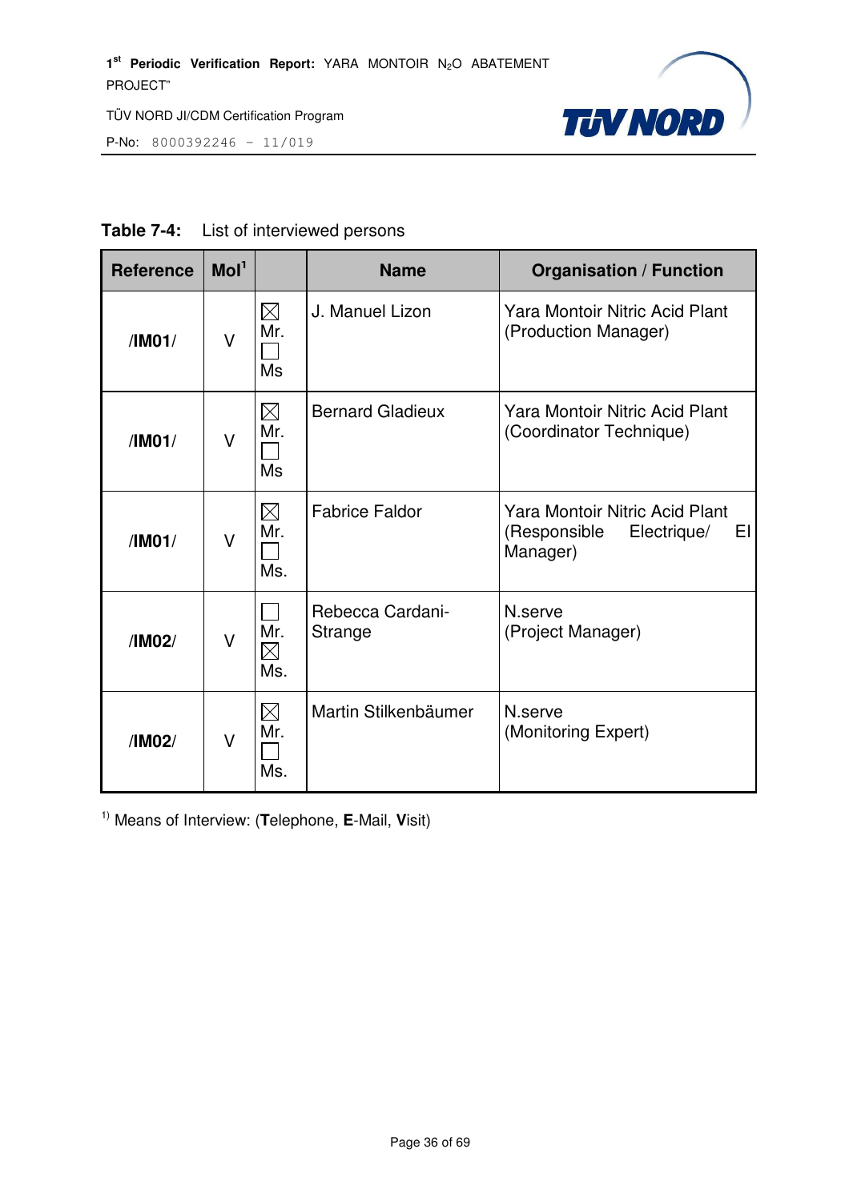**Table 7-4:** List of interviewed persons

| Reference | MoI[1] | | Name | Organisation / Function |
|---|---|---|---|---|
| /IM01/ | V | ☒ Mr. ☐ Ms | J. Manuel Lizon | Yara Montoir Nitric Acid Plant (Production Manager) |
| /IM01/ | V | ☒ Mr. ☐ Ms | Bernard Gladieux | Yara Montoir Nitric Acid Plant (Coordinator Technique) |
| /IM01/ | V | ☒ Mr. ☐ Ms. | Fabrice Faldor | Yara Montoir Nitric Acid Plant (Responsible Electrique/ El Manager) |
| /IM02/ | V | ☐ Mr. ☒ Ms. | Rebecca Cardani-Strange | N.serve (Project Manager) |
| /IM02/ | V | ☒ Mr. ☐ Ms. | Martin Stilkenbäumer | N.serve (Monitoring Expert) |

[1]) Means of Interview: (**T**elephone, **E**-Mail, **V**isit)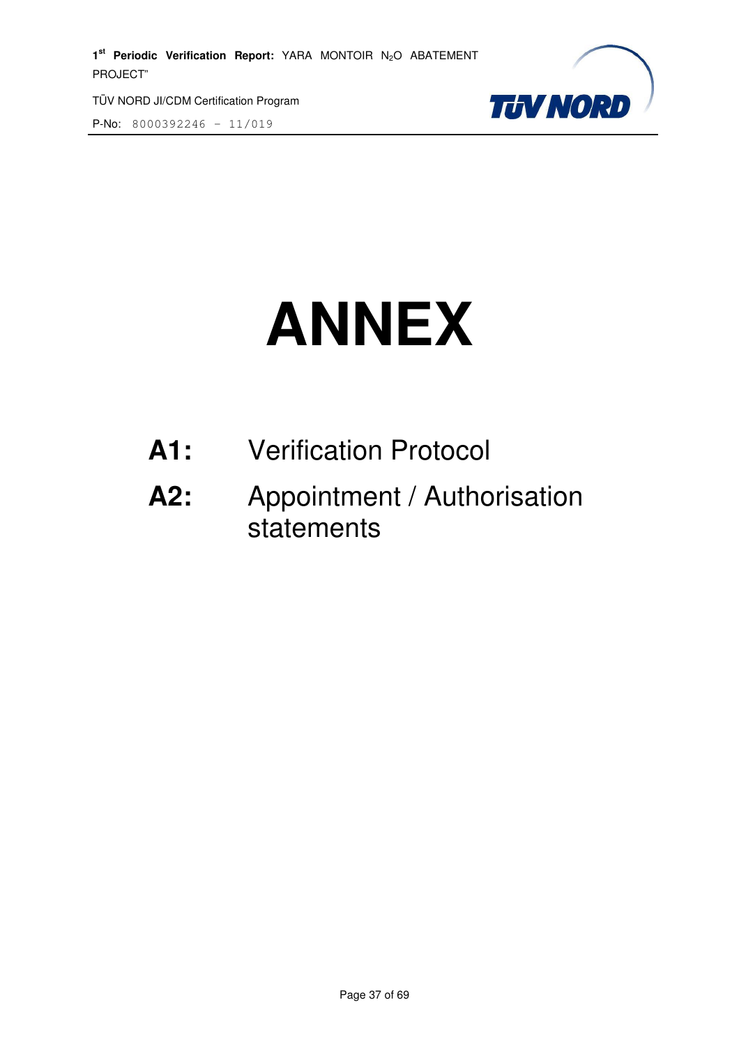# ANNEX

**A1:** Verification Protocol

**A2:** Appointment / Authorisation statements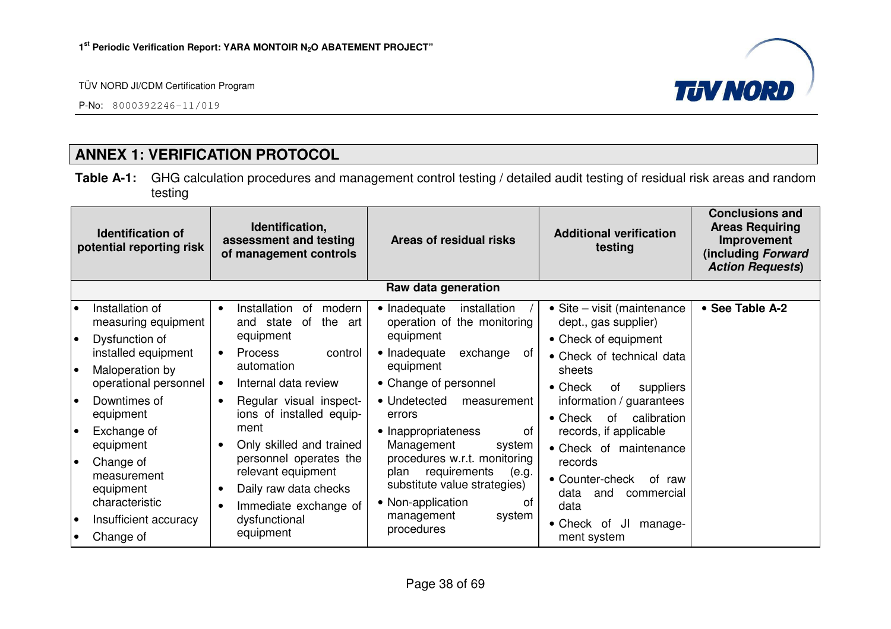## ANNEX 1: VERIFICATION PROTOCOL

**Table A-1:** GHG calculation procedures and management control testing / detailed audit testing of residual risk areas and random testing

| Identification of potential reporting risk | Identification, assessment and testing of management controls | Areas of residual risks | Additional verification testing | Conclusions and Areas Requiring Improvement (including *Forward Action Requests*) |
|---|---|---|---|---|
| **Raw data generation** | | | | |
| • Installation of measuring equipment<br>• Dysfunction of installed equipment<br>• Maloperation by operational personnel<br>• Downtimes of equipment<br>• Exchange of equipment<br>• Change of measurement equipment characteristic<br>• Insufficient accuracy<br>• Change of | • Installation of modern and state of the art equipment<br>• Process control automation<br>• Internal data review<br>• Regular visual inspections of installed equipment<br>• Only skilled and trained personnel operates the relevant equipment<br>• Daily raw data checks<br>• Immediate exchange of dysfunctional equipment | • Inadequate installation / operation of the monitoring equipment<br>• Inadequate exchange of equipment<br>• Change of personnel<br>• Undetected measurement errors<br>• Inappropriateness of Management system procedures w.r.t. monitoring plan requirements (e.g. substitute value strategies)<br>• Non-application of management system procedures | • Site – visit (maintenance dept., gas supplier)<br>• Check of equipment<br>• Check of technical data sheets<br>• Check of suppliers information / guarantees<br>• Check of calibration records, if applicable<br>• Check of maintenance records<br>• Counter-check of raw data and commercial data<br>• Check of JI management system | • **See Table A-2** |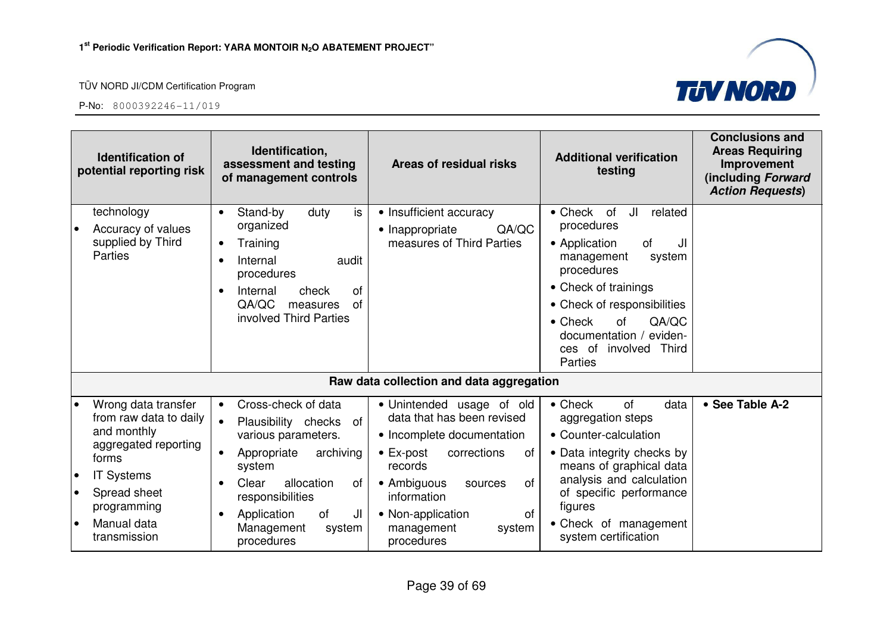| Identification of potential reporting risk | Identification, assessment and testing of management controls | Areas of residual risks | Additional verification testing | Conclusions and Areas Requiring Improvement (including *Forward Action Requests*) |
|---|---|---|---|---|
| technology<br>• Accuracy of values supplied by Third Parties | • Stand-by duty is organized<br>• Training<br>• Internal audit procedures<br>• Internal check of QA/QC measures of involved Third Parties | • Insufficient accuracy<br>• Inappropriate QA/QC measures of Third Parties | • Check of JI related procedures<br>• Application of JI management system procedures<br>• Check of trainings<br>• Check of responsibilities<br>• Check of QA/QC documentation / evidences of involved Third Parties | |
| **Raw data collection and data aggregation** | | | | |
| • Wrong data transfer from raw data to daily and monthly aggregated reporting forms<br>• IT Systems<br>• Spread sheet programming<br>• Manual data transmission | • Cross-check of data<br>• Plausibility checks of various parameters.<br>• Appropriate archiving system<br>• Clear allocation of responsibilities<br>• Application of JI Management system procedures | • Unintended usage of old data that has been revised<br>• Incomplete documentation<br>• Ex-post corrections of records<br>• Ambiguous sources of information<br>• Non-application of management system procedures | • Check of data aggregation steps<br>• Counter-calculation<br>• Data integrity checks by means of graphical data analysis and calculation of specific performance figures<br>• Check of management system certification | • **See Table A-2** |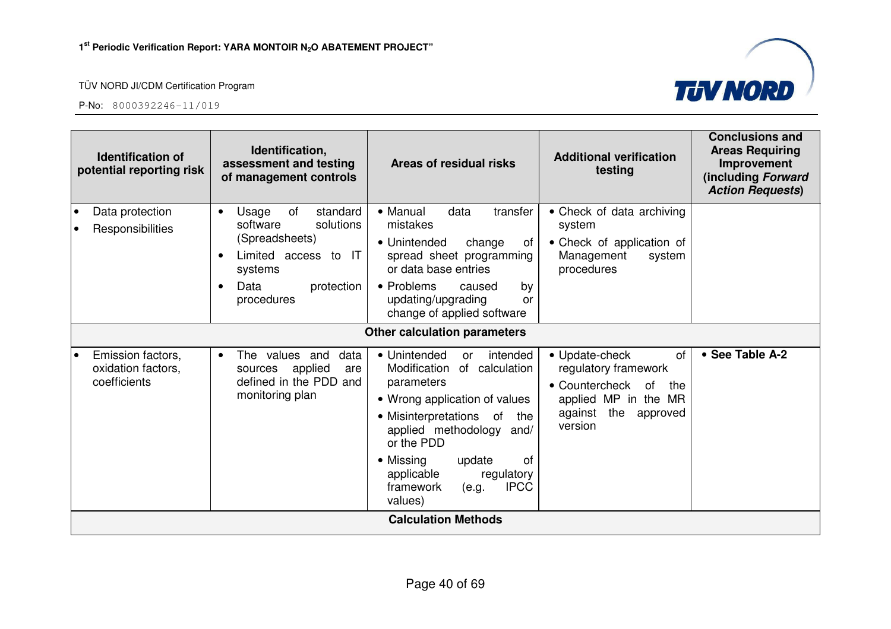| Identification of potential reporting risk | Identification, assessment and testing of management controls | Areas of residual risks | Additional verification testing | Conclusions and Areas Requiring Improvement (including *Forward Action Requests*) |
|---|---|---|---|---|
| • Data protection<br>• Responsibilities | • Usage of standard software solutions (Spreadsheets)<br>• Limited access to IT systems<br>• Data protection procedures | • Manual data transfer mistakes<br>• Unintended change of spread sheet programming or data base entries<br>• Problems caused by updating/upgrading or change of applied software | • Check of data archiving system<br>• Check of application of Management system procedures | |
| **Other calculation parameters** | | | | |
| • Emission factors, oxidation factors, coefficients | • The values and data sources applied are defined in the PDD and monitoring plan | • Unintended or intended Modification of calculation parameters<br>• Wrong application of values<br>• Misinterpretations of the applied methodology and/ or the PDD<br>• Missing update of applicable regulatory framework (e.g. IPCC values) | • Update-check of regulatory framework<br>• Countercheck of the applied MP in the MR against the approved version | • **See Table A-2** |
| **Calculation Methods** | | | | |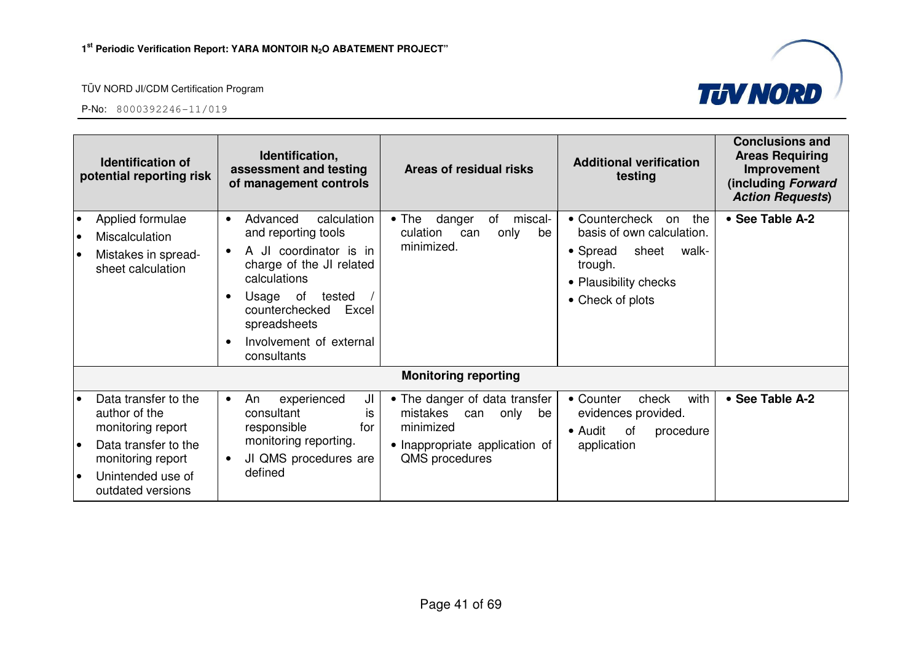| Identification of potential reporting risk | Identification, assessment and testing of management controls | Areas of residual risks | Additional verification testing | Conclusions and Areas Requiring Improvement (including *Forward Action Requests*) |
|---|---|---|---|---|
| • Applied formulae<br>• Miscalculation<br>• Mistakes in spread-sheet calculation | • Advanced calculation and reporting tools<br>• A JI coordinator is in charge of the JI related calculations<br>• Usage of tested / counterchecked Excel spreadsheets<br>• Involvement of external consultants | • The danger of miscal-culation can only be minimized. | • Countercheck on the basis of own calculation.<br>• Spread sheet walk-trough.<br>• Plausibility checks<br>• Check of plots | • **See Table A-2** |
| **Monitoring reporting** | | | | |
| • Data transfer to the author of the monitoring report<br>• Data transfer to the monitoring report<br>• Unintended use of outdated versions | • An experienced JI consultant is responsible for monitoring reporting.<br>• JI QMS procedures are defined | • The danger of data transfer mistakes can only be minimized<br>• Inappropriate application of QMS procedures | • Counter check with evidences provided.<br>• Audit of procedure application | • **See Table A-2** |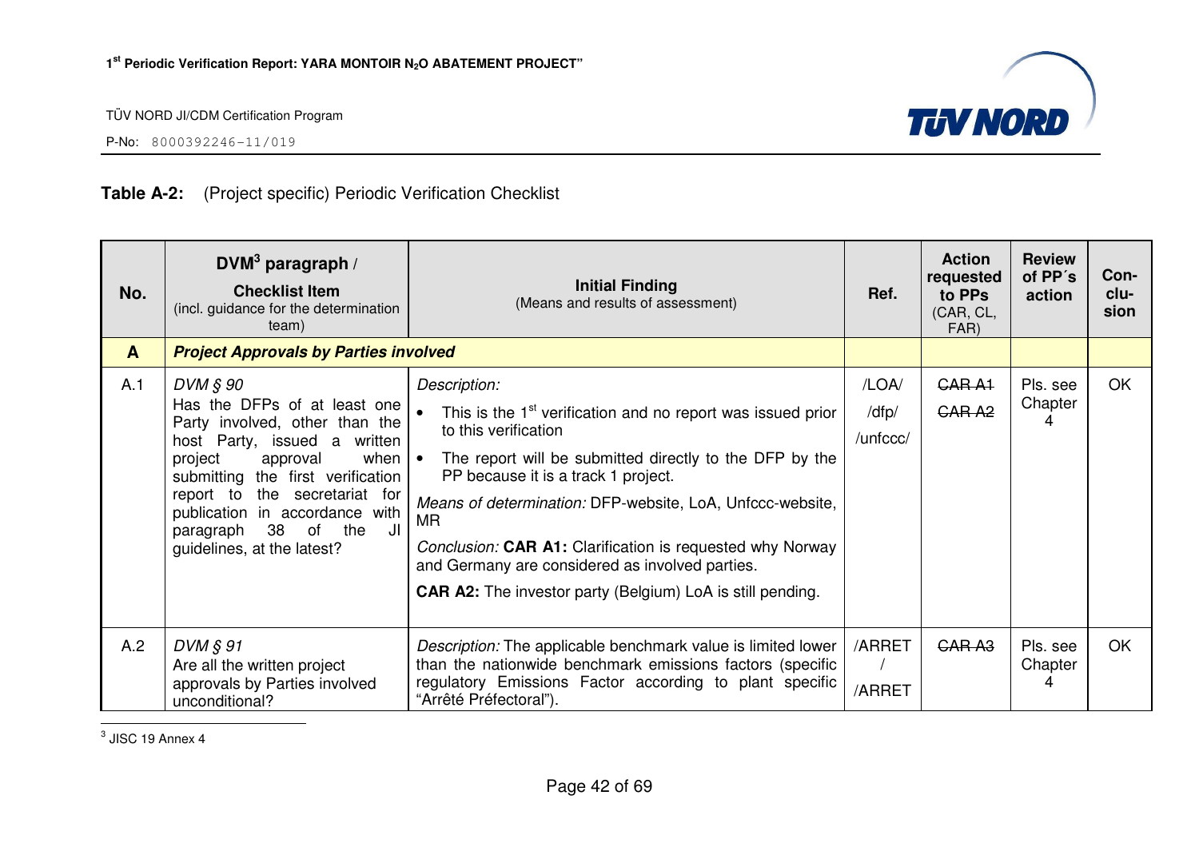**Table A-2:** (Project specific) Periodic Verification Checklist

| No. | DVM[3] paragraph / **Checklist Item** (incl. guidance for the determination team) | **Initial Finding** (Means and results of assessment) | Ref. | Action requested to PPs (CAR, CL, FAR) | Review of PP´s action | Con-clu-sion |
|---|---|---|---|---|---|---|
| **A** | ***Project Approvals by Parties involved*** | | | | | |
| A.1 | *DVM § 90* Has the DFPs of at least one Party involved, other than the host Party, issued a written project approval when submitting the first verification report to the secretariat for publication in accordance with paragraph 38 of the JI guidelines, at the latest? | *Description:* <br>• This is the 1st verification and no report was issued prior to this verification <br>• The report will be submitted directly to the DFP by the PP because it is a track 1 project. <br>*Means of determination:* DFP-website, LoA, Unfccc-website, MR <br>*Conclusion:* **CAR A1:** Clarification is requested why Norway and Germany are considered as involved parties. <br>**CAR A2:** The investor party (Belgium) LoA is still pending. | /LOA/ /dfp/ /unfccc/ | ~~CAR A1~~ ~~CAR A2~~ | Pls. see Chapter 4 | OK |
| A.2 | *DVM § 91* Are all the written project approvals by Parties involved unconditional? | *Description:* The applicable benchmark value is limited lower than the nationwide benchmark emissions factors (specific regulatory Emissions Factor according to plant specific "Arrêté Préfectoral"). | /ARRET / /ARRET | ~~CAR A3~~ | Pls. see Chapter 4 | OK |

[3] JISC 19 Annex 4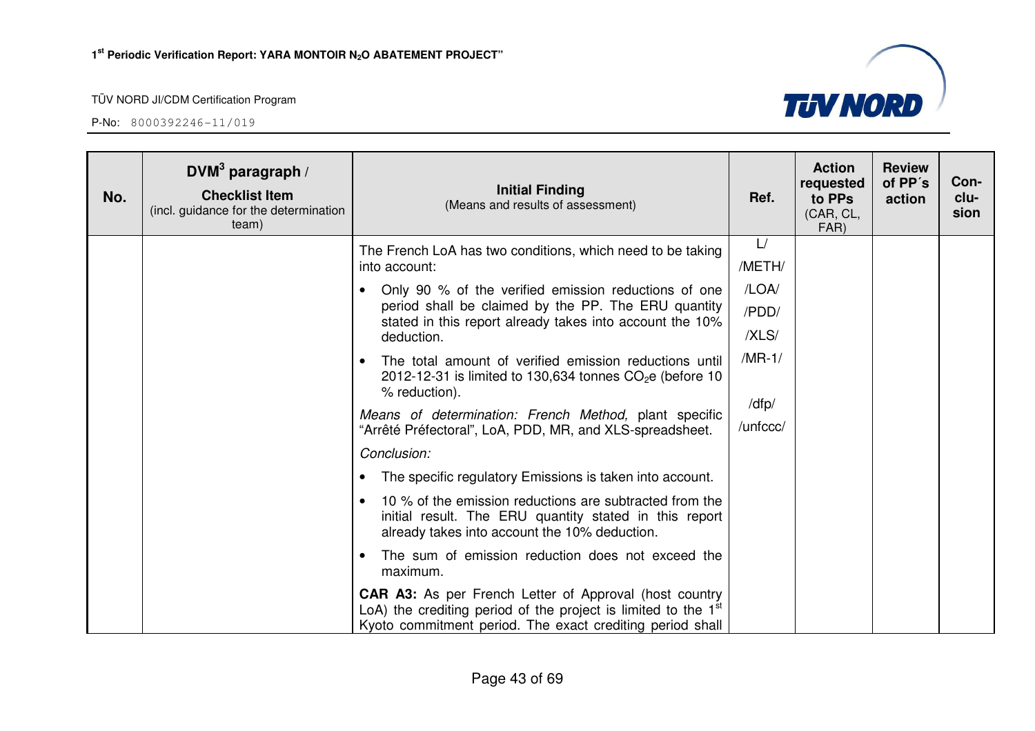| No. | DVM[3] paragraph / **Checklist Item** (incl. guidance for the determination team) | **Initial Finding** (Means and results of assessment) | Ref. | Action requested to PPs (CAR, CL, FAR) | Review of PP´s action | Con-clu-sion |
|---|---|---|---|---|---|---|
| | | The French LoA has two conditions, which need to be taking into account:<br>• Only 90 % of the verified emission reductions of one period shall be claimed by the PP. The ERU quantity stated in this report already takes into account the 10% deduction.<br>• The total amount of verified emission reductions until 2012-12-31 is limited to 130,634 tonnes $CO_2$e (before 10 % reduction).<br>*Means of determination: French Method,* plant specific "Arrêté Préfectoral", LoA, PDD, MR, and XLS-spreadsheet.<br>*Conclusion:*<br>• The specific regulatory Emissions is taken into account.<br>• 10 % of the emission reductions are subtracted from the initial result. The ERU quantity stated in this report already takes into account the 10% deduction.<br>• The sum of emission reduction does not exceed the maximum.<br>**CAR A3:** As per French Letter of Approval (host country LoA) the crediting period of the project is limited to the 1[st] Kyoto commitment period. The exact crediting period shall | L/<br>/METH/<br>/LOA/<br>/PDD/<br>/XLS/<br>/MR-1/<br><br>/dfp/<br>/unfccc/ | | | |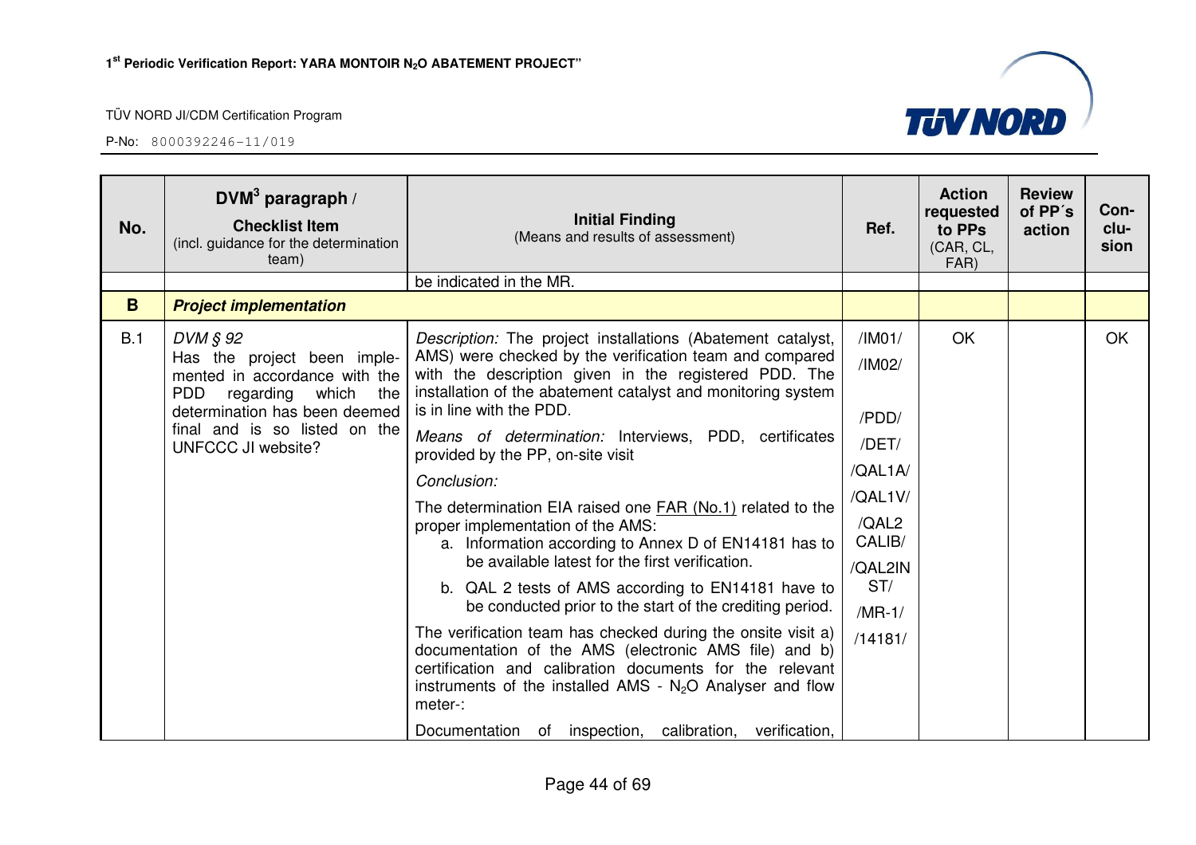| No. | DVM[3] paragraph / **Checklist Item** (incl. guidance for the determination team) | **Initial Finding** (Means and results of assessment) | Ref. | Action requested to PPs (CAR, CL, FAR) | Review of PP´s action | Con-clu-sion |
|---|---|---|---|---|---|---|
| | | be indicated in the MR. | | | | |
| **B** | ***Project implementation*** | | | | | |
| B.1 | *DVM § 92* Has the project been implemented in accordance with the PDD regarding which the determination has been deemed final and is so listed on the UNFCCC JI website? | *Description:* The project installations (Abatement catalyst, AMS) were checked by the verification team and compared with the description given in the registered PDD. The installation of the abatement catalyst and monitoring system is in line with the PDD. <br><br> *Means of determination:* Interviews, PDD, certificates provided by the PP, on-site visit <br><br> *Conclusion:* <br><br> The determination EIA raised one FAR (No.1) related to the proper implementation of the AMS: <br> a. Information according to Annex D of EN14181 has to be available latest for the first verification. <br> b. QAL 2 tests of AMS according to EN14181 have to be conducted prior to the start of the crediting period. <br><br> The verification team has checked during the onsite visit a) documentation of the AMS (electronic AMS file) and b) certification and calibration documents for the relevant instruments of the installed AMS - $N_2O$ Analyser and flow meter-: <br><br> Documentation of inspection, calibration, verification, | /IM01/ <br> /IM02/ <br> /PDD/ <br> /DET/ <br> /QAL1A/ <br> /QAL1V/ <br> /QAL2 CALIB/ <br> /QAL2INST/ <br> /MR-1/ <br> /14181/ | OK | | OK |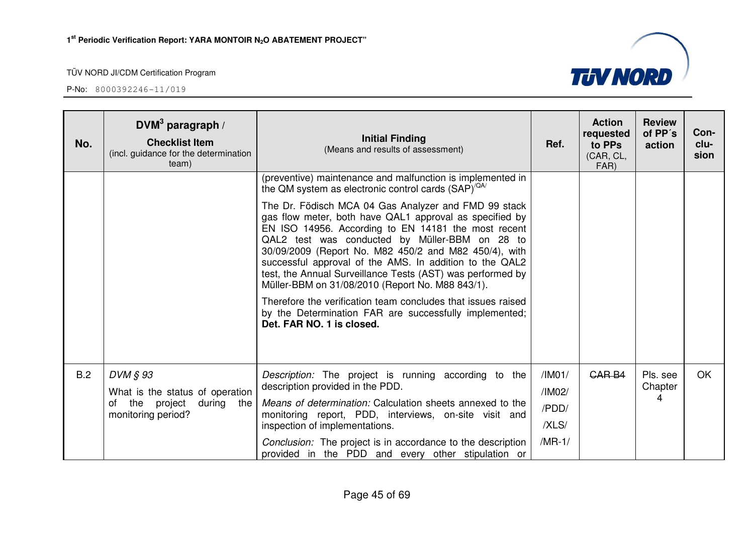| No. | DVM[3] paragraph / **Checklist Item** (incl. guidance for the determination team) | **Initial Finding** (Means and results of assessment) | Ref. | Action requested to PPs (CAR, CL, FAR) | Review of PP´s action | Con-clu-sion |
|---|---|---|---|---|---|---|
| | | (preventive) maintenance and malfunction is implemented in the QM system as electronic control cards (SAP)[/QA/]<br><br>The Dr. Födisch MCA 04 Gas Analyzer and FMD 99 stack gas flow meter, both have QAL1 approval as specified by EN ISO 14956. According to EN 14181 the most recent QAL2 test was conducted by Müller-BBM on 28 to 30/09/2009 (Report No. M82 450/2 and M82 450/4), with successful approval of the AMS. In addition to the QAL2 test, the Annual Surveillance Tests (AST) was performed by Müller-BBM on 31/08/2010 (Report No. M88 843/1).<br><br>Therefore the verification team concludes that issues raised by the Determination FAR are successfully implemented; **Det. FAR NO. 1 is closed.** | | | | |
| B.2 | *DVM § 93*<br>What is the status of operation of the project during the monitoring period? | *Description:* The project is running according to the description provided in the PDD.<br><br>*Means of determination:* Calculation sheets annexed to the monitoring report, PDD, interviews, on-site visit and inspection of implementations.<br><br>*Conclusion:* The project is in accordance to the description provided in the PDD and every other stipulation or | /IM01/<br>/IM02/<br>/PDD/<br>/XLS/<br>/MR-1/ | ~~CAR B4~~ | Pls. see Chapter 4 | OK |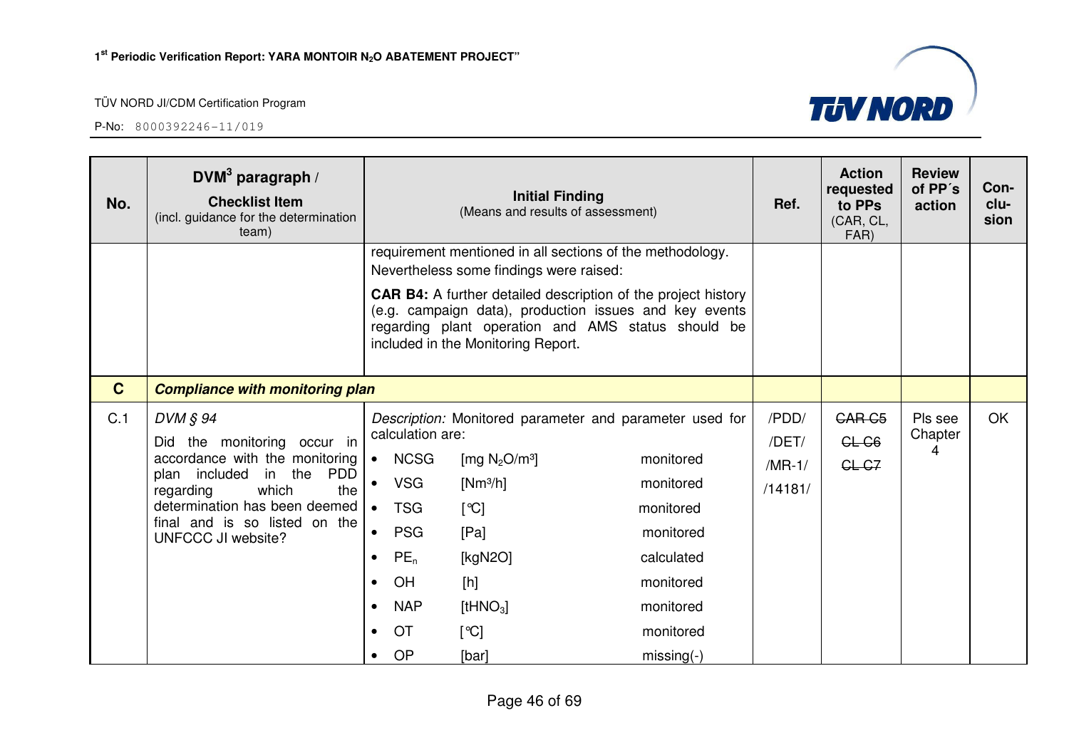| No. | DVM[3] paragraph / **Checklist Item** (incl. guidance for the determination team) | **Initial Finding** (Means and results of assessment) | Ref. | Action requested to PPs (CAR, CL, FAR) | Review of PP´s action | Con-clu-sion |
|---|---|---|---|---|---|---|
| | | requirement mentioned in all sections of the methodology. Nevertheless some findings were raised:<br><br>**CAR B4:** A further detailed description of the project history (e.g. campaign data), production issues and key events regarding plant operation and AMS status should be included in the Monitoring Report. | | | | |
| **C** | ***Compliance with monitoring plan*** | | | | | |
| C.1 | *DVM § 94*<br>Did the monitoring occur in accordance with the monitoring plan included in the PDD regarding which the determination has been deemed final and is so listed on the UNFCCC JI website? | *Description:* Monitored parameter and parameter used for calculation are:<br>• NCSG [mg $N_2O$/m³] monitored<br>• VSG [Nm³/h] monitored<br>• TSG [°C] monitored<br>• PSG [Pa] monitored<br>• $PE_n$ [kgN2O] calculated<br>• OH [h] monitored<br>• NAP [t$HNO_3$] monitored<br>• OT [°C] monitored<br>• OP [bar] missing(-) | /PDD/<br>/DET/<br>/MR-1/<br>/14181/ | ~~CAR C5~~<br>~~CL C6~~<br>~~CL C7~~ | Pls see Chapter 4 | OK |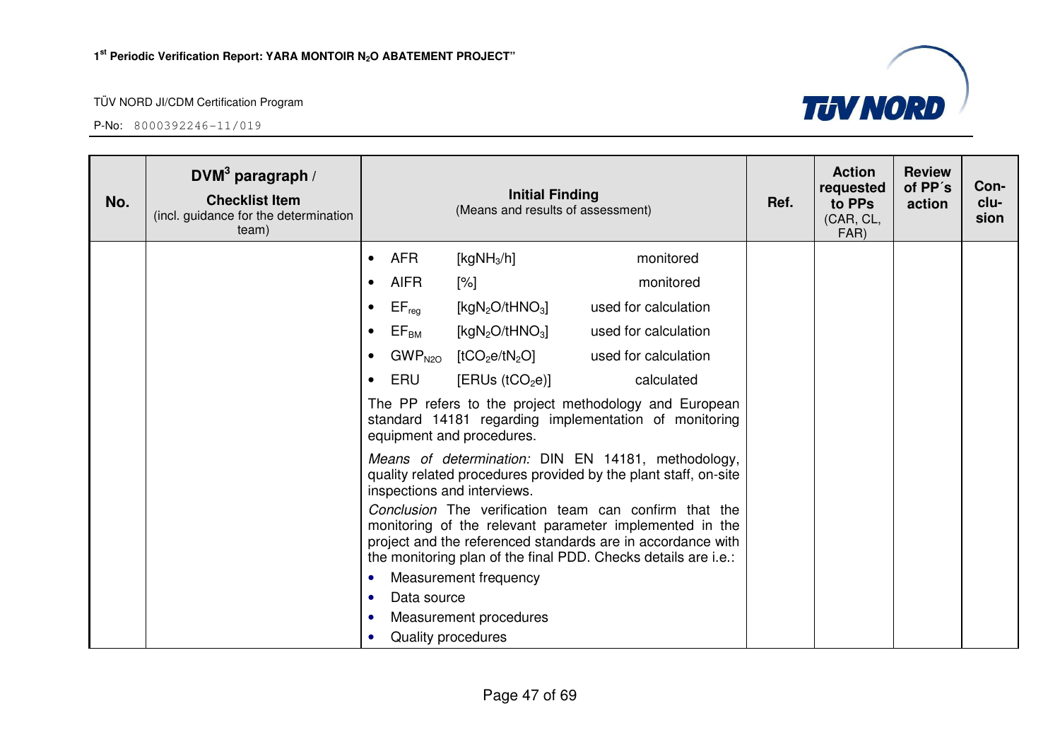| No. | DVM[3] paragraph / Checklist Item (incl. guidance for the determination team) | Initial Finding (Means and results of assessment) | Ref. | Action requested to PPs (CAR, CL, FAR) | Review of PP´s action | Con-clu-sion |
|---|---|---|---|---|---|---|
| | | • AFR [$kgNH_3/h$] monitored<br>• AIFR [%] monitored<br>• $EF_{reg}$ [$kgN_2O/tHNO_3$] used for calculation<br>• $EF_{BM}$ [$kgN_2O/tHNO_3$] used for calculation<br>• $GWP_{N2O}$ [$tCO_2e/tN_2O$] used for calculation<br>• ERU [ERUs ($tCO_2e$)] calculated<br><br>The PP refers to the project methodology and European standard 14181 regarding implementation of monitoring equipment and procedures.<br><br>*Means of determination:* DIN EN 14181, methodology, quality related procedures provided by the plant staff, on-site inspections and interviews.<br><br>*Conclusion* The verification team can confirm that the monitoring of the relevant parameter implemented in the project and the referenced standards are in accordance with the monitoring plan of the final PDD. Checks details are i.e.:<br>• Measurement frequency<br>• Data source<br>• Measurement procedures<br>• Quality procedures | | | | |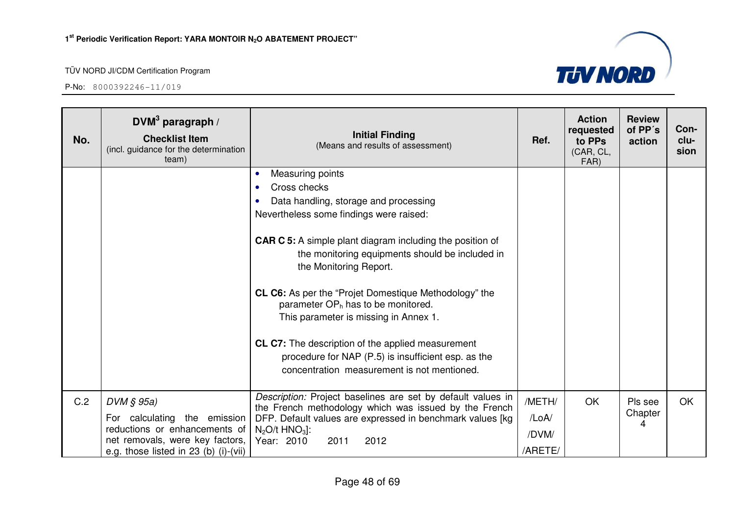| No. | DVM[3] paragraph / **Checklist Item** (incl. guidance for the determination team) | **Initial Finding** (Means and results of assessment) | Ref. | Action requested to PPs (CAR, CL, FAR) | Review of PP´s action | Con-clu-sion |
|---|---|---|---|---|---|---|
| | | • Measuring points<br>• Cross checks<br>• Data handling, storage and processing<br>Nevertheless some findings were raised:<br><br>**CAR C 5:** A simple plant diagram including the position of the monitoring equipments should be included in the Monitoring Report.<br><br>**CL C6:** As per the "Projet Domestique Methodology" the parameter $OP_h$ has to be monitored. This parameter is missing in Annex 1.<br><br>**CL C7:** The description of the applied measurement procedure for NAP (P.5) is insufficient esp. as the concentration measurement is not mentioned. | | | | |
| C.2 | *DVM § 95a)*<br>For calculating the emission reductions or enhancements of net removals, were key factors, e.g. those listed in 23 (b) (i)-(vii) | *Description:* Project baselines are set by default values in the French methodology which was issued by the French DFP. Default values are expressed in benchmark values [kg $N_2O$/t $HNO_3$]:<br>Year: 2010 2011 2012 | /METH/<br>/LoA/<br>/DVM/<br>/ARETE/ | OK | Pls see Chapter 4 | OK |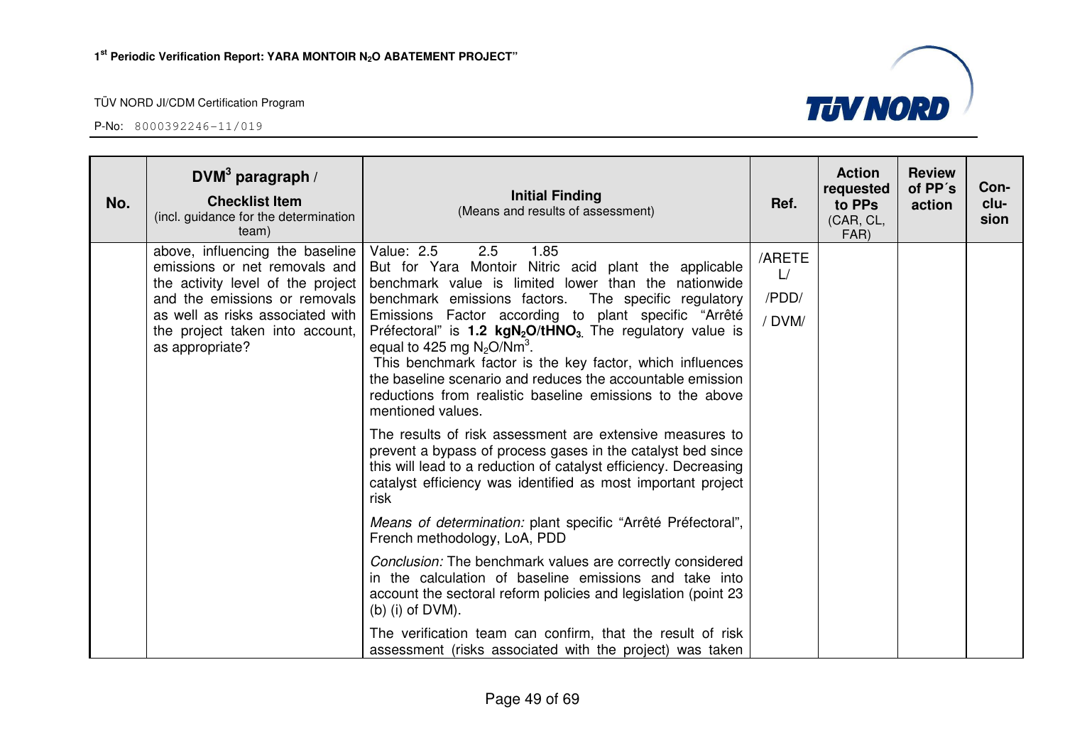| No. | DVM[3] paragraph / **Checklist Item** (incl. guidance for the determination team) | **Initial Finding** (Means and results of assessment) | Ref. | Action requested to PPs (CAR, CL, FAR) | Review of PP´s action | Con-clu-sion |
|---|---|---|---|---|---|---|
| | above, influencing the baseline emissions or net removals and the activity level of the project and the emissions or removals as well as risks associated with the project taken into account, as appropriate? | Value: 2.5 2.5 1.85<br>But for Yara Montoir Nitric acid plant the applicable benchmark value is limited lower than the nationwide benchmark emissions factors. The specific regulatory Emissions Factor according to plant specific "Arrêté Préfectoral" is **1.2 kg$N_2O$/t$HNO_3$**. The regulatory value is equal to 425 mg $N_2O/Nm^3$.<br>This benchmark factor is the key factor, which influences the baseline scenario and reduces the accountable emission reductions from realistic baseline emissions to the above mentioned values.<br><br>The results of risk assessment are extensive measures to prevent a bypass of process gases in the catalyst bed since this will lead to a reduction of catalyst efficiency. Decreasing catalyst efficiency was identified as most important project risk<br><br>*Means of determination:* plant specific "Arrêté Préfectoral", French methodology, LoA, PDD<br><br>*Conclusion:* The benchmark values are correctly considered in the calculation of baseline emissions and take into account the sectoral reform policies and legislation (point 23 (b) (i) of DVM).<br><br>The verification team can confirm, that the result of risk assessment (risks associated with the project) was taken | /ARETE L/<br>/PDD/<br>/ DVM/ | | | |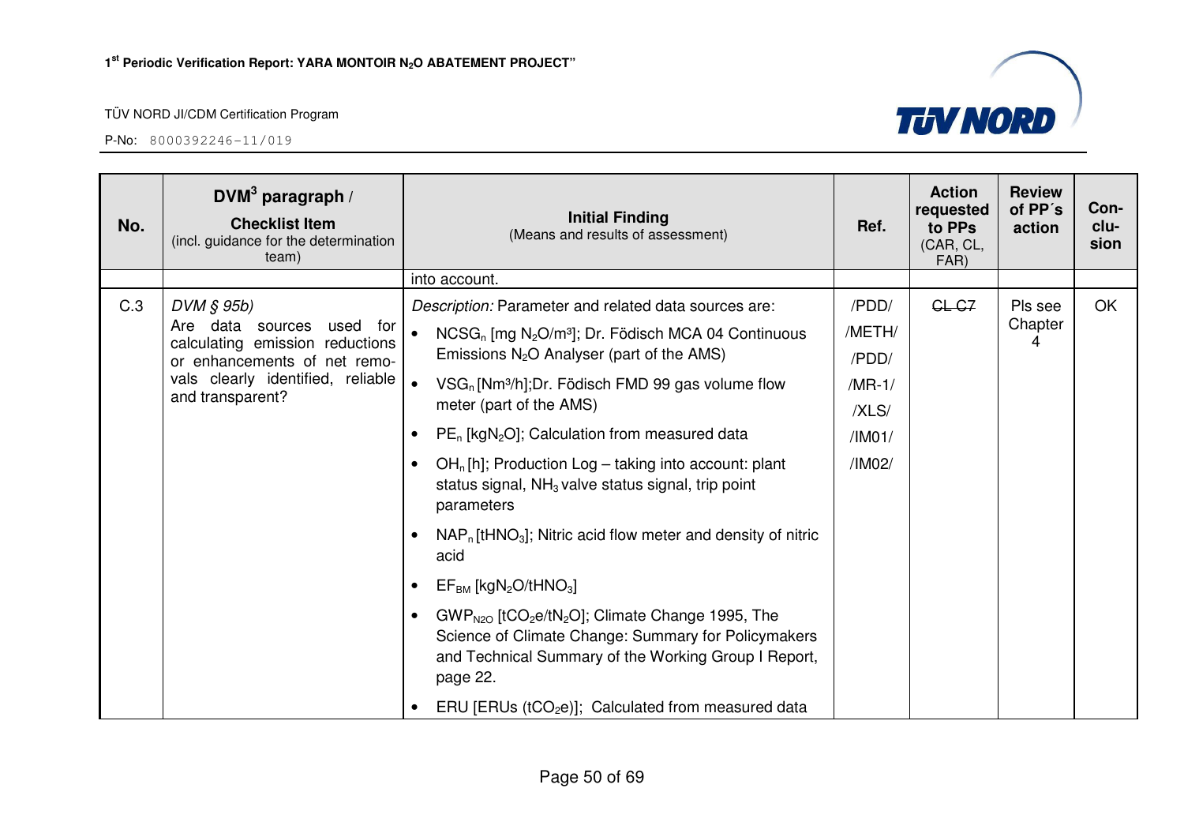| No. | DVM[3] paragraph / **Checklist Item** (incl. guidance for the determination team) | **Initial Finding** (Means and results of assessment) | Ref. | Action requested to PPs (CAR, CL, FAR) | Review of PP´s action | Con-clu-sion |
|---|---|---|---|---|---|---|
| | | into account. | | | | |
| C.3 | *DVM § 95b)* Are data sources used for calculating emission reductions or enhancements of net removals clearly identified, reliable and transparent? | *Description:* Parameter and related data sources are: <br>• $NCSG_n$ [mg $N_2O$/m³]; Dr. Födisch MCA 04 Continuous Emissions $N_2O$ Analyser (part of the AMS) <br>• $VSG_n$ [Nm³/h];Dr. Födisch FMD 99 gas volume flow meter (part of the AMS) <br>• $PE_n$ [kg$N_2O$]; Calculation from measured data <br>• $OH_n$ [h]; Production Log – taking into account: plant status signal, $NH_3$ valve status signal, trip point parameters <br>• $NAP_n$ [t$HNO_3$]; Nitric acid flow meter and density of nitric acid <br>• $EF_{BM}$ [kg$N_2O$/t$HNO_3$] <br>• $GWP_{N2O}$ [t$CO_2$e/t$N_2O$]; Climate Change 1995, The Science of Climate Change: Summary for Policymakers and Technical Summary of the Working Group I Report, page 22. <br>• ERU [ERUs (t$CO_2$e)]; Calculated from measured data | /PDD/ <br>/METH/ <br>/PDD/ <br>/MR-1/ <br>/XLS/ <br>/IM01/ <br>/IM02/ | ~~CL C7~~ | Pls see Chapter 4 | OK |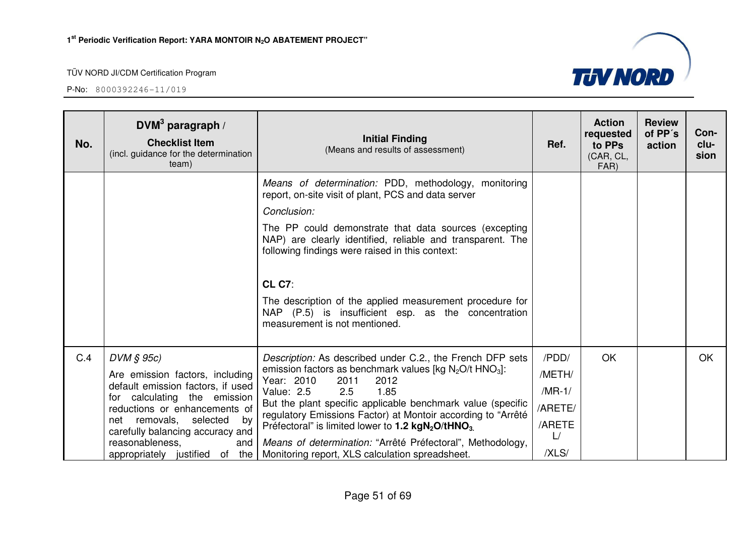| No. | DVM[3] paragraph / **Checklist Item** (incl. guidance for the determination team) | **Initial Finding** (Means and results of assessment) | Ref. | Action requested to PPs (CAR, CL, FAR) | Review of PP´s action | Con-clu-sion |
|---|---|---|---|---|---|---|
| | | *Means of determination:* PDD, methodology, monitoring report, on-site visit of plant, PCS and data server<br>*Conclusion:*<br>The PP could demonstrate that data sources (excepting NAP) are clearly identified, reliable and transparent. The following findings were raised in this context:<br><br>**CL C7**:<br>The description of the applied measurement procedure for NAP (P.5) is insufficient esp. as the concentration measurement is not mentioned. | | | | |
| C.4 | *DVM § 95c)*<br>Are emission factors, including default emission factors, if used for calculating the emission reductions or enhancements of net removals, selected by carefully balancing accuracy and reasonableness, and appropriately justified of the | *Description:* As described under C.2., the French DFP sets emission factors as benchmark values [kg $N_2O$/t $HNO_3$]:<br>Year: 2010 2011 2012<br>Value: 2.5 2.5 1.85<br>But the plant specific applicable benchmark value (specific regulatory Emissions Factor) at Montoir according to "Arrêté Préfectoral" is limited lower to **1.2 kg$N_2O$/t$HNO_3$**.<br>*Means of determination:* "Arrêté Préfectoral", Methodology, Monitoring report, XLS calculation spreadsheet. | /PDD/<br>/METH/<br>/MR-1/<br>/ARETE/<br>/ARETEL/<br>/XLS/ | OK | | OK |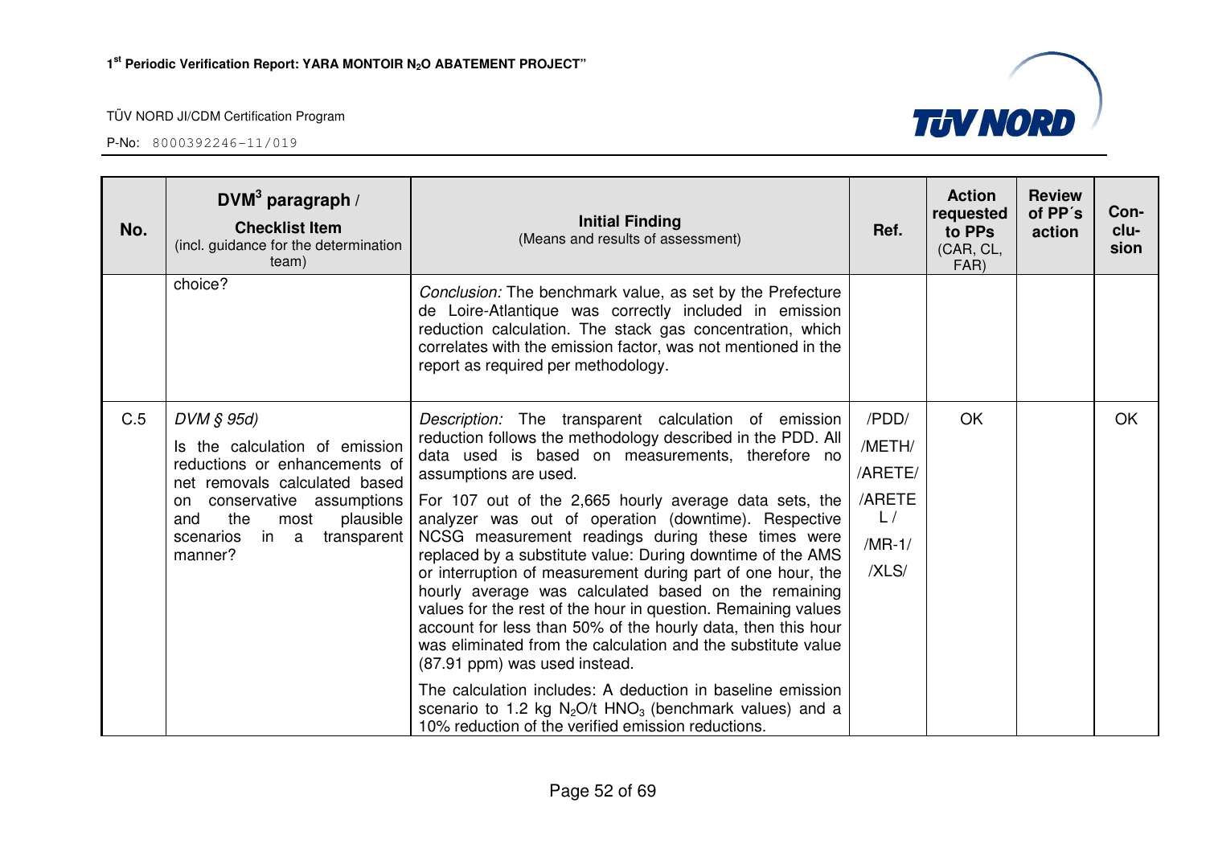| No. | DVM[3] paragraph / **Checklist Item** (incl. guidance for the determination team) | **Initial Finding** (Means and results of assessment) | Ref. | Action requested to PPs (CAR, CL, FAR) | Review of PP´s action | Con-clu-sion |
|---|---|---|---|---|---|---|
| | choice? | *Conclusion:* The benchmark value, as set by the Prefecture de Loire-Atlantique was correctly included in emission reduction calculation. The stack gas concentration, which correlates with the emission factor, was not mentioned in the report as required per methodology. | | | | |
| C.5 | *DVM § 95d)* Is the calculation of emission reductions or enhancements of net removals calculated based on conservative assumptions and the most plausible scenarios in a transparent manner? | *Description:* The transparent calculation of emission reduction follows the methodology described in the PDD. All data used is based on measurements, therefore no assumptions are used. For 107 out of the 2,665 hourly average data sets, the analyzer was out of operation (downtime). Respective NCSG measurement readings during these times were replaced by a substitute value: During downtime of the AMS or interruption of measurement during part of one hour, the hourly average was calculated based on the remaining values for the rest of the hour in question. Remaining values account for less than 50% of the hourly data, then this hour was eliminated from the calculation and the substitute value (87.91 ppm) was used instead. The calculation includes: A deduction in baseline emission scenario to 1.2 kg $N_2O$/t $HNO_3$ (benchmark values) and a 10% reduction of the verified emission reductions. | /PDD/ /METH/ /ARETE/ /ARETEL/ /MR-1/ /XLS/ | OK | | OK |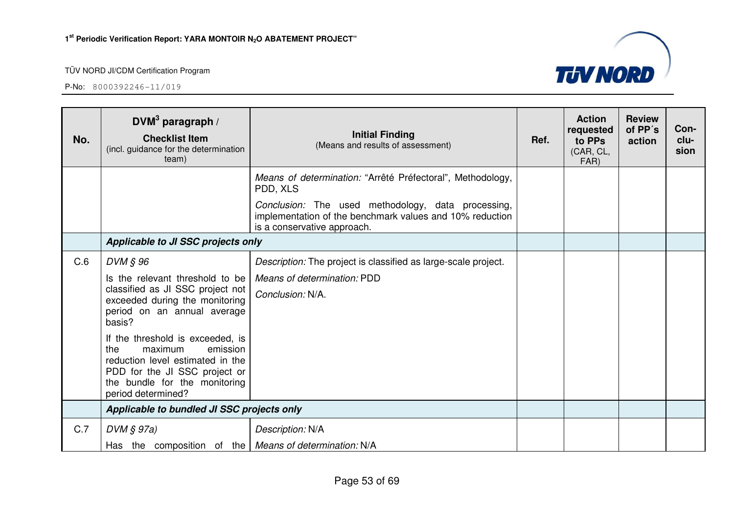| No. | DVM[3] paragraph / **Checklist Item** (incl. guidance for the determination team) | **Initial Finding** (Means and results of assessment) | Ref. | Action requested to PPs (CAR, CL, FAR) | Review of PP´s action | Con-clu-sion |
|---|---|---|---|---|---|---|
| | | *Means of determination:* “Arrêté Préfectoral”, Methodology, PDD, XLS<br>*Conclusion:* The used methodology, data processing, implementation of the benchmark values and 10% reduction is a conservative approach. | | | | |
| | ***Applicable to JI SSC projects only*** | | | | | |
| C.6 | *DVM § 96*<br>Is the relevant threshold to be classified as JI SSC project not exceeded during the monitoring period on an annual average basis?<br>If the threshold is exceeded, is the maximum emission reduction level estimated in the PDD for the JI SSC project or the bundle for the monitoring period determined? | *Description:* The project is classified as large-scale project.<br>*Means of determination:* PDD<br>*Conclusion:* N/A. | | | | |
| | ***Applicable to bundled JI SSC projects only*** | | | | | |
| C.7 | *DVM § 97a)*<br>Has the composition of the | *Description:* N/A<br>*Means of determination:* N/A | | | | |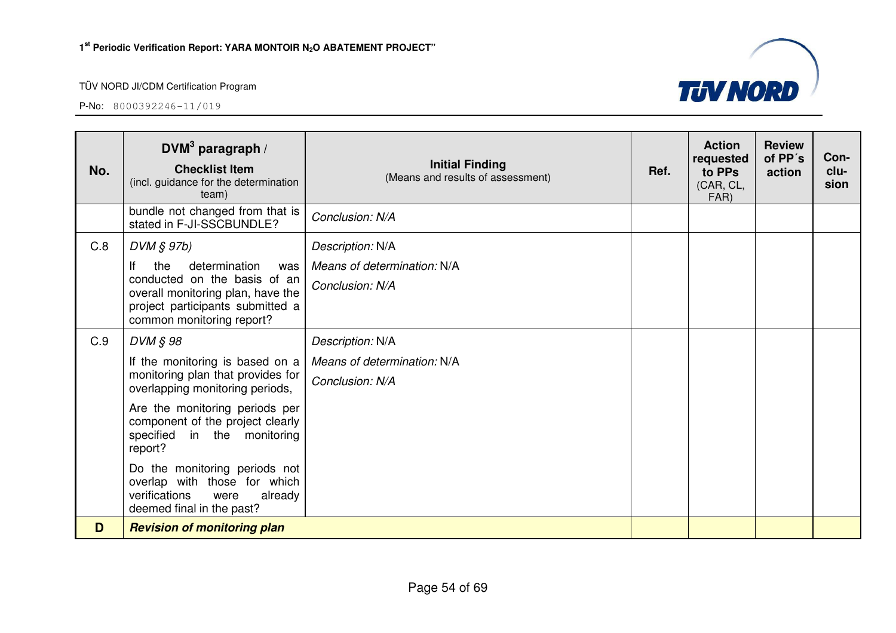| No. | DVM[3] paragraph / **Checklist Item** (incl. guidance for the determination team) | **Initial Finding** (Means and results of assessment) | Ref. | Action requested to PPs (CAR, CL, FAR) | Review of PP´s action | Con-clu-sion |
|---|---|---|---|---|---|---|
| | bundle not changed from that is stated in F-JI-SSCBUNDLE? | *Conclusion: N/A* | | | | |
| C.8 | *DVM § 97b)*<br>If the determination was conducted on the basis of an overall monitoring plan, have the project participants submitted a common monitoring report? | *Description:* N/A<br>*Means of determination:* N/A<br>*Conclusion: N/A* | | | | |
| C.9 | *DVM § 98*<br>If the monitoring is based on a monitoring plan that provides for overlapping monitoring periods,<br>Are the monitoring periods per component of the project clearly specified in the monitoring report?<br>Do the monitoring periods not overlap with those for which verifications were already deemed final in the past? | *Description:* N/A<br>*Means of determination:* N/A<br>*Conclusion: N/A* | | | | |
| **D** | ***Revision of monitoring plan*** | | | | | |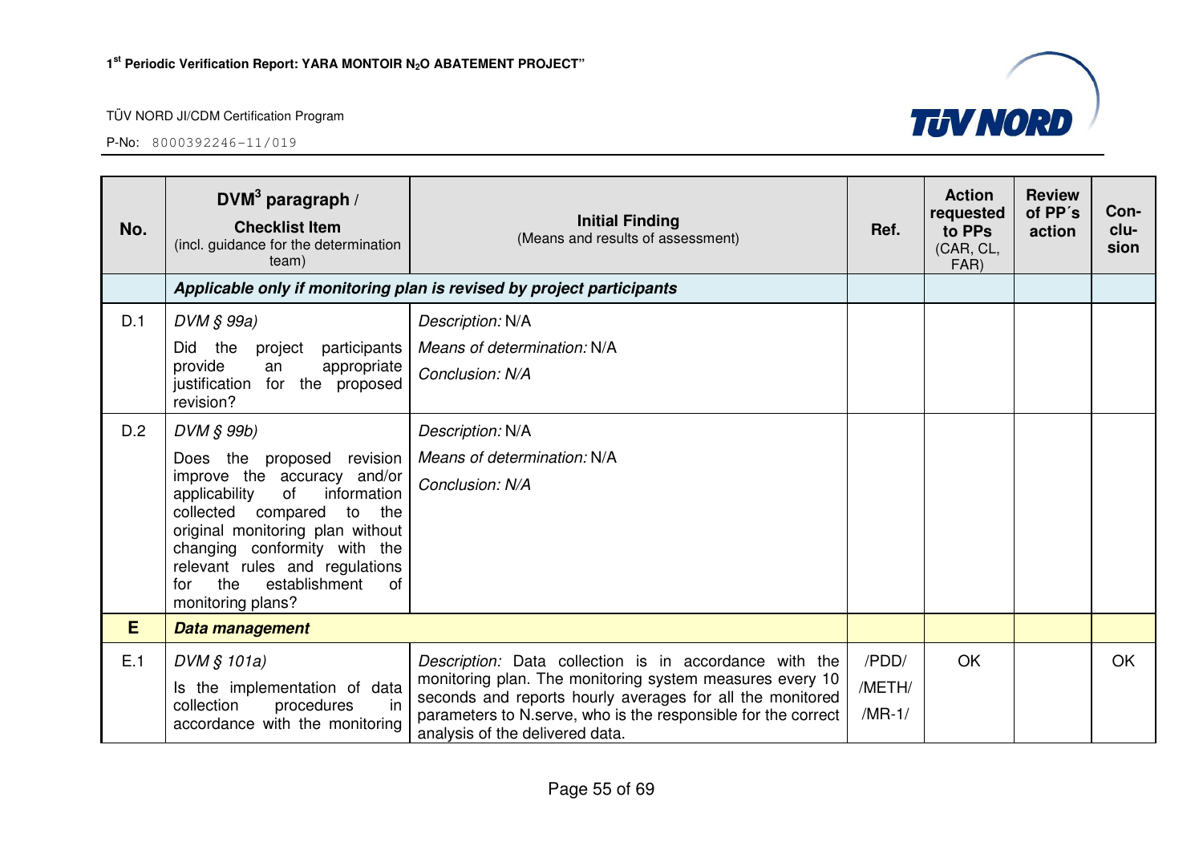| No. | DVM[3] paragraph / **Checklist Item** (incl. guidance for the determination team) | **Initial Finding** (Means and results of assessment) | Ref. | Action requested to PPs (CAR, CL, FAR) | Review of PP´s action | Con-clu-sion |
|---|---|---|---|---|---|---|
| | ***Applicable only if monitoring plan is revised by project participants*** | | | | | |
| D.1 | *DVM § 99a)* Did the project participants provide an appropriate justification for the proposed revision? | *Description:* N/A *Means of determination:* N/A *Conclusion: N/A* | | | | |
| D.2 | *DVM § 99b)* Does the proposed revision improve the accuracy and/or applicability of information collected compared to the original monitoring plan without changing conformity with the relevant rules and regulations for the establishment of monitoring plans? | *Description:* N/A *Means of determination:* N/A *Conclusion: N/A* | | | | |
| **E** | ***Data management*** | | | | | |
| E.1 | *DVM § 101a)* Is the implementation of data collection procedures in accordance with the monitoring | *Description:* Data collection is in accordance with the monitoring plan. The monitoring system measures every 10 seconds and reports hourly averages for all the monitored parameters to N.serve, who is the responsible for the correct analysis of the delivered data. | /PDD/ /METH/ /MR-1/ | OK | | OK |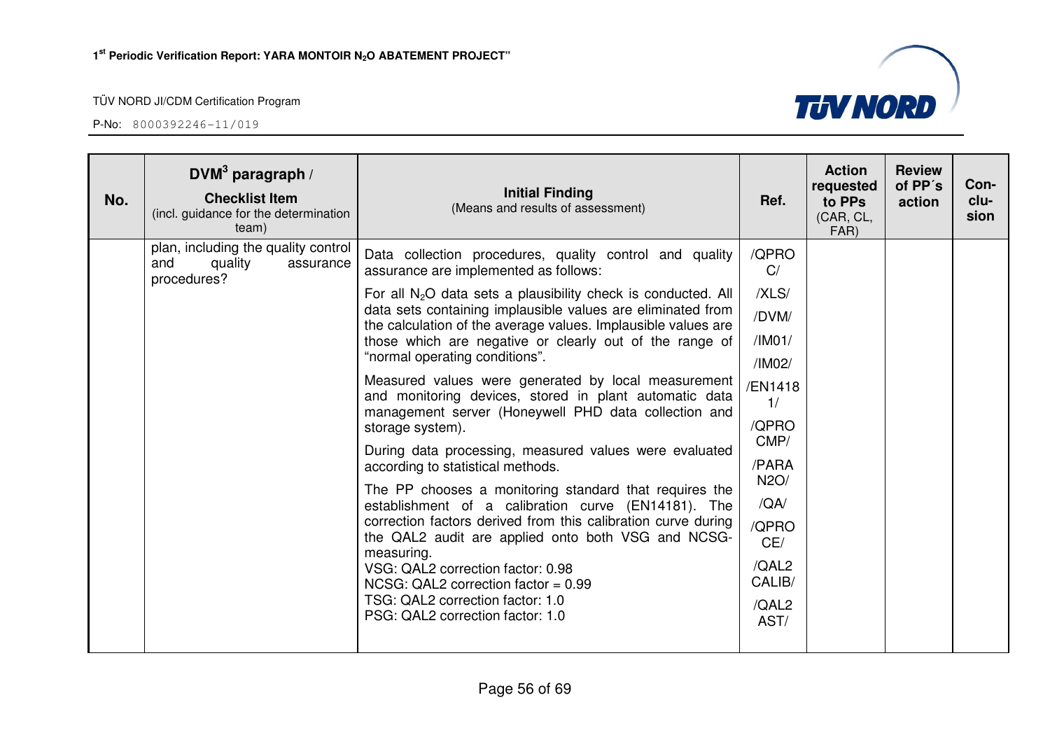| No. | DVM[3] paragraph / Checklist Item (incl. guidance for the determination team) | Initial Finding (Means and results of assessment) | Ref. | Action requested to PPs (CAR, CL, FAR) | Review of PP´s action | Con-clu-sion |
|---|---|---|---|---|---|---|
| | plan, including the quality control and quality assurance procedures? | Data collection procedures, quality control and quality assurance are implemented as follows:<br>For all $N_2O$ data sets a plausibility check is conducted. All data sets containing implausible values are eliminated from the calculation of the average values. Implausible values are those which are negative or clearly out of the range of "normal operating conditions".<br>Measured values were generated by local measurement and monitoring devices, stored in plant automatic data management server (Honeywell PHD data collection and storage system).<br>During data processing, measured values were evaluated according to statistical methods.<br>The PP chooses a monitoring standard that requires the establishment of a calibration curve (EN14181). The correction factors derived from this calibration curve during the QAL2 audit are applied onto both VSG and NCSG-measuring.<br>VSG: QAL2 correction factor: 0.98<br>NCSG: QAL2 correction factor = 0.99<br>TSG: QAL2 correction factor: 1.0<br>PSG: QAL2 correction factor: 1.0 | /QPROC/<br>/XLS/<br>/DVM/<br>/IM01/<br>/IM02/<br>/EN14181/<br>/QPROCMP/<br>/PARAN2O/<br>/QA/<br>/QPROCE/<br>/QAL2CALIB/<br>/QAL2AST/ | | | |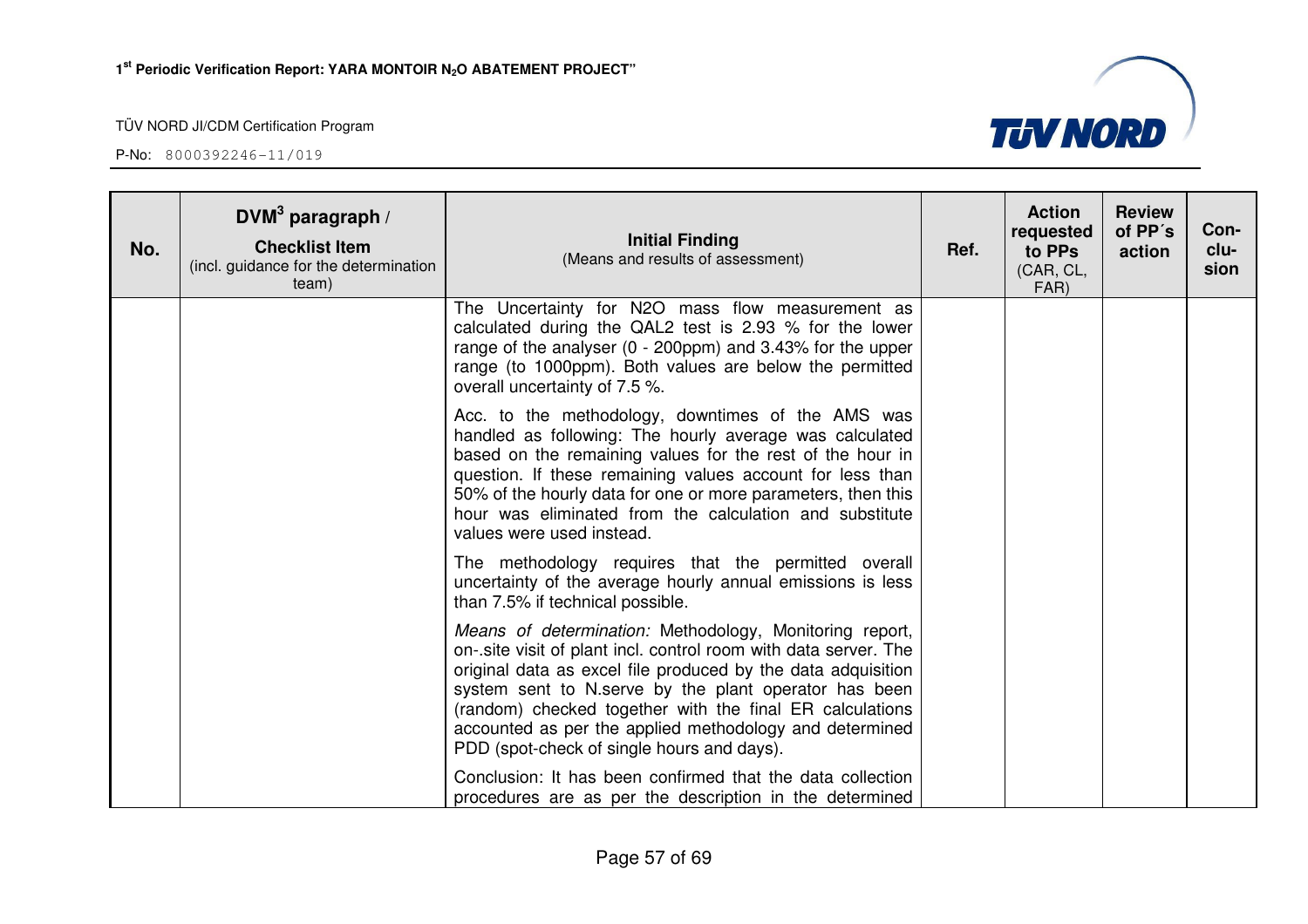| No. | DVM[3] paragraph / **Checklist Item** (incl. guidance for the determination team) | **Initial Finding** (Means and results of assessment) | Ref. | Action requested to PPs (CAR, CL, FAR) | Review of PP´s action | Con-clu-sion |
|---|---|---|---|---|---|---|
| | | The Uncertainty for N2O mass flow measurement as calculated during the QAL2 test is 2.93 % for the lower range of the analyser (0 - 200ppm) and 3.43% for the upper range (to 1000ppm). Both values are below the permitted overall uncertainty of 7.5 %.<br><br>Acc. to the methodology, downtimes of the AMS was handled as following: The hourly average was calculated based on the remaining values for the rest of the hour in question. If these remaining values account for less than 50% of the hourly data for one or more parameters, then this hour was eliminated from the calculation and substitute values were used instead.<br><br>The methodology requires that the permitted overall uncertainty of the average hourly annual emissions is less than 7.5% if technical possible.<br><br>*Means of determination:* Methodology, Monitoring report, on-.site visit of plant incl. control room with data server. The original data as excel file produced by the data adquisition system sent to N.serve by the plant operator has been (random) checked together with the final ER calculations accounted as per the applied methodology and determined PDD (spot-check of single hours and days).<br><br>Conclusion: It has been confirmed that the data collection procedures are as per the description in the determined | | | | |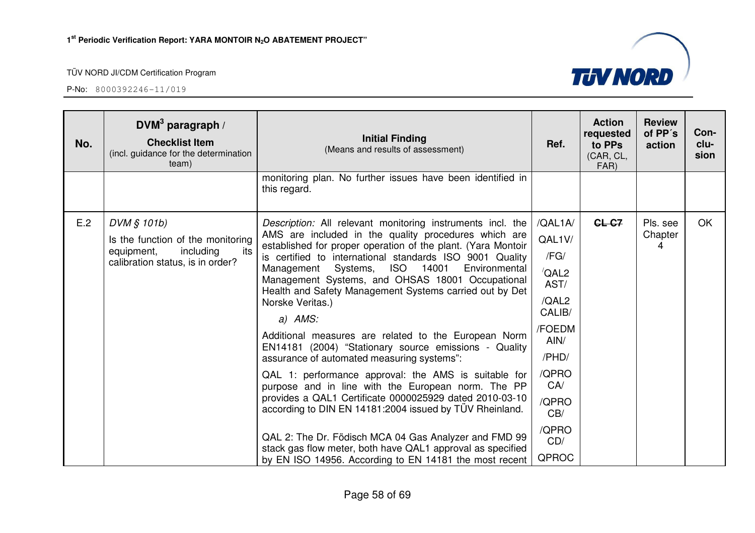| No. | DVM[3] paragraph / **Checklist Item** (incl. guidance for the determination team) | **Initial Finding** (Means and results of assessment) | Ref. | Action requested to PPs (CAR, CL, FAR) | Review of PP´s action | Con-clu-sion |
|---|---|---|---|---|---|---|
| | | monitoring plan. No further issues have been identified in this regard. | | | | |
| E.2 | *DVM § 101b)* Is the function of the monitoring equipment, including its calibration status, is in order? | *Description:* All relevant monitoring instruments incl. the AMS are included in the quality procedures which are established for proper operation of the plant. (Yara Montoir is certified to international standards ISO 9001 Quality Management Systems, ISO 14001 Environmental Management Systems, and OHSAS 18001 Occupational Health and Safety Management Systems carried out by Det Norske Veritas.)<br><br>*a) AMS:*<br><br>Additional measures are related to the European Norm EN14181 (2004) "Stationary source emissions - Quality assurance of automated measuring systems":<br><br>QAL 1: performance approval: the AMS is suitable for purpose and in line with the European norm. The PP provides a QAL1 Certificate 0000025929 dated 2010-03-10 according to DIN EN 14181:2004 issued by TÜV Rheinland.<br><br>QAL 2: The Dr. Födisch MCA 04 Gas Analyzer and FMD 99 stack gas flow meter, both have QAL1 approval as specified by EN ISO 14956. According to EN 14181 the most recent | /QAL1A/ QAL1V/ /FG/ /QAL2 AST/ /QAL2 CALIB/ /FOEDM AIN/ /PHD/ /QPRO CA/ /QPRO CB/ /QPRO CD/ QPROC | ~~CL C7~~ | Pls. see Chapter 4 | OK |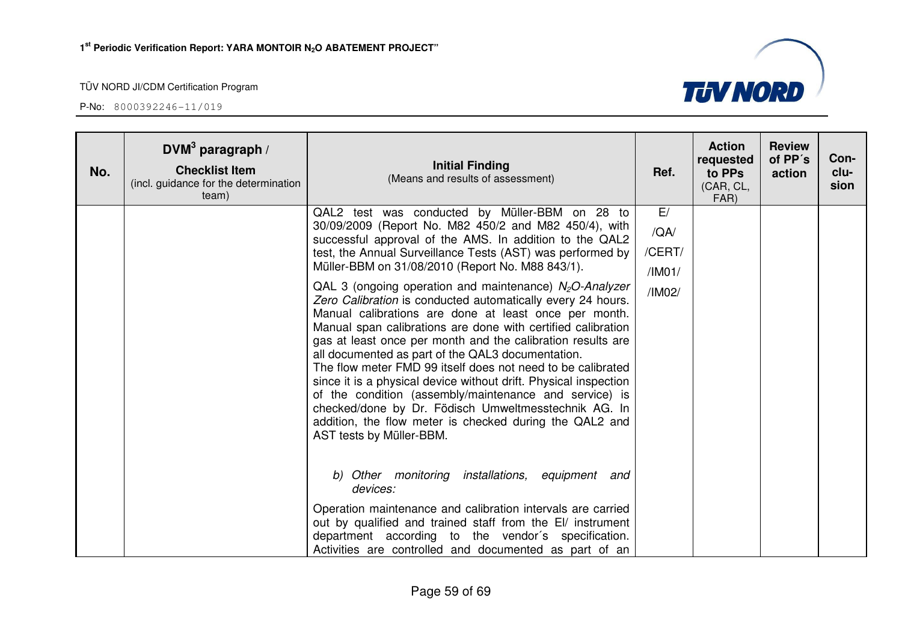| No. | DVM[3] paragraph / **Checklist Item** (incl. guidance for the determination team) | **Initial Finding** (Means and results of assessment) | Ref. | Action requested to PPs (CAR, CL, FAR) | Review of PP´s action | Con-clu-sion |
|---|---|---|---|---|---|---|
| | | QAL2 test was conducted by Müller-BBM on 28 to 30/09/2009 (Report No. M82 450/2 and M82 450/4), with successful approval of the AMS. In addition to the QAL2 test, the Annual Surveillance Tests (AST) was performed by Müller-BBM on 31/08/2010 (Report No. M88 843/1).<br><br>QAL 3 (ongoing operation and maintenance) *$N_2O$-Analyzer Zero Calibration* is conducted automatically every 24 hours. Manual calibrations are done at least once per month. Manual span calibrations are done with certified calibration gas at least once per month and the calibration results are all documented as part of the QAL3 documentation.<br>The flow meter FMD 99 itself does not need to be calibrated since it is a physical device without drift. Physical inspection of the condition (assembly/maintenance and service) is checked/done by Dr. Födisch Umweltmesstechnik AG. In addition, the flow meter is checked during the QAL2 and AST tests by Müller-BBM.<br><br>*b) Other monitoring installations, equipment and devices:*<br><br>Operation maintenance and calibration intervals are carried out by qualified and trained staff from the El/ instrument department according to the vendor´s specification. Activities are controlled and documented as part of an | E/<br>/QA/<br>/CERT/<br>/IM01/<br>/IM02/ | | | |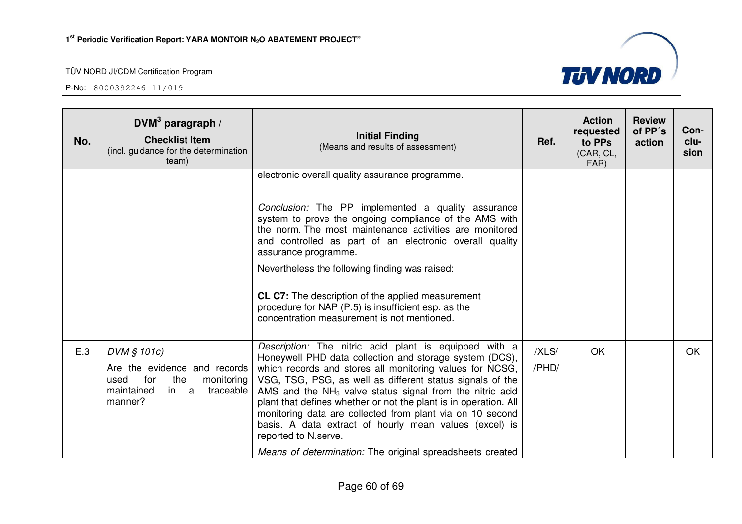| No. | DVM[3] paragraph / **Checklist Item** (incl. guidance for the determination team) | **Initial Finding** (Means and results of assessment) | Ref. | Action requested to PPs (CAR, CL, FAR) | Review of PP´s action | Con-clu-sion |
|---|---|---|---|---|---|---|
| | | electronic overall quality assurance programme. <br><br> *Conclusion:* The PP implemented a quality assurance system to prove the ongoing compliance of the AMS with the norm. The most maintenance activities are monitored and controlled as part of an electronic overall quality assurance programme. <br><br> Nevertheless the following finding was raised: <br><br> **CL C7:** The description of the applied measurement procedure for NAP (P.5) is insufficient esp. as the concentration measurement is not mentioned. | | | | |
| E.3 | *DVM § 101c)* <br><br> Are the evidence and records used for the monitoring maintained in a traceable manner? | *Description:* The nitric acid plant is equipped with a Honeywell PHD data collection and storage system (DCS), which records and stores all monitoring values for NCSG, VSG, TSG, PSG, as well as different status signals of the AMS and the $NH_3$ valve status signal from the nitric acid plant that defines whether or not the plant is in operation. All monitoring data are collected from plant via on 10 second basis. A data extract of hourly mean values (excel) is reported to N.serve. <br><br> *Means of determination:* The original spreadsheets created | /XLS/ <br><br> /PHD/ | OK | | OK |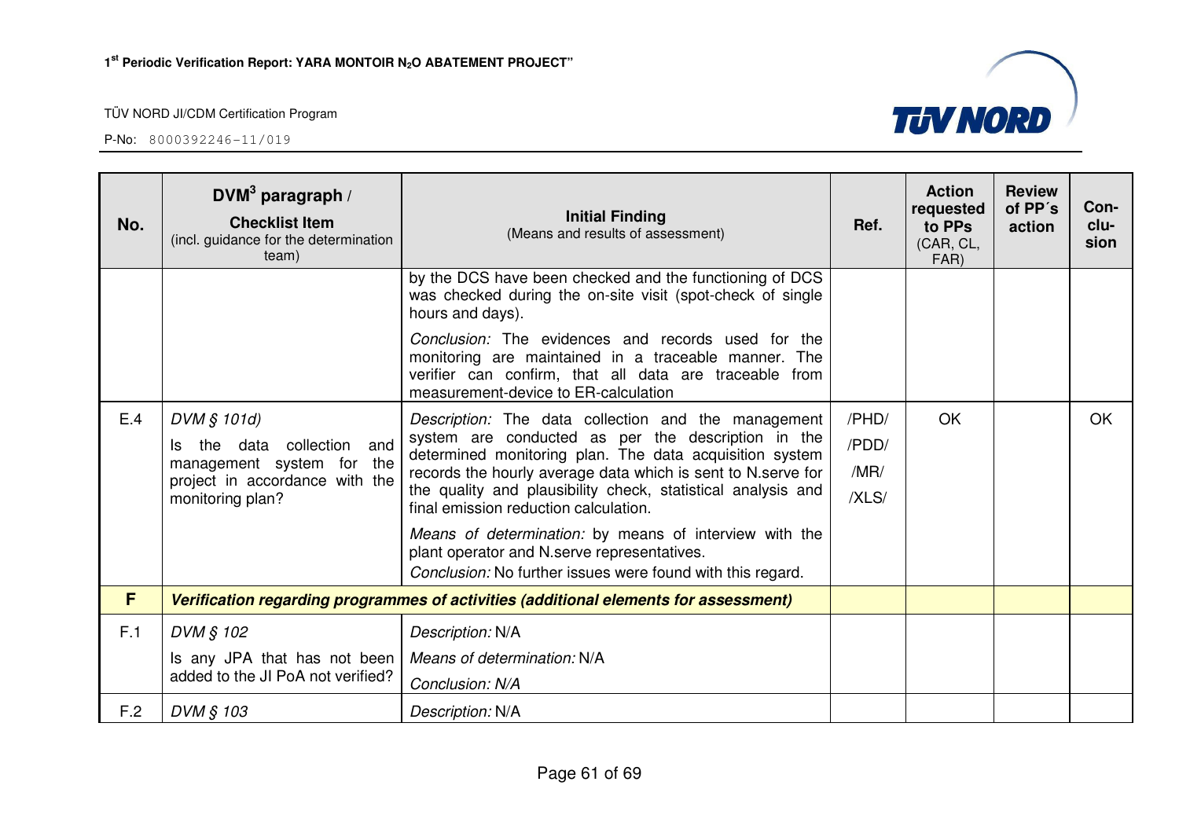| No. | DVM[3] paragraph / **Checklist Item** (incl. guidance for the determination team) | **Initial Finding** (Means and results of assessment) | Ref. | Action requested to PPs (CAR, CL, FAR) | Review of PP´s action | Con-clu-sion |
|---|---|---|---|---|---|---|
| | | by the DCS have been checked and the functioning of DCS was checked during the on-site visit (spot-check of single hours and days). *Conclusion:* The evidences and records used for the monitoring are maintained in a traceable manner. The verifier can confirm, that all data are traceable from measurement-device to ER-calculation | | | | |
| E.4 | *DVM § 101d)* Is the data collection and management system for the project in accordance with the monitoring plan? | *Description:* The data collection and the management system are conducted as per the description in the determined monitoring plan. The data acquisition system records the hourly average data which is sent to N.serve for the quality and plausibility check, statistical analysis and final emission reduction calculation. *Means of determination:* by means of interview with the plant operator and N.serve representatives. *Conclusion:* No further issues were found with this regard. | /PHD/ /PDD/ /MR/ /XLS/ | OK | | OK |
| **F** | ***Verification regarding programmes of activities (additional elements for assessment)*** | | | | | |
| F.1 | *DVM § 102* Is any JPA that has not been added to the JI PoA not verified? | *Description:* N/A *Means of determination:* N/A *Conclusion: N/A* | | | | |
| F.2 | *DVM § 103* | *Description:* N/A | | | | |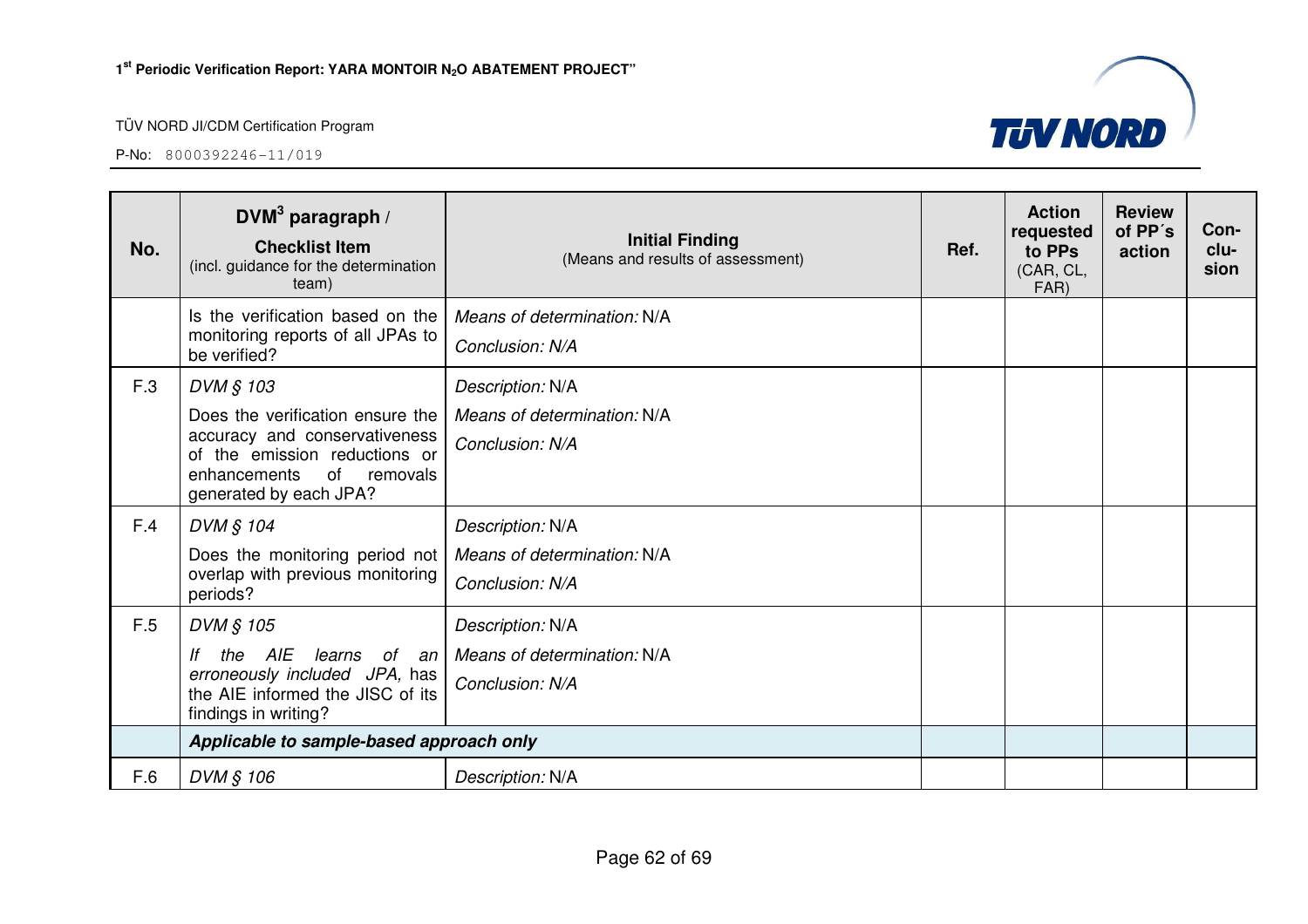| No. | DVM[3] paragraph / **Checklist Item** (incl. guidance for the determination team) | **Initial Finding** (Means and results of assessment) | Ref. | Action requested to PPs (CAR, CL, FAR) | Review of PP´s action | Con-clu-sion |
|---|---|---|---|---|---|---|
| | Is the verification based on the monitoring reports of all JPAs to be verified? | *Means of determination:* N/A<br>*Conclusion: N/A* | | | | |
| F.3 | *DVM § 103*<br>Does the verification ensure the accuracy and conservativeness of the emission reductions or enhancements of removals generated by each JPA? | *Description:* N/A<br>*Means of determination:* N/A<br>*Conclusion: N/A* | | | | |
| F.4 | *DVM § 104*<br>Does the monitoring period not overlap with previous monitoring periods? | *Description:* N/A<br>*Means of determination:* N/A<br>*Conclusion: N/A* | | | | |
| F.5 | *DVM § 105*<br>*If the AIE learns of an erroneously included JPA,* has the AIE informed the JISC of its findings in writing? | *Description:* N/A<br>*Means of determination:* N/A<br>*Conclusion: N/A* | | | | |
| | ***Applicable to sample-based approach only*** | | | | | |
| F.6 | *DVM § 106* | *Description:* N/A | | | | |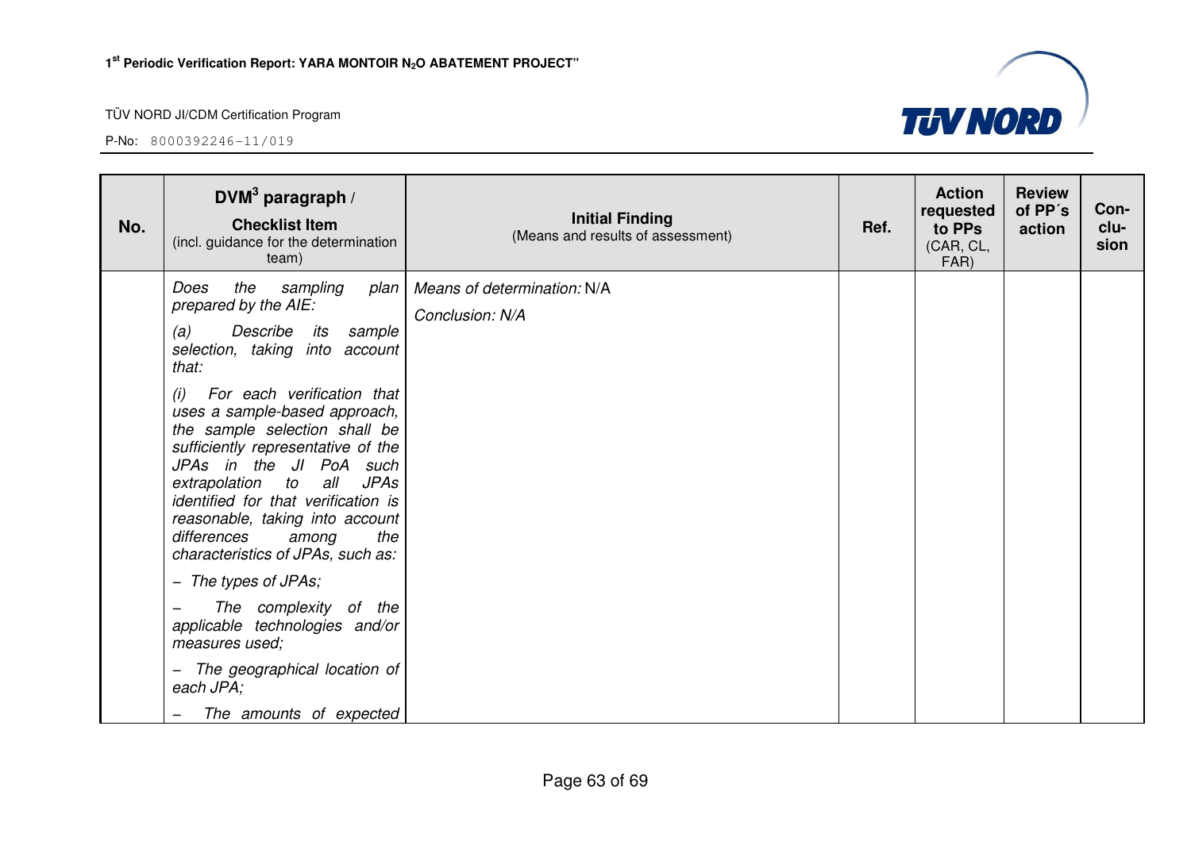| No. | DVM[3] paragraph / **Checklist Item** (incl. guidance for the determination team) | **Initial Finding** (Means and results of assessment) | Ref. | Action requested to PPs (CAR, CL, FAR) | Review of PP´s action | Con-clu-sion |
|---|---|---|---|---|---|---|
| | *Does the sampling plan prepared by the AIE:* *(a) Describe its sample selection, taking into account that:* *(i) For each verification that uses a sample-based approach, the sample selection shall be sufficiently representative of the JPAs in the JI PoA such extrapolation to all JPAs identified for that verification is reasonable, taking into account differences among the characteristics of JPAs, such as:* *– The types of JPAs;* *– The complexity of the applicable technologies and/or measures used;* *– The geographical location of each JPA;* *– The amounts of expected* | *Means of determination:* N/A *Conclusion: N/A* | | | | |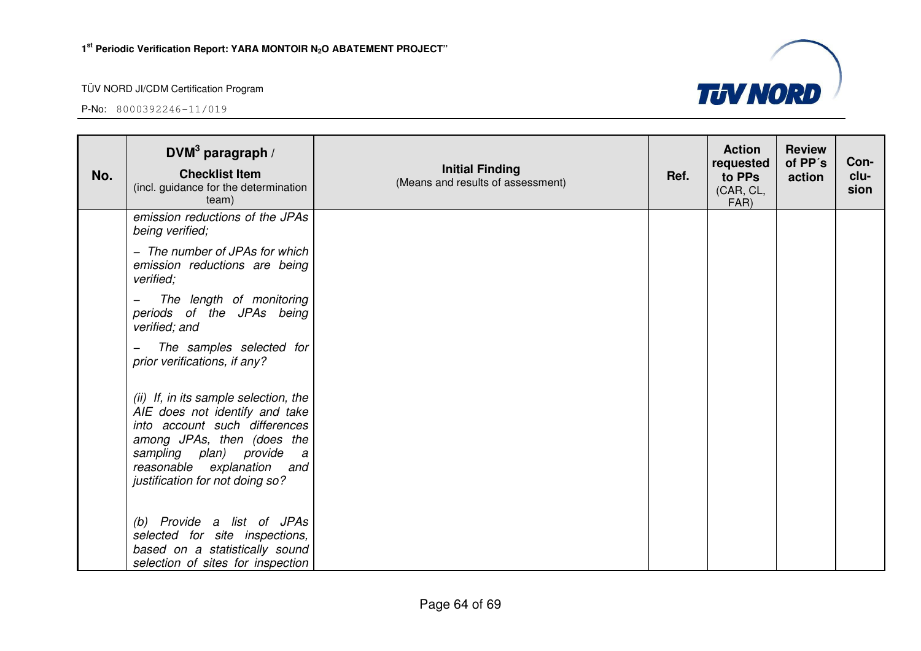| No. | DVM[3] paragraph / Checklist Item (incl. guidance for the determination team) | Initial Finding (Means and results of assessment) | Ref. | Action requested to PPs (CAR, CL, FAR) | Review of PP´s action | Con-clu-sion |
|---|---|---|---|---|---|---|
| | *emission reductions of the JPAs being verified;* <br><br> *– The number of JPAs for which emission reductions are being verified;* <br><br> *– The length of monitoring periods of the JPAs being verified; and* <br><br> *– The samples selected for prior verifications, if any?* <br><br> *(ii) If, in its sample selection, the AIE does not identify and take into account such differences among JPAs, then (does the sampling plan) provide a reasonable explanation and justification for not doing so?* <br><br> *(b) Provide a list of JPAs selected for site inspections, based on a statistically sound selection of sites for inspection* | | | | | |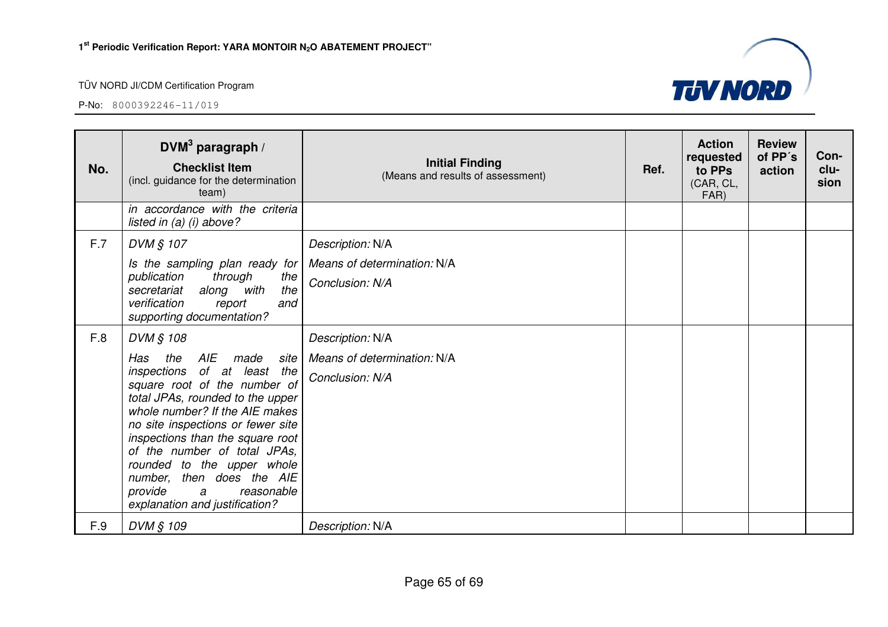| No. | DVM[3] paragraph / Checklist Item (incl. guidance for the determination team) | Initial Finding (Means and results of assessment) | Ref. | Action requested to PPs (CAR, CL, FAR) | Review of PP´s action | Con-clu-sion |
|---|---|---|---|---|---|---|
| | *in accordance with the criteria listed in (a) (i) above?* | | | | | |
| F.7 | *DVM § 107* <br> *Is the sampling plan ready for publication through the secretariat along with the verification report and supporting documentation?* | *Description:* N/A <br> *Means of determination:* N/A <br> *Conclusion: N/A* | | | | |
| F.8 | *DVM § 108* <br> *Has the AIE made site inspections of at least the square root of the number of total JPAs, rounded to the upper whole number? If the AIE makes no site inspections or fewer site inspections than the square root of the number of total JPAs, rounded to the upper whole number, then does the AIE provide a reasonable explanation and justification?* | *Description:* N/A <br> *Means of determination:* N/A <br> *Conclusion: N/A* | | | | |
| F.9 | *DVM § 109* | *Description:* N/A | | | | |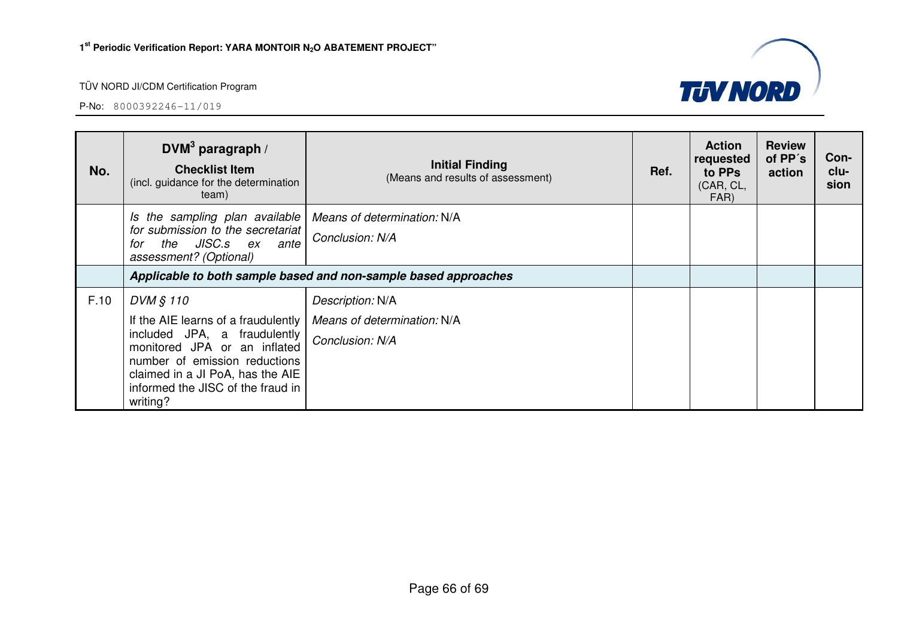| No. | DVM[3] paragraph / **Checklist Item** (incl. guidance for the determination team) | **Initial Finding** (Means and results of assessment) | Ref. | Action requested to PPs (CAR, CL, FAR) | Review of PP´s action | Con-clu-sion |
|---|---|---|---|---|---|---|
| | *Is the sampling plan available for submission to the secretariat for the JISC.s ex ante assessment? (Optional)* | *Means of determination:* N/A<br>*Conclusion: N/A* | | | | |
| | ***Applicable to both sample based and non-sample based approaches*** | | | | | |
| F.10 | *DVM § 110*<br>If the AIE learns of a fraudulently included JPA, a fraudulently monitored JPA or an inflated number of emission reductions claimed in a JI PoA, has the AIE informed the JISC of the fraud in writing? | *Description:* N/A<br>*Means of determination:* N/A<br>*Conclusion: N/A* | | | | |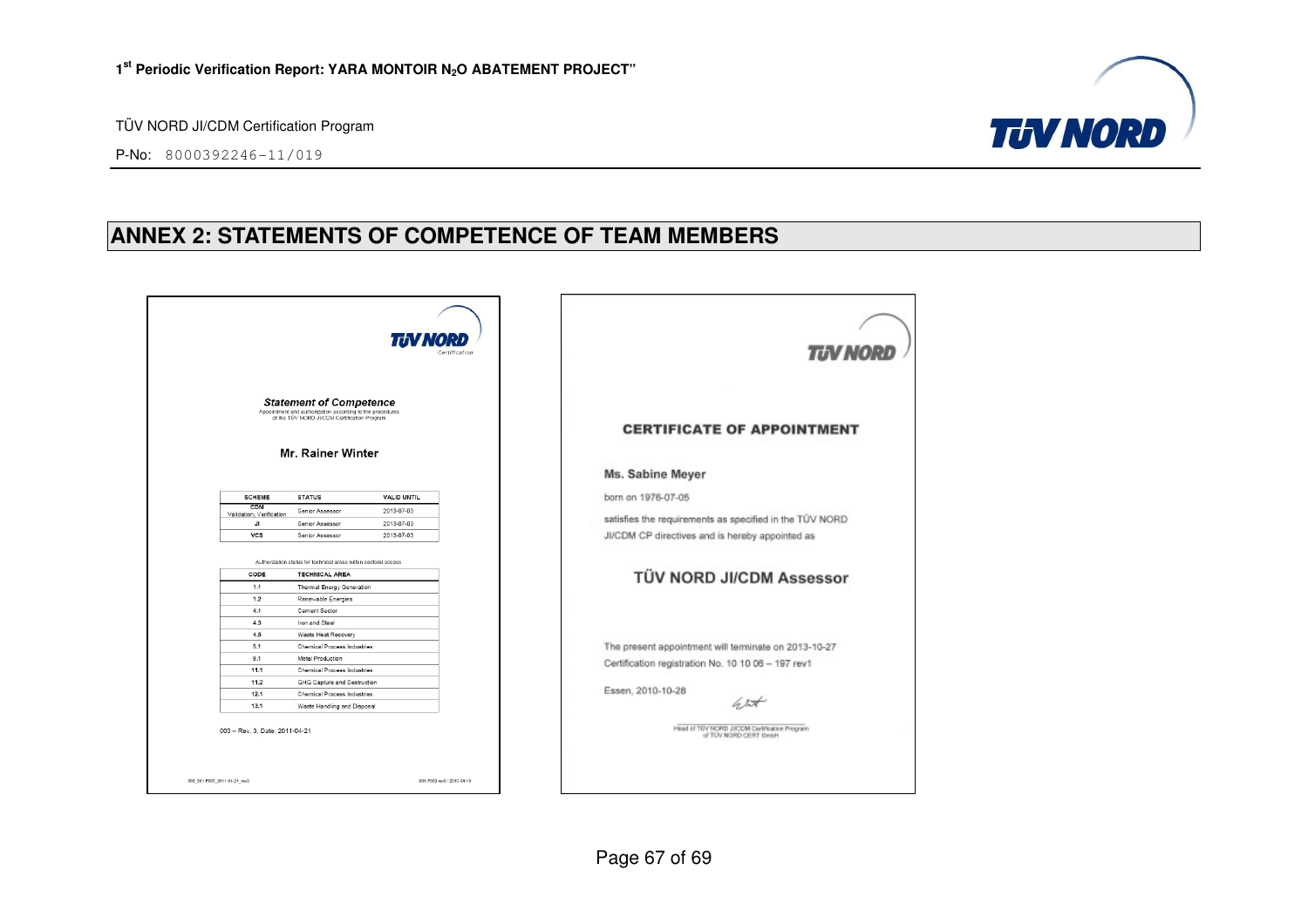## ANNEX 2: STATEMENTS OF COMPETENCE OF TEAM MEMBERS

TÜV NORD Certification

**Statement of Competence**

Appointment and authorization according to the procedures of the TÜV NORD JI/CDM Certification Program

**Mr. Rainer Winter**

| SCHEME | STATUS | VALID UNTIL |
|---|---|---|
| CDM Validation, Verification | Senior Assessor | 2013-07-03 |
| JI | Senior Assessor | 2013-07-03 |
| VCS | Senior Assessor | 2013-07-03 |

Authorization status for technical areas within sectoral scopes

| CODE | TECHNICAL AREA |
|---|---|
| 1.1 | Thermal Energy Generation |
| 1.2 | Renewable Energies |
| 4.1 | Cement Sector |
| 4.3 | Iron and Steel |
| 4.5 | Waste Heat Recovery |
| 5.1 | Chemical Process Industries |
| 9.1 | Metal Production |
| 11.1 | Chemical Process Industries |
| 11.2 | GHG Capture and Destruction |
| 12.1 | Chemical Process Industries |
| 13.1 | Waste Handling and Disposal |

003 – Rev. 3, Date: 2011-04-21

003_S01-F003_2011-04-21_rev3 S01-F003-rev01 2010-04-19

---

TÜV NORD

**CERTIFICATE OF APPOINTMENT**

**Ms. Sabine Meyer**

born on 1976-07-05

satisfies the requirements as specified in the TÜV NORD JI/CDM CP directives and is hereby appointed as

**TÜV NORD JI/CDM Assessor**

The present appointment will terminate on 2013-10-27

Certification registration No. 10 10 06 – 197 rev1

Essen, 2010-10-28

Head of TÜV NORD JI/CDM Certification Program of TÜV NORD CERT GmbH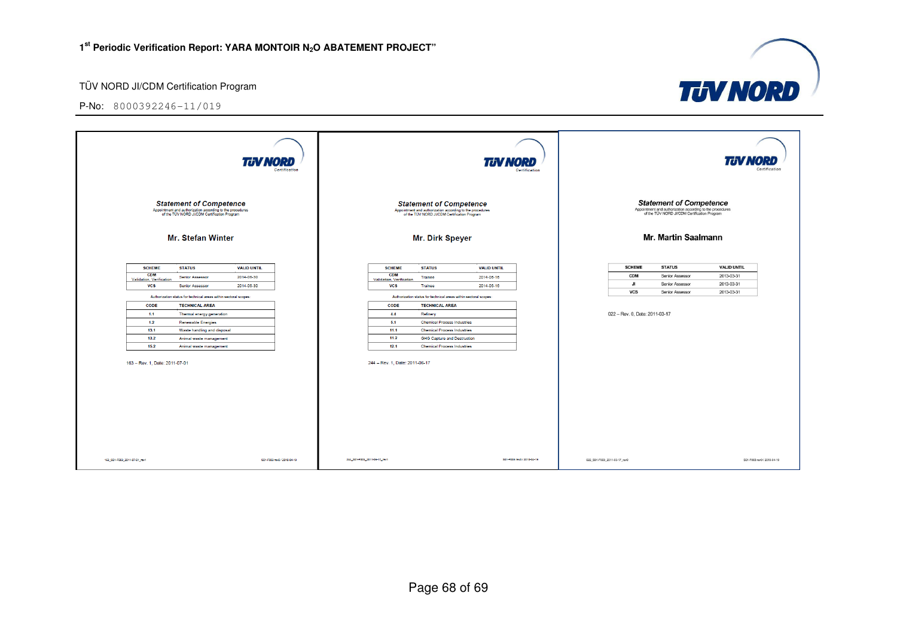TÜV NORD Certification

*Statement of Competence*

Appointment and authorization according to the procedures of the TÜV NORD JI/CDM Certification Program

**Mr. Stefan Winter**

| SCHEME | STATUS | VALID UNTIL |
|---|---|---|
| CDM Validation, Verification | Senior Assessor | 2014-06-30 |
| VCS | Senior Assessor | 2014-06-30 |

Authorization status for technical areas within sectoral scopes

| CODE | TECHNICAL AREA |
|---|---|
| 1.1 | Thermal energy generation |
| 1.2 | Renewable Energies |
| 13.1 | Waste handling and disposal |
| 13.2 | Animal waste management |
| 15.2 | Animal waste management |

163 – Rev. 1, Date: 2011-07-01

163_S01-F003_2011-07-01_rev1 S01-F003 rev0 / 2010-04-19

TÜV NORD Certification

*Statement of Competence*

Appointment and authorization according to the procedures of the TÜV NORD JI/CDM Certification Program

**Mr. Dirk Speyer**

| SCHEME | STATUS | VALID UNTIL |
|---|---|---|
| CDM Validation, Verification | Trainee | 2014-06-16 |
| VCS | Trainee | 2014-06-16 |

Authorization status for technical areas within sectoral scopes

| CODE | TECHNICAL AREA |
|---|---|
| 4.4 | Refinery |
| 5.1 | Chemical Process Industries |
| 11.1 | Chemical Process Industries |
| 11.2 | GHG Capture and Destruction |
| 12.1 | Chemical Process Industries |

244 – Rev. 1, Date: 2011-06-17

244_S01-F003_2011-06-17_rev1 S01-F003 rev0 / 2010-04-19

TÜV NORD Certification

*Statement of Competence*

Appointment and authorization according to the procedures of the TÜV NORD JI/CDM Certification Program

**Mr. Martin Saalmann**

| SCHEME | STATUS | VALID UNTIL |
|---|---|---|
| CDM | Senior Assessor | 2013-03-31 |
| JI | Senior Assessor | 2013-03-31 |
| VCS | Senior Assessor | 2013-03-31 |

022 – Rev. 0, Date: 2011-03-17

022_S01-F003_2011-03-17_rev0 S01-F003 rev0 / 2010-04-19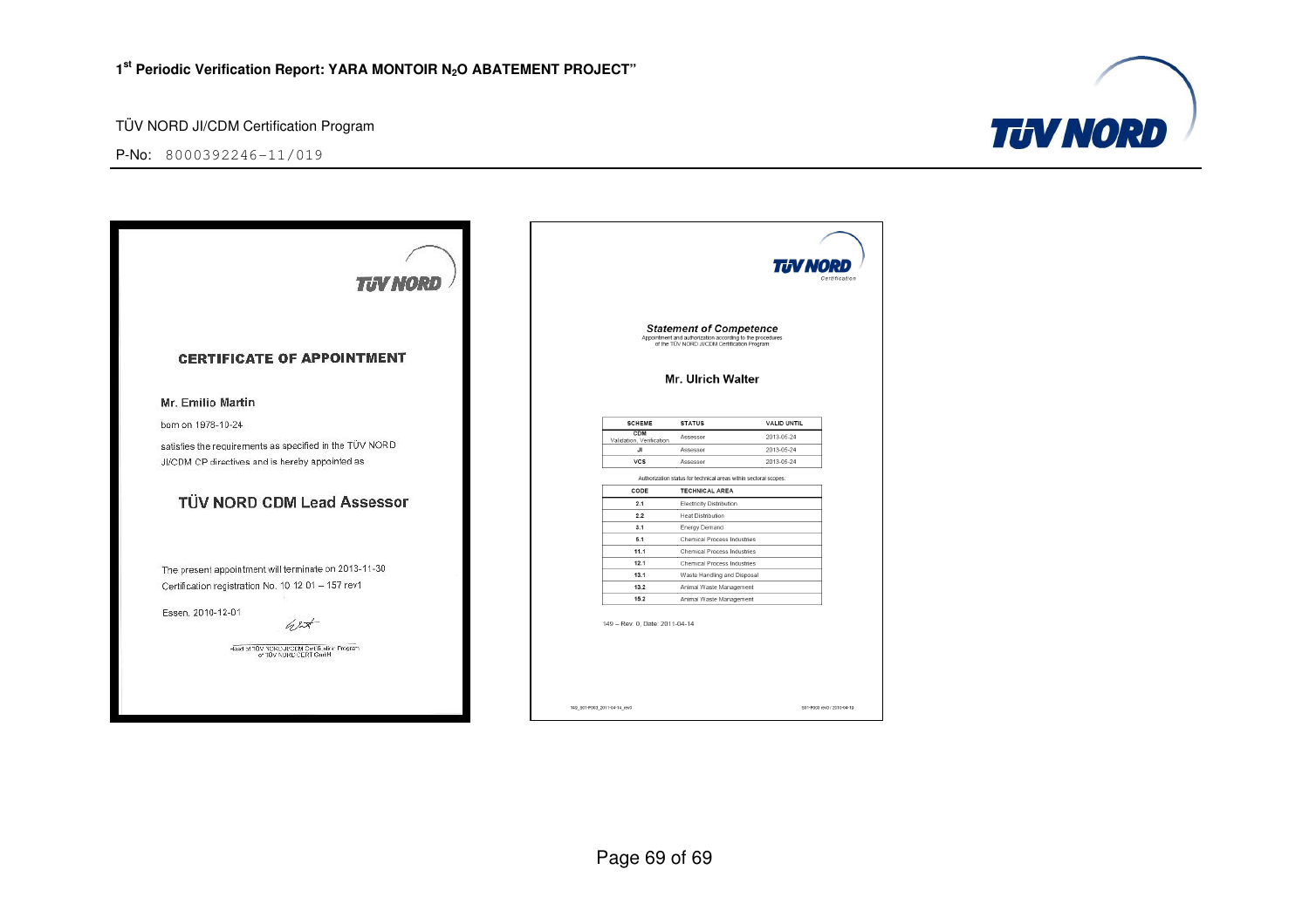TÜV NORD

**CERTIFICATE OF APPOINTMENT**

Mr. Emilio Martin

born on 1978-10-24

satisfies the requirements as specified in the TÜV NORD JI/CDM CP directives and is hereby appointed as

## TÜV NORD CDM Lead Assessor

The present appointment will terminate on 2013-11-30

Certification registration No. 10 12 01 – 157 rev1

Essen, 2010-12-01

Head of TÜV NORD JI/CDM Certification Program of TÜV NORD CERT GmbH

TÜV NORD Certification

***Statement of Competence***

Appointment and authorization according to the procedures of the TÜV NORD JI/CDM Certification Program

**Mr. Ulrich Walter**

| SCHEME | STATUS | VALID UNTIL |
|---|---|---|
| CDM Validation, Verification | Assessor | 2013-05-24 |
| JI | Assessor | 2013-05-24 |
| VCS | Assessor | 2013-05-24 |

Authorization status for technical areas within sectoral scopes:

| CODE | TECHNICAL AREA |
|---|---|
| 2.1 | Electricity Distribution |
| 2.2 | Heat Distribution |
| 3.1 | Energy Demand |
| 5.1 | Chemical Process Industries |
| 11.1 | Chemical Process Industries |
| 12.1 | Chemical Process Industries |
| 13.1 | Waste Handling and Disposal |
| 13.2 | Animal Waste Management |
| 15.2 | Animal Waste Management |

149 – Rev. 0, Date: 2011-04-14

149_S01-F003_2011-04-14_rev0

S01-F003 rev0 / 2010-04-19